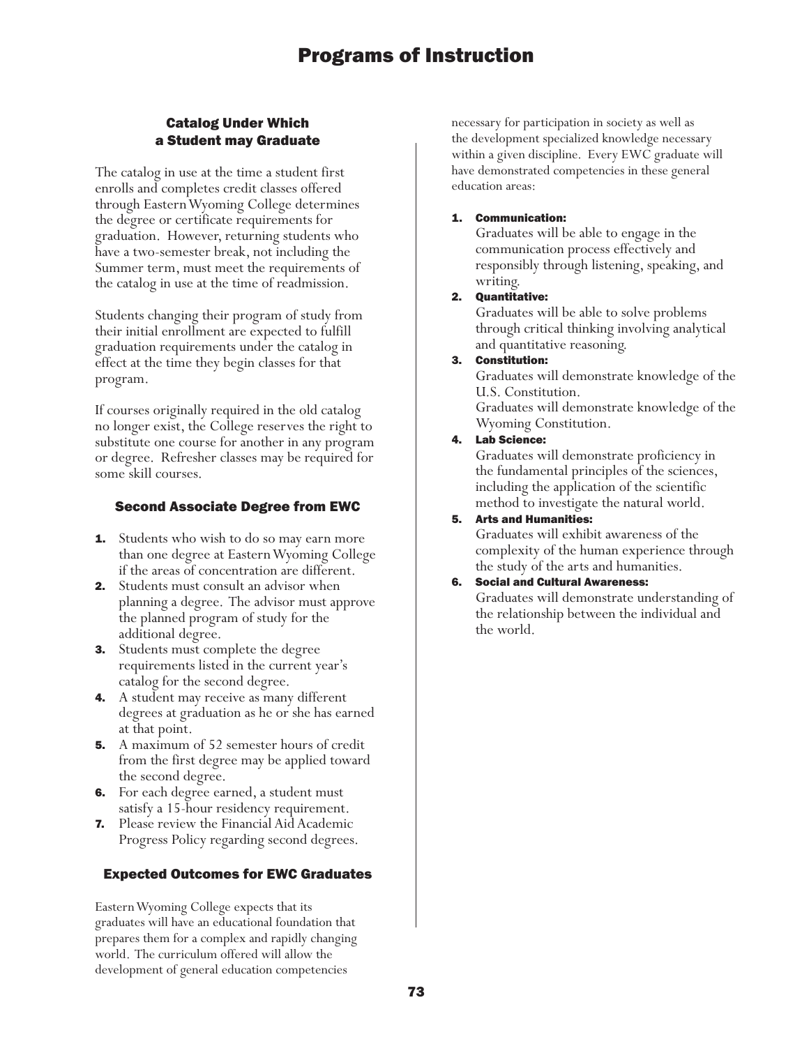# Programs of Instruction

### Catalog Under Which a Student may Graduate

The catalog in use at the time a student first enrolls and completes credit classes offered through Eastern Wyoming College determines the degree or certificate requirements for graduation. However, returning students who have a two-semester break, not including the Summer term, must meet the requirements of the catalog in use at the time of readmission.

Students changing their program of study from their initial enrollment are expected to fulfill graduation requirements under the catalog in effect at the time they begin classes for that program.

If courses originally required in the old catalog no longer exist, the College reserves the right to substitute one course for another in any program or degree. Refresher classes may be required for some skill courses.

### Second Associate Degree from EWC

1. Students who wish to do so may earn more than one degree at Eastern Wyoming College if the areas of concentration are different.
2. Students must consult an advisor when planning a degree. The advisor must approve the planned program of study for the additional degree.
3. Students must complete the degree requirements listed in the current year's catalog for the second degree.
4. A student may receive as many different degrees at graduation as he or she has earned at that point.
5. A maximum of 52 semester hours of credit from the first degree may be applied toward the second degree.
6. For each degree earned, a student must satisfy a 15-hour residency requirement.
7. Please review the Financial Aid Academic Progress Policy regarding second degrees.

### Expected Outcomes for EWC Graduates

Eastern Wyoming College expects that its graduates will have an educational foundation that prepares them for a complex and rapidly changing world. The curriculum offered will allow the development of general education competencies necessary for participation in society as well as the development specialized knowledge necessary within a given discipline. Every EWC graduate will have demonstrated competencies in these general education areas:

1. **Communication:**
   Graduates will be able to engage in the communication process effectively and responsibly through listening, speaking, and writing.
2. **Quantitative:**
   Graduates will be able to solve problems through critical thinking involving analytical and quantitative reasoning.
3. **Constitution:**
   Graduates will demonstrate knowledge of the U.S. Constitution.
   Graduates will demonstrate knowledge of the Wyoming Constitution.
4. **Lab Science:**
   Graduates will demonstrate proficiency in the fundamental principles of the sciences, including the application of the scientific method to investigate the natural world.
5. **Arts and Humanities:**
   Graduates will exhibit awareness of the complexity of the human experience through the study of the arts and humanities.
6. **Social and Cultural Awareness:**
   Graduates will demonstrate understanding of the relationship between the individual and the world.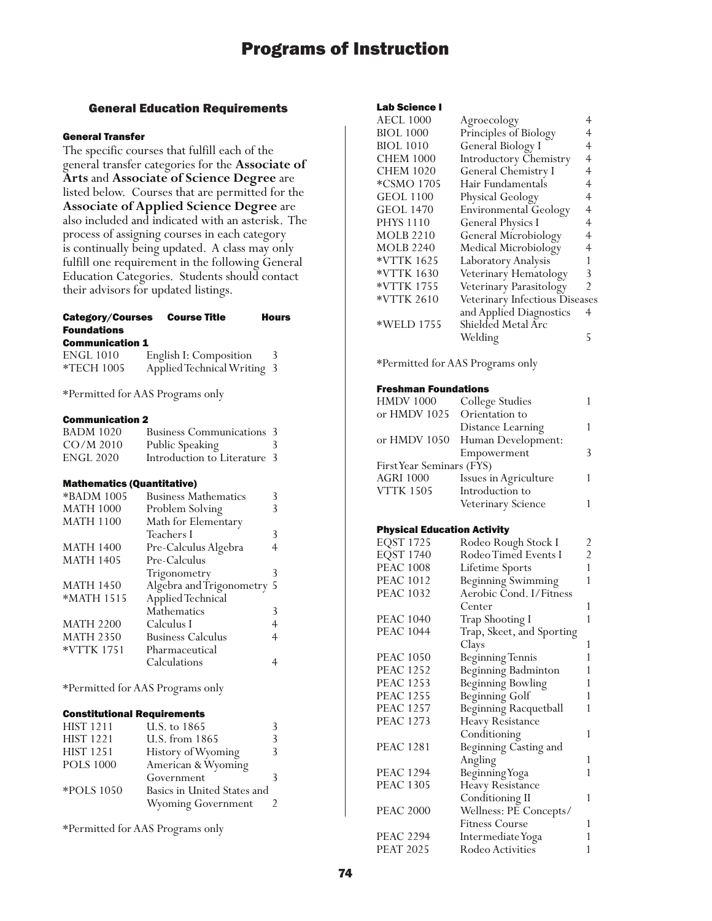# Programs of Instruction

## General Education Requirements

### General Transfer

The specific courses that fulfill each of the general transfer categories for the **Associate of Arts** and **Associate of Science Degree** are listed below. Courses that are permitted for the **Associate of Applied Science Degree** are also included and indicated with an asterisk. The process of assigning courses in each category is continually being updated. A class may only fulfill one requirement in the following General Education Categories. Students should contact their advisors for updated listings.

| Category/Courses | Course Title | Hours |
|---|---|---|
| **Foundations** | | |
| **Communication 1** | | |
| ENGL 1010 | English I: Composition | 3 |
| *TECH 1005 | Applied Technical Writing | 3 |

*Permitted for AAS Programs only

#### Communication 2

| | | |
|---|---|---|
| BADM 1020 | Business Communications | 3 |
| CO/M 2010 | Public Speaking | 3 |
| ENGL 2020 | Introduction to Literature | 3 |

#### Mathematics (Quantitative)

| | | |
|---|---|---|
| *BADM 1005 | Business Mathematics | 3 |
| MATH 1000 | Problem Solving | 3 |
| MATH 1100 | Math for Elementary Teachers I | 3 |
| MATH 1400 | Pre-Calculus Algebra | 4 |
| MATH 1405 | Pre-Calculus Trigonometry | 3 |
| MATH 1450 | Algebra and Trigonometry | 5 |
| *MATH 1515 | Applied Technical Mathematics | 3 |
| MATH 2200 | Calculus I | 4 |
| MATH 2350 | Business Calculus | 4 |
| *VTTK 1751 | Pharmaceutical Calculations | 4 |

*Permitted for AAS Programs only

#### Constitutional Requirements

| | | |
|---|---|---|
| HIST 1211 | U.S. to 1865 | 3 |
| HIST 1221 | U.S. from 1865 | 3 |
| HIST 1251 | History of Wyoming | 3 |
| POLS 1000 | American & Wyoming Government | 3 |
| *POLS 1050 | Basics in United States and Wyoming Government | 2 |

*Permitted for AAS Programs only

#### Lab Science I

| | | |
|---|---|---|
| AECL 1000 | Agroecology | 4 |
| BIOL 1000 | Principles of Biology | 4 |
| BIOL 1010 | General Biology I | 4 |
| CHEM 1000 | Introductory Chemistry | 4 |
| CHEM 1020 | General Chemistry I | 4 |
| *CSMO 1705 | Hair Fundamentals | 4 |
| GEOL 1100 | Physical Geology | 4 |
| GEOL 1470 | Environmental Geology | 4 |
| PHYS 1110 | General Physics I | 4 |
| MOLB 2210 | General Microbiology | 4 |
| MOLB 2240 | Medical Microbiology | 4 |
| *VTTK 1625 | Laboratory Analysis | 1 |
| *VTTK 1630 | Veterinary Hematology | 3 |
| *VTTK 1755 | Veterinary Parasitology | 2 |
| *VTTK 2610 | Veterinary Infectious Diseases and Applied Diagnostics | 4 |
| *WELD 1755 | Shielded Metal Arc Welding | 5 |

*Permitted for AAS Programs only

#### Freshman Foundations

| | | |
|---|---|---|
| HMDV 1000 | College Studies | 1 |
| or HMDV 1025 | Orientation to Distance Learning | 1 |
| or HMDV 1050 | Human Development: Empowerment | 3 |
| First Year Seminars (FYS) | | |
| AGRI 1000 | Issues in Agriculture | 1 |
| VTTK 1505 | Introduction to Veterinary Science | 1 |

#### Physical Education Activity

| | | |
|---|---|---|
| EQST 1725 | Rodeo Rough Stock I | 2 |
| EQST 1740 | Rodeo Timed Events I | 2 |
| PEAC 1008 | Lifetime Sports | 1 |
| PEAC 1012 | Beginning Swimming | 1 |
| PEAC 1032 | Aerobic Cond. I/Fitness Center | 1 |
| PEAC 1040 | Trap Shooting I | 1 |
| PEAC 1044 | Trap, Skeet, and Sporting Clays | 1 |
| PEAC 1050 | Beginning Tennis | 1 |
| PEAC 1252 | Beginning Badminton | 1 |
| PEAC 1253 | Beginning Bowling | 1 |
| PEAC 1255 | Beginning Golf | 1 |
| PEAC 1257 | Beginning Racquetball | 1 |
| PEAC 1273 | Heavy Resistance Conditioning | 1 |
| PEAC 1281 | Beginning Casting and Angling | 1 |
| PEAC 1294 | Beginning Yoga | 1 |
| PEAC 1305 | Heavy Resistance Conditioning II | 1 |
| PEAC 2000 | Wellness: PE Concepts/ Fitness Course | 1 |
| PEAC 2294 | Intermediate Yoga | 1 |
| PEAT 2025 | Rodeo Activities | 1 |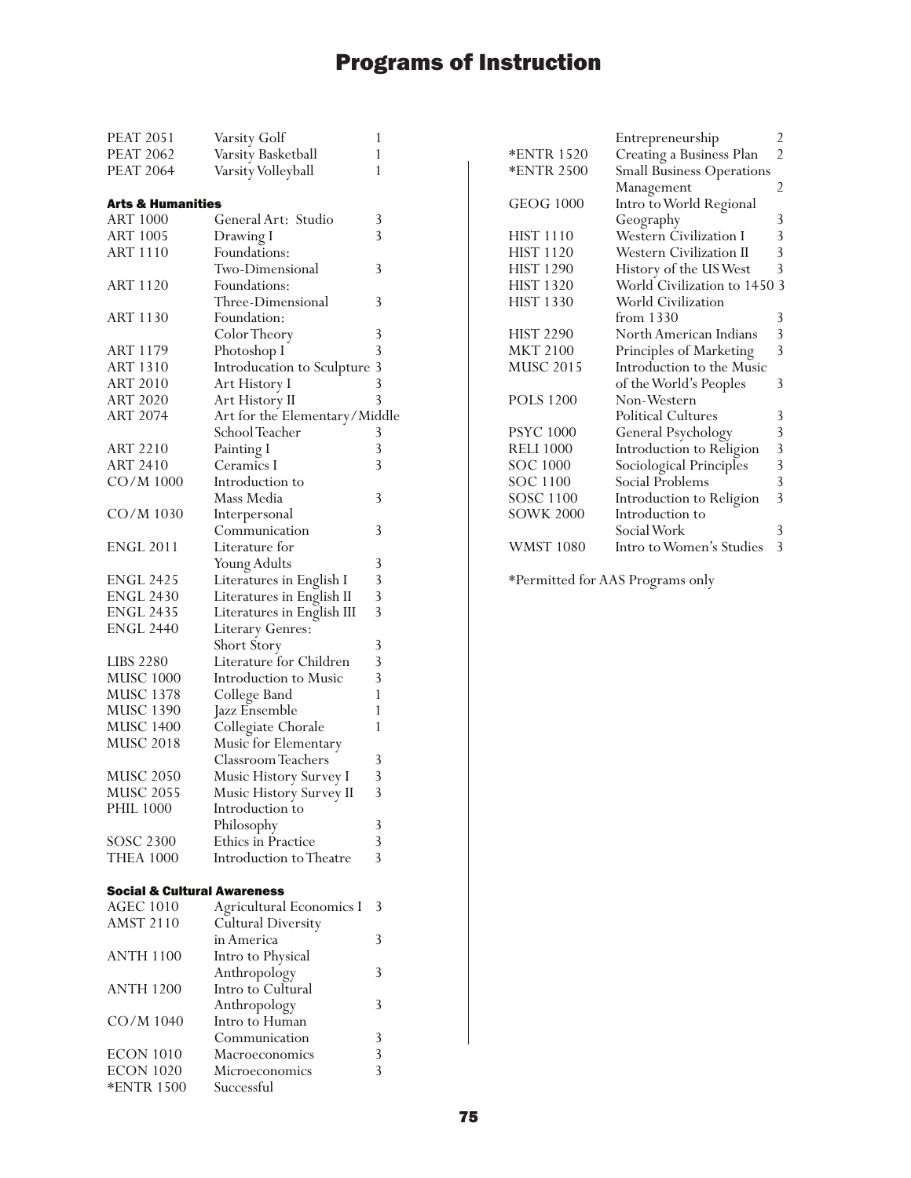# Programs of Instruction

| | | |
|---|---|---|
| PEAT 2051 | Varsity Golf | 1 |
| PEAT 2062 | Varsity Basketball | 1 |
| PEAT 2064 | Varsity Volleyball | 1 |

### Arts & Humanities

| | | |
|---|---|---|
| ART 1000 | General Art: Studio | 3 |
| ART 1005 | Drawing I | 3 |
| ART 1110 | Foundations: Two-Dimensional | 3 |
| ART 1120 | Foundations: Three-Dimensional | 3 |
| ART 1130 | Foundation: Color Theory | 3 |
| ART 1179 | Photoshop I | 3 |
| ART 1310 | Introducation to Sculpture | 3 |
| ART 2010 | Art History I | 3 |
| ART 2020 | Art History II | 3 |
| ART 2074 | Art for the Elementary/Middle School Teacher | 3 |
| ART 2210 | Painting I | 3 |
| ART 2410 | Ceramics I | 3 |
| CO/M 1000 | Introduction to Mass Media | 3 |
| CO/M 1030 | Interpersonal Communication | 3 |
| ENGL 2011 | Literature for Young Adults | 3 |
| ENGL 2425 | Literatures in English I | 3 |
| ENGL 2430 | Literatures in English II | 3 |
| ENGL 2435 | Literatures in English III | 3 |
| ENGL 2440 | Literary Genres: Short Story | 3 |
| LIBS 2280 | Literature for Children | 3 |
| MUSC 1000 | Introduction to Music | 3 |
| MUSC 1378 | College Band | 1 |
| MUSC 1390 | Jazz Ensemble | 1 |
| MUSC 1400 | Collegiate Chorale | 1 |
| MUSC 2018 | Music for Elementary Classroom Teachers | 3 |
| MUSC 2050 | Music History Survey I | 3 |
| MUSC 2055 | Music History Survey II | 3 |
| PHIL 1000 | Introduction to Philosophy | 3 |
| SOSC 2300 | Ethics in Practice | 3 |
| THEA 1000 | Introduction to Theatre | 3 |

### Social & Cultural Awareness

| | | |
|---|---|---|
| AGEC 1010 | Agricultural Economics I | 3 |
| AMST 2110 | Cultural Diversity in America | 3 |
| ANTH 1100 | Intro to Physical Anthropology | 3 |
| ANTH 1200 | Intro to Cultural Anthropology | 3 |
| CO/M 1040 | Intro to Human Communication | 3 |
| ECON 1010 | Macroeconomics | 3 |
| ECON 1020 | Microeconomics | 3 |
| *ENTR 1500 | Successful Entrepreneurship | 2 |
| *ENTR 1520 | Creating a Business Plan | 2 |
| *ENTR 2500 | Small Business Operations Management | 2 |
| GEOG 1000 | Intro to World Regional Geography | 3 |
| HIST 1110 | Western Civilization I | 3 |
| HIST 1120 | Western Civilization II | 3 |
| HIST 1290 | History of the US West | 3 |
| HIST 1320 | World Civilization to 1450 | 3 |
| HIST 1330 | World Civilization from 1330 | 3 |
| HIST 2290 | North American Indians | 3 |
| MKT 2100 | Principles of Marketing | 3 |
| MUSC 2015 | Introduction to the Music of the World's Peoples | 3 |
| POLS 1200 | Non-Western Political Cultures | 3 |
| PSYC 1000 | General Psychology | 3 |
| RELI 1000 | Introduction to Religion | 3 |
| SOC 1000 | Sociological Principles | 3 |
| SOC 1100 | Social Problems | 3 |
| SOSC 1100 | Introduction to Religion | 3 |
| SOWK 2000 | Introduction to Social Work | 3 |
| WMST 1080 | Intro to Women's Studies | 3 |

*Permitted for AAS Programs only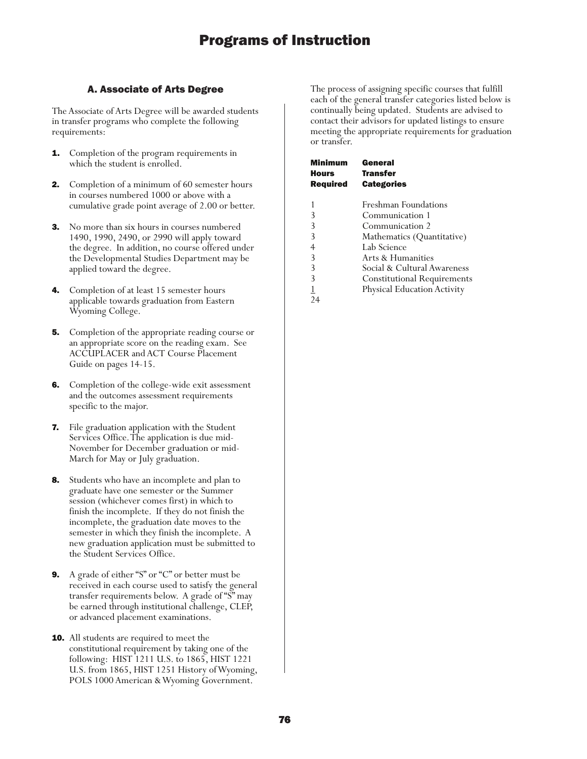# Programs of Instruction

## A. Associate of Arts Degree

The Associate of Arts Degree will be awarded students in transfer programs who complete the following requirements:

1. Completion of the program requirements in which the student is enrolled.
2. Completion of a minimum of 60 semester hours in courses numbered 1000 or above with a cumulative grade point average of 2.00 or better.
3. No more than six hours in courses numbered 1490, 1990, 2490, or 2990 will apply toward the degree. In addition, no course offered under the Developmental Studies Department may be applied toward the degree.
4. Completion of at least 15 semester hours applicable towards graduation from Eastern Wyoming College.
5. Completion of the appropriate reading course or an appropriate score on the reading exam. See ACCUPLACER and ACT Course Placement Guide on pages 14-15.
6. Completion of the college-wide exit assessment and the outcomes assessment requirements specific to the major.
7. File graduation application with the Student Services Office. The application is due mid-November for December graduation or mid-March for May or July graduation.
8. Students who have an incomplete and plan to graduate have one semester or the Summer session (whichever comes first) in which to finish the incomplete. If they do not finish the incomplete, the graduation date moves to the semester in which they finish the incomplete. A new graduation application must be submitted to the Student Services Office.
9. A grade of either "S" or "C" or better must be received in each course used to satisfy the general transfer requirements below. A grade of "S" may be earned through institutional challenge, CLEP, or advanced placement examinations.
10. All students are required to meet the constitutional requirement by taking one of the following: HIST 1211 U.S. to 1865, HIST 1221 U.S. from 1865, HIST 1251 History of Wyoming, POLS 1000 American & Wyoming Government.

The process of assigning specific courses that fulfill each of the general transfer categories listed below is continually being updated. Students are advised to contact their advisors for updated listings to ensure meeting the appropriate requirements for graduation or transfer.

| Minimum Hours Required | General Transfer Categories |
|---|---|
| 1 | Freshman Foundations |
| 3 | Communication 1 |
| 3 | Communication 2 |
| 3 | Mathematics (Quantitative) |
| 4 | Lab Science |
| 3 | Arts & Humanities |
| 3 | Social & Cultural Awareness |
| 3 | Constitutional Requirements |
| 1 | Physical Education Activity |
| 24 | |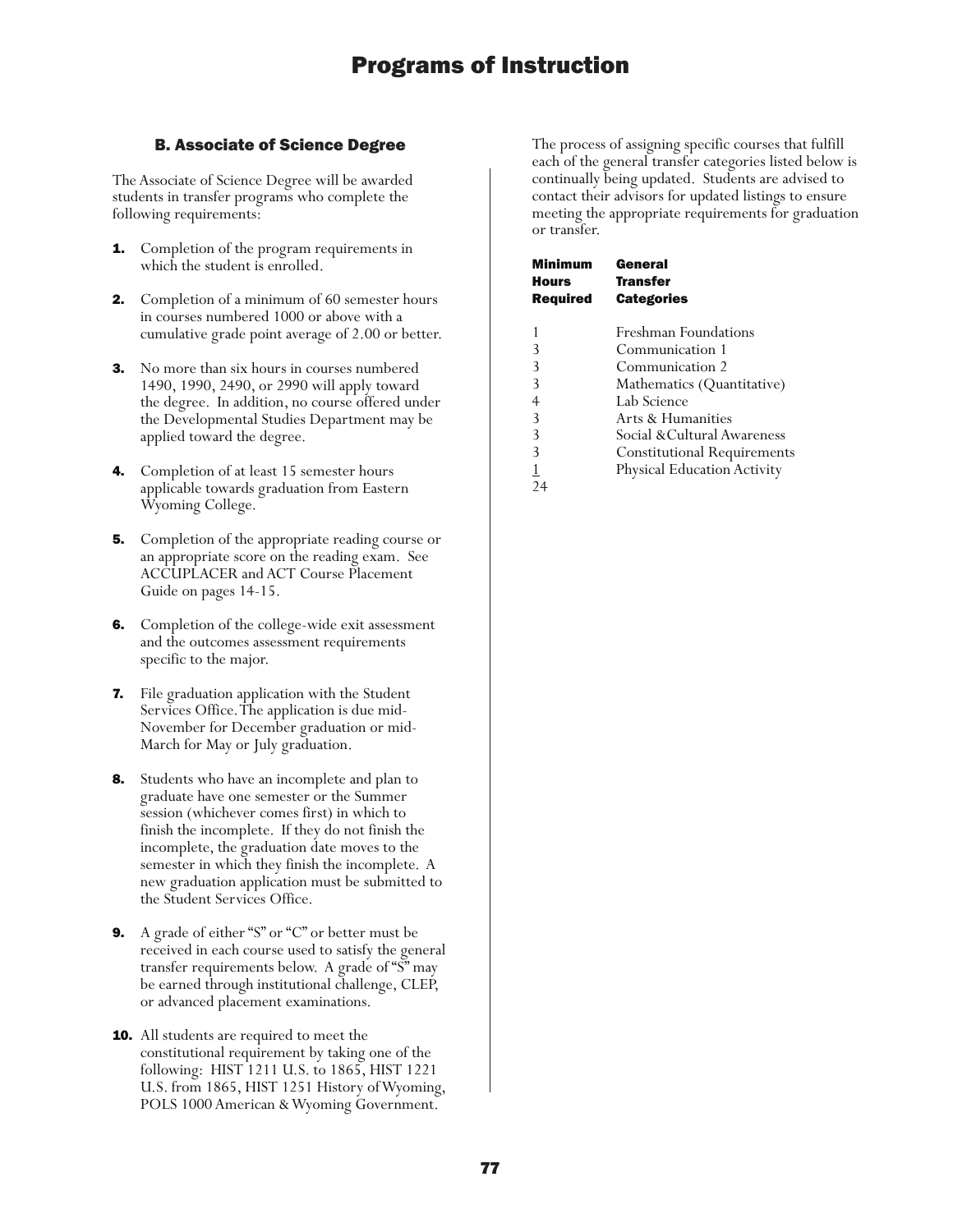# Programs of Instruction

### B. Associate of Science Degree

The Associate of Science Degree will be awarded students in transfer programs who complete the following requirements:

1. Completion of the program requirements in which the student is enrolled.
2. Completion of a minimum of 60 semester hours in courses numbered 1000 or above with a cumulative grade point average of 2.00 or better.
3. No more than six hours in courses numbered 1490, 1990, 2490, or 2990 will apply toward the degree. In addition, no course offered under the Developmental Studies Department may be applied toward the degree.
4. Completion of at least 15 semester hours applicable towards graduation from Eastern Wyoming College.
5. Completion of the appropriate reading course or an appropriate score on the reading exam. See ACCUPLACER and ACT Course Placement Guide on pages 14-15.
6. Completion of the college-wide exit assessment and the outcomes assessment requirements specific to the major.
7. File graduation application with the Student Services Office. The application is due mid-November for December graduation or mid-March for May or July graduation.
8. Students who have an incomplete and plan to graduate have one semester or the Summer session (whichever comes first) in which to finish the incomplete. If they do not finish the incomplete, the graduation date moves to the semester in which they finish the incomplete. A new graduation application must be submitted to the Student Services Office.
9. A grade of either "S" or "C" or better must be received in each course used to satisfy the general transfer requirements below. A grade of "S" may be earned through institutional challenge, CLEP, or advanced placement examinations.
10. All students are required to meet the constitutional requirement by taking one of the following: HIST 1211 U.S. to 1865, HIST 1221 U.S. from 1865, HIST 1251 History of Wyoming, POLS 1000 American & Wyoming Government.

The process of assigning specific courses that fulfill each of the general transfer categories listed below is continually being updated. Students are advised to contact their advisors for updated listings to ensure meeting the appropriate requirements for graduation or transfer.

| Minimum Hours Required | General Transfer Categories |
|---|---|
| 1 | Freshman Foundations |
| 3 | Communication 1 |
| 3 | Communication 2 |
| 3 | Mathematics (Quantitative) |
| 4 | Lab Science |
| 3 | Arts & Humanities |
| 3 | Social &Cultural Awareness |
| 3 | Constitutional Requirements |
| 1 | Physical Education Activity |
| 24 | |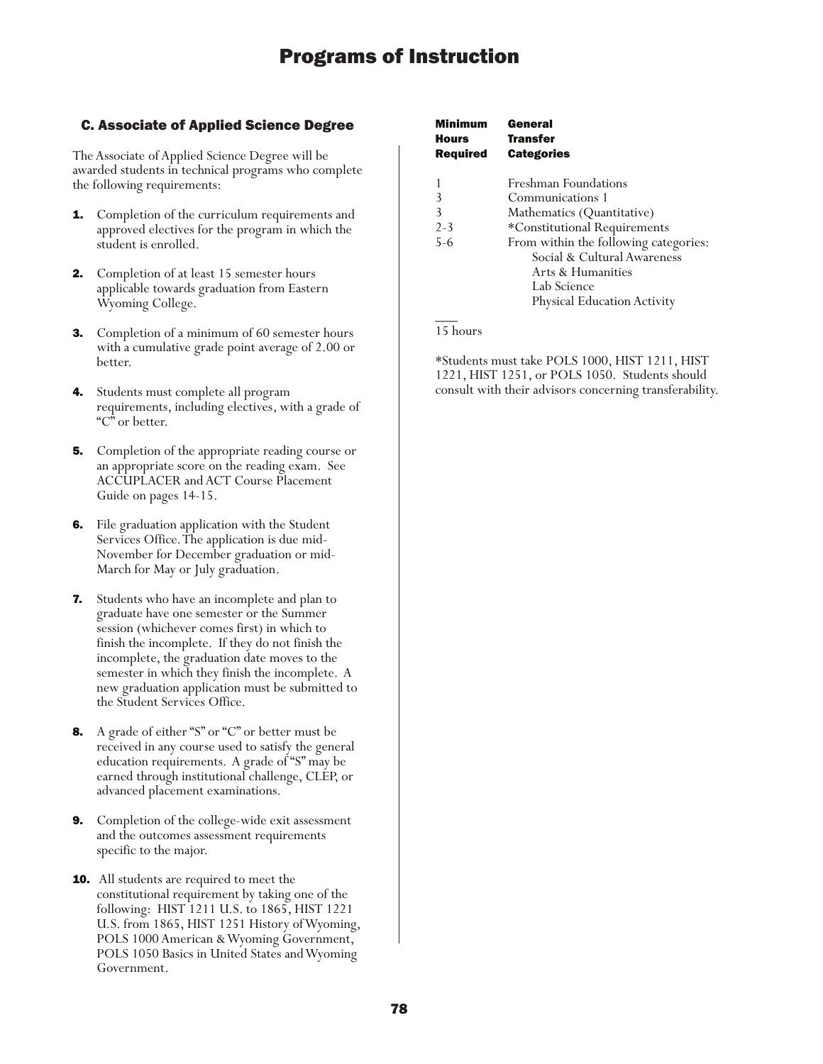# Programs of Instruction

## C. Associate of Applied Science Degree

The Associate of Applied Science Degree will be awarded students in technical programs who complete the following requirements:

1. Completion of the curriculum requirements and approved electives for the program in which the student is enrolled.
2. Completion of at least 15 semester hours applicable towards graduation from Eastern Wyoming College.
3. Completion of a minimum of 60 semester hours with a cumulative grade point average of 2.00 or better.
4. Students must complete all program requirements, including electives, with a grade of "C" or better.
5. Completion of the appropriate reading course or an appropriate score on the reading exam. See ACCUPLACER and ACT Course Placement Guide on pages 14-15.
6. File graduation application with the Student Services Office. The application is due mid-November for December graduation or mid-March for May or July graduation.
7. Students who have an incomplete and plan to graduate have one semester or the Summer session (whichever comes first) in which to finish the incomplete. If they do not finish the incomplete, the graduation date moves to the semester in which they finish the incomplete. A new graduation application must be submitted to the Student Services Office.
8. A grade of either "S" or "C" or better must be received in any course used to satisfy the general education requirements. A grade of "S" may be earned through institutional challenge, CLEP, or advanced placement examinations.
9. Completion of the college-wide exit assessment and the outcomes assessment requirements specific to the major.
10. All students are required to meet the constitutional requirement by taking one of the following: HIST 1211 U.S. to 1865, HIST 1221 U.S. from 1865, HIST 1251 History of Wyoming, POLS 1000 American & Wyoming Government, POLS 1050 Basics in United States and Wyoming Government.

| Minimum Hours Required | General Transfer Categories |
|---|---|
| 1 | Freshman Foundations |
| 3 | Communications 1 |
| 3 | Mathematics (Quantitative) |
| 2-3 | *Constitutional Requirements |
| 5-6 | From within the following categories: Social & Cultural Awareness, Arts & Humanities, Lab Science, Physical Education Activity |
| 15 hours | |

*Students must take POLS 1000, HIST 1211, HIST 1221, HIST 1251, or POLS 1050. Students should consult with their advisors concerning transferability.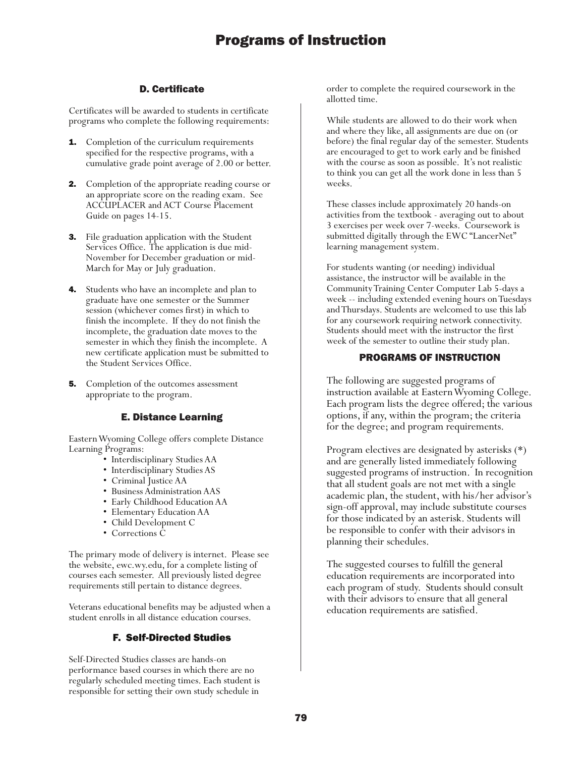## D. Certificate

Certificates will be awarded to students in certificate programs who complete the following requirements:

1. Completion of the curriculum requirements specified for the respective programs, with a cumulative grade point average of 2.00 or better.
2. Completion of the appropriate reading course or an appropriate score on the reading exam. See ACCUPLACER and ACT Course Placement Guide on pages 14-15.
3. File graduation application with the Student Services Office. The application is due mid-November for December graduation or mid-March for May or July graduation.
4. Students who have an incomplete and plan to graduate have one semester or the Summer session (whichever comes first) in which to finish the incomplete. If they do not finish the incomplete, the graduation date moves to the semester in which they finish the incomplete. A new certificate application must be submitted to the Student Services Office.
5. Completion of the outcomes assessment appropriate to the program.

## E. Distance Learning

Eastern Wyoming College offers complete Distance Learning Programs:

- Interdisciplinary Studies AA
- Interdisciplinary Studies AS
- Criminal Justice AA
- Business Administration AAS
- Early Childhood Education AA
- Elementary Education AA
- Child Development C
- Corrections C

The primary mode of delivery is internet. Please see the website, ewc.wy.edu, for a complete listing of courses each semester. All previously listed degree requirements still pertain to distance degrees.

Veterans educational benefits may be adjusted when a student enrolls in all distance education courses.

## F. Self-Directed Studies

Self-Directed Studies classes are hands-on performance based courses in which there are no regularly scheduled meeting times. Each student is responsible for setting their own study schedule in order to complete the required coursework in the allotted time.

While students are allowed to do their work when and where they like, all assignments are due on (or before) the final regular day of the semester. Students are encouraged to get to work early and be finished with the course as soon as possible. It's not realistic to think you can get all the work done in less than 5 weeks.

These classes include approximately 20 hands-on activities from the textbook - averaging out to about 3 exercises per week over 7-weeks. Coursework is submitted digitally through the EWC "LancerNet" learning management system.

For students wanting (or needing) individual assistance, the instructor will be available in the Community Training Center Computer Lab 5-days a week -- including extended evening hours on Tuesdays and Thursdays. Students are welcomed to use this lab for any coursework requiring network connectivity. Students should meet with the instructor the first week of the semester to outline their study plan.

## PROGRAMS OF INSTRUCTION

The following are suggested programs of instruction available at Eastern Wyoming College. Each program lists the degree offered; the various options, if any, within the program; the criteria for the degree; and program requirements.

Program electives are designated by asterisks (*) and are generally listed immediately following suggested programs of instruction. In recognition that all student goals are not met with a single academic plan, the student, with his/her advisor's sign-off approval, may include substitute courses for those indicated by an asterisk. Students will be responsible to confer with their advisors in planning their schedules.

The suggested courses to fulfill the general education requirements are incorporated into each program of study. Students should consult with their advisors to ensure that all general education requirements are satisfied.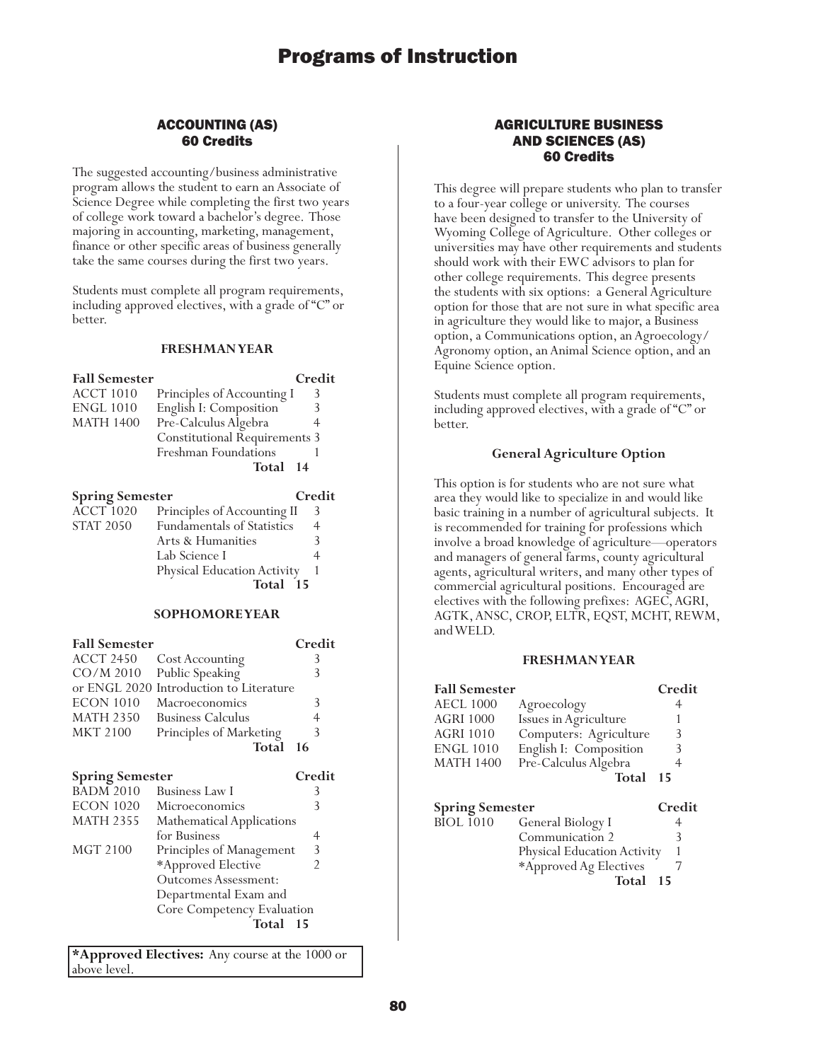# Programs of Instruction

## ACCOUNTING (AS)
## 60 Credits

The suggested accounting/business administrative program allows the student to earn an Associate of Science Degree while completing the first two years of college work toward a bachelor's degree. Those majoring in accounting, marketing, management, finance or other specific areas of business generally take the same courses during the first two years.

Students must complete all program requirements, including approved electives, with a grade of "C" or better.

### FRESHMAN YEAR

| Fall Semester | | Credit |
|---|---|---|
| ACCT 1010 | Principles of Accounting I | 3 |
| ENGL 1010 | English I: Composition | 3 |
| MATH 1400 | Pre-Calculus Algebra | 4 |
| | Constitutional Requirements | 3 |
| | Freshman Foundations | 1 |
| | **Total** | **14** |

| Spring Semester | | Credit |
|---|---|---|
| ACCT 1020 | Principles of Accounting II | 3 |
| STAT 2050 | Fundamentals of Statistics | 4 |
| | Arts & Humanities | 3 |
| | Lab Science I | 4 |
| | Physical Education Activity | 1 |
| | **Total** | **15** |

### SOPHOMORE YEAR

| Fall Semester | | Credit |
|---|---|---|
| ACCT 2450 | Cost Accounting | 3 |
| CO/M 2010 | Public Speaking | 3 |
| or ENGL 2020 | Introduction to Literature | |
| ECON 1010 | Macroeconomics | 3 |
| MATH 2350 | Business Calculus | 4 |
| MKT 2100 | Principles of Marketing | 3 |
| | **Total** | **16** |

| Spring Semester | | Credit |
|---|---|---|
| BADM 2010 | Business Law I | 3 |
| ECON 1020 | Microeconomics | 3 |
| MATH 2355 | Mathematical Applications for Business | 4 |
| MGT 2100 | Principles of Management | 3 |
| | *Approved Elective | 2 |
| | Outcomes Assessment: Departmental Exam and Core Competency Evaluation | |
| | **Total** | **15** |

**\*Approved Electives:** Any course at the 1000 or above level.

## AGRICULTURE BUSINESS AND SCIENCES (AS)
## 60 Credits

This degree will prepare students who plan to transfer to a four-year college or university. The courses have been designed to transfer to the University of Wyoming College of Agriculture. Other colleges or universities may have other requirements and students should work with their EWC advisors to plan for other college requirements. This degree presents the students with six options: a General Agriculture option for those that are not sure in what specific area in agriculture they would like to major, a Business option, a Communications option, an Agroecology/Agronomy option, an Animal Science option, and an Equine Science option.

Students must complete all program requirements, including approved electives, with a grade of "C" or better.

### General Agriculture Option

This option is for students who are not sure what area they would like to specialize in and would like basic training in a number of agricultural subjects. It is recommended for training for professions which involve a broad knowledge of agriculture—operators and managers of general farms, county agricultural agents, agricultural writers, and many other types of commercial agricultural positions. Encouraged are electives with the following prefixes: AGEC, AGRI, AGTK, ANSC, CROP, ELTR, EQST, MCHT, REWM, and WELD.

### FRESHMAN YEAR

| Fall Semester | | Credit |
|---|---|---|
| AECL 1000 | Agroecology | 4 |
| AGRI 1000 | Issues in Agriculture | 1 |
| AGRI 1010 | Computers: Agriculture | 3 |
| ENGL 1010 | English I: Composition | 3 |
| MATH 1400 | Pre-Calculus Algebra | 4 |
| | **Total** | **15** |

| Spring Semester | | Credit |
|---|---|---|
| BIOL 1010 | General Biology I | 4 |
| | Communication 2 | 3 |
| | Physical Education Activity | 1 |
| | *Approved Ag Electives | 7 |
| | **Total** | **15** |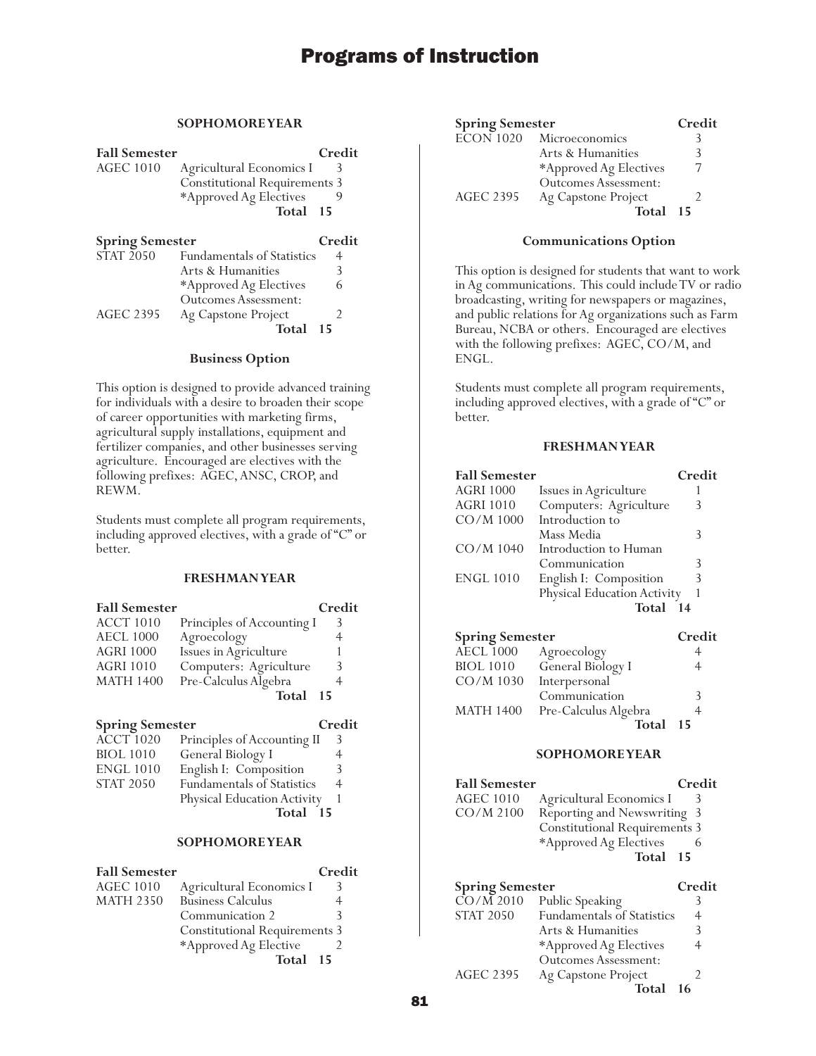### SOPHOMORE YEAR

| Fall Semester | | Credit |
|---|---|---|
| AGEC 1010 | Agricultural Economics I | 3 |
| | Constitutional Requirements | 3 |
| | *Approved Ag Electives | 9 |
| | **Total** | **15** |

| Spring Semester | | Credit |
|---|---|---|
| STAT 2050 | Fundamentals of Statistics | 4 |
| | Arts & Humanities | 3 |
| | *Approved Ag Electives | 6 |
| | Outcomes Assessment: | |
| AGEC 2395 | Ag Capstone Project | 2 |
| | **Total** | **15** |

### Business Option

This option is designed to provide advanced training for individuals with a desire to broaden their scope of career opportunities with marketing firms, agricultural supply installations, equipment and fertilizer companies, and other businesses serving agriculture. Encouraged are electives with the following prefixes: AGEC, ANSC, CROP, and REWM.

Students must complete all program requirements, including approved electives, with a grade of "C" or better.

### FRESHMAN YEAR

| Fall Semester | | Credit |
|---|---|---|
| ACCT 1010 | Principles of Accounting I | 3 |
| AECL 1000 | Agroecology | 4 |
| AGRI 1000 | Issues in Agriculture | 1 |
| AGRI 1010 | Computers: Agriculture | 3 |
| MATH 1400 | Pre-Calculus Algebra | 4 |
| | **Total** | **15** |

| Spring Semester | | Credit |
|---|---|---|
| ACCT 1020 | Principles of Accounting II | 3 |
| BIOL 1010 | General Biology I | 4 |
| ENGL 1010 | English I: Composition | 3 |
| STAT 2050 | Fundamentals of Statistics | 4 |
| | Physical Education Activity | 1 |
| | **Total** | **15** |

### SOPHOMORE YEAR

| Fall Semester | | Credit |
|---|---|---|
| AGEC 1010 | Agricultural Economics I | 3 |
| MATH 2350 | Business Calculus | 4 |
| | Communication 2 | 3 |
| | Constitutional Requirements | 3 |
| | *Approved Ag Elective | 2 |
| | **Total** | **15** |

| Spring Semester | | Credit |
|---|---|---|
| ECON 1020 | Microeconomics | 3 |
| | Arts & Humanities | 3 |
| | *Approved Ag Electives | 7 |
| | Outcomes Assessment: | |
| AGEC 2395 | Ag Capstone Project | 2 |
| | **Total** | **15** |

### Communications Option

This option is designed for students that want to work in Ag communications. This could include TV or radio broadcasting, writing for newspapers or magazines, and public relations for Ag organizations such as Farm Bureau, NCBA or others. Encouraged are electives with the following prefixes: AGEC, CO/M, and ENGL.

Students must complete all program requirements, including approved electives, with a grade of "C" or better.

### FRESHMAN YEAR

| Fall Semester | | Credit |
|---|---|---|
| AGRI 1000 | Issues in Agriculture | 1 |
| AGRI 1010 | Computers: Agriculture | 3 |
| CO/M 1000 | Introduction to Mass Media | 3 |
| CO/M 1040 | Introduction to Human Communication | 3 |
| ENGL 1010 | English I: Composition | 3 |
| | Physical Education Activity | 1 |
| | **Total** | **14** |

| Spring Semester | | Credit |
|---|---|---|
| AECL 1000 | Agroecology | 4 |
| BIOL 1010 | General Biology I | 4 |
| CO/M 1030 | Interpersonal Communication | 3 |
| MATH 1400 | Pre-Calculus Algebra | 4 |
| | **Total** | **15** |

### SOPHOMORE YEAR

| Fall Semester | | Credit |
|---|---|---|
| AGEC 1010 | Agricultural Economics I | 3 |
| CO/M 2100 | Reporting and Newswriting | 3 |
| | Constitutional Requirements | 3 |
| | *Approved Ag Electives | 6 |
| | **Total** | **15** |

| Spring Semester | | Credit |
|---|---|---|
| CO/M 2010 | Public Speaking | 3 |
| STAT 2050 | Fundamentals of Statistics | 4 |
| | Arts & Humanities | 3 |
| | *Approved Ag Electives | 4 |
| | Outcomes Assessment: | |
| AGEC 2395 | Ag Capstone Project | 2 |
| | **Total** | **16** |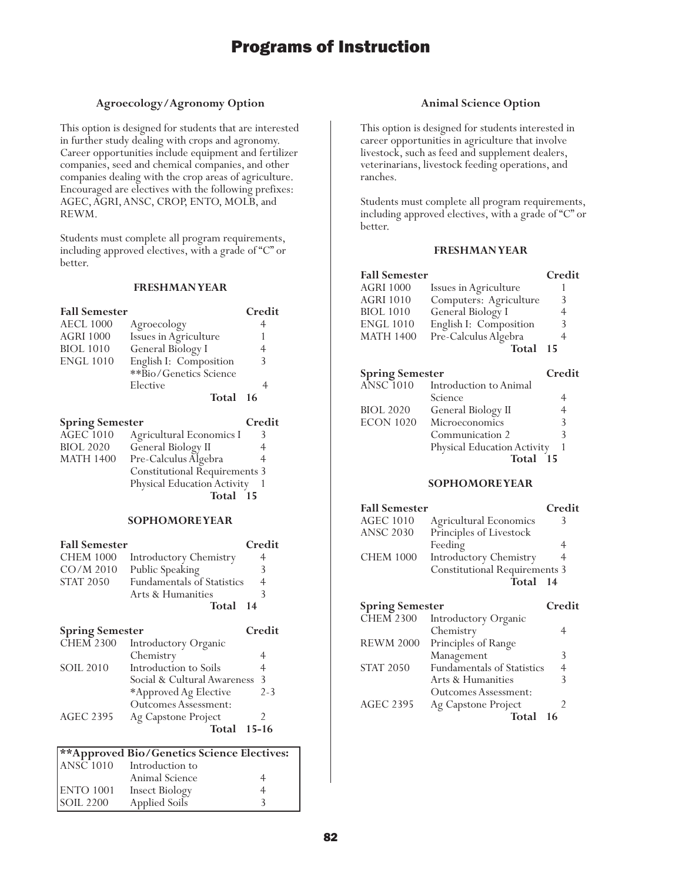# Programs of Instruction

## Agroecology/Agronomy Option

This option is designed for students that are interested in further study dealing with crops and agronomy. Career opportunities include equipment and fertilizer companies, seed and chemical companies, and other companies dealing with the crop areas of agriculture. Encouraged are electives with the following prefixes: AGEC, AGRI, ANSC, CROP, ENTO, MOLB, and REWM.

Students must complete all program requirements, including approved electives, with a grade of "C" or better.

### FRESHMAN YEAR

| Fall Semester | | Credit |
|---|---|---|
| AECL 1000 | Agroecology | 4 |
| AGRI 1000 | Issues in Agriculture | 1 |
| BIOL 1010 | General Biology I | 4 |
| ENGL 1010 | English I: Composition | 3 |
| | **Bio/Genetics Science Elective | 4 |
| | **Total** | **16** |

| Spring Semester | | Credit |
|---|---|---|
| AGEC 1010 | Agricultural Economics I | 3 |
| BIOL 2020 | General Biology II | 4 |
| MATH 1400 | Pre-Calculus Algebra | 4 |
| | Constitutional Requirements | 3 |
| | Physical Education Activity | 1 |
| | **Total** | **15** |

### SOPHOMORE YEAR

| Fall Semester | | Credit |
|---|---|---|
| CHEM 1000 | Introductory Chemistry | 4 |
| CO/M 2010 | Public Speaking | 3 |
| STAT 2050 | Fundamentals of Statistics | 4 |
| | Arts & Humanities | 3 |
| | **Total** | **14** |

| Spring Semester | | Credit |
|---|---|---|
| CHEM 2300 | Introductory Organic Chemistry | 4 |
| SOIL 2010 | Introduction to Soils | 4 |
| | Social & Cultural Awareness | 3 |
| | *Approved Ag Elective | 2-3 |
| | Outcomes Assessment: | |
| AGEC 2395 | Ag Capstone Project | 2 |
| | **Total** | **15-16** |

| **Approved Bio/Genetics Science Electives: | | |
|---|---|---|
| ANSC 1010 | Introduction to Animal Science | 4 |
| ENTO 1001 | Insect Biology | 4 |
| SOIL 2200 | Applied Soils | 3 |

## Animal Science Option

This option is designed for students interested in career opportunities in agriculture that involve livestock, such as feed and supplement dealers, veterinarians, livestock feeding operations, and ranches.

Students must complete all program requirements, including approved electives, with a grade of "C" or better.

### FRESHMAN YEAR

| Fall Semester | | Credit |
|---|---|---|
| AGRI 1000 | Issues in Agriculture | 1 |
| AGRI 1010 | Computers: Agriculture | 3 |
| BIOL 1010 | General Biology I | 4 |
| ENGL 1010 | English I: Composition | 3 |
| MATH 1400 | Pre-Calculus Algebra | 4 |
| | **Total** | **15** |

| Spring Semester | | Credit |
|---|---|---|
| ANSC 1010 | Introduction to Animal Science | 4 |
| BIOL 2020 | General Biology II | 4 |
| ECON 1020 | Microeconomics | 3 |
| | Communication 2 | 3 |
| | Physical Education Activity | 1 |
| | **Total** | **15** |

### SOPHOMORE YEAR

| Fall Semester | | Credit |
|---|---|---|
| AGEC 1010 | Agricultural Economics | 3 |
| ANSC 2030 | Principles of Livestock Feeding | 4 |
| CHEM 1000 | Introductory Chemistry | 4 |
| | Constitutional Requirements | 3 |
| | **Total** | **14** |

| Spring Semester | | Credit |
|---|---|---|
| CHEM 2300 | Introductory Organic Chemistry | 4 |
| REWM 2000 | Principles of Range Management | 3 |
| STAT 2050 | Fundamentals of Statistics | 4 |
| | Arts & Humanities | 3 |
| | Outcomes Assessment: | |
| AGEC 2395 | Ag Capstone Project | 2 |
| | **Total** | **16** |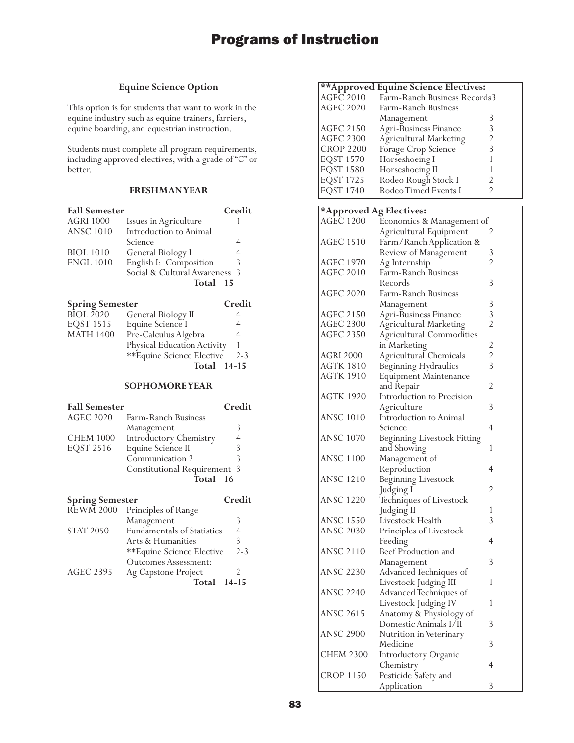# Programs of Instruction

### Equine Science Option

This option is for students that want to work in the equine industry such as equine trainers, farriers, equine boarding, and equestrian instruction.

Students must complete all program requirements, including approved electives, with a grade of "C" or better.

#### FRESHMAN YEAR

| Fall Semester | | Credit |
|---|---|---|
| AGRI 1000 | Issues in Agriculture | 1 |
| ANSC 1010 | Introduction to Animal Science | 4 |
| BIOL 1010 | General Biology I | 4 |
| ENGL 1010 | English I: Composition | 3 |
| | Social & Cultural Awareness | 3 |
| | **Total** | **15** |

| Spring Semester | | Credit |
|---|---|---|
| BIOL 2020 | General Biology II | 4 |
| EQST 1515 | Equine Science I | 4 |
| MATH 1400 | Pre-Calculus Algebra | 4 |
| | Physical Education Activity | 1 |
| | **Equine Science Elective | 2-3 |
| | **Total** | **14-15** |

#### SOPHOMORE YEAR

| Fall Semester | | Credit |
|---|---|---|
| AGEC 2020 | Farm-Ranch Business Management | 3 |
| CHEM 1000 | Introductory Chemistry | 4 |
| EQST 2516 | Equine Science II | 3 |
| | Communication 2 | 3 |
| | Constitutional Requirement | 3 |
| | **Total** | **16** |

| Spring Semester | | Credit |
|---|---|---|
| REWM 2000 | Principles of Range Management | 3 |
| STAT 2050 | Fundamentals of Statistics | 4 |
| | Arts & Humanities | 3 |
| | **Equine Science Elective | 2-3 |
| | Outcomes Assessment: | |
| AGEC 2395 | Ag Capstone Project | 2 |
| | **Total** | **14-15** |

| **Approved Equine Science Electives: | | |
|---|---|---|
| AGEC 2010 | Farm-Ranch Business Records | 3 |
| AGEC 2020 | Farm-Ranch Business Management | 3 |
| AGEC 2150 | Agri-Business Finance | 3 |
| AGEC 2300 | Agricultural Marketing | 2 |
| CROP 2200 | Forage Crop Science | 3 |
| EQST 1570 | Horseshoeing I | 1 |
| EQST 1580 | Horseshoeing II | 1 |
| EQST 1725 | Rodeo Rough Stock I | 2 |
| EQST 1740 | Rodeo Timed Events I | 2 |

| *Approved Ag Electives: | | |
|---|---|---|
| AGEC 1200 | Economics & Management of Agricultural Equipment | 2 |
| AGEC 1510 | Farm/Ranch Application & Review of Management | 3 |
| AGEC 1970 | Ag Internship | 2 |
| AGEC 2010 | Farm-Ranch Business Records | 3 |
| AGEC 2020 | Farm-Ranch Business Management | 3 |
| AGEC 2150 | Agri-Business Finance | 3 |
| AGEC 2300 | Agricultural Marketing | 2 |
| AGEC 2350 | Agricultural Commodities in Marketing | 2 |
| AGRI 2000 | Agricultural Chemicals | 2 |
| AGTK 1810 | Beginning Hydraulics | 3 |
| AGTK 1910 | Equipment Maintenance and Repair | 2 |
| AGTK 1920 | Introduction to Precision Agriculture | 3 |
| ANSC 1010 | Introduction to Animal Science | 4 |
| ANSC 1070 | Beginning Livestock Fitting and Showing | 1 |
| ANSC 1100 | Management of Reproduction | 4 |
| ANSC 1210 | Beginning Livestock Judging I | 2 |
| ANSC 1220 | Techniques of Livestock Judging II | 1 |
| ANSC 1550 | Livestock Health | 3 |
| ANSC 2030 | Principles of Livestock Feeding | 4 |
| ANSC 2110 | Beef Production and Management | 3 |
| ANSC 2230 | Advanced Techniques of Livestock Judging III | 1 |
| ANSC 2240 | Advanced Techniques of Livestock Judging IV | 1 |
| ANSC 2615 | Anatomy & Physiology of Domestic Animals I/II | 3 |
| ANSC 2900 | Nutrition in Veterinary Medicine | 3 |
| CHEM 2300 | Introductory Organic Chemistry | 4 |
| CROP 1150 | Pesticide Safety and Application | 3 |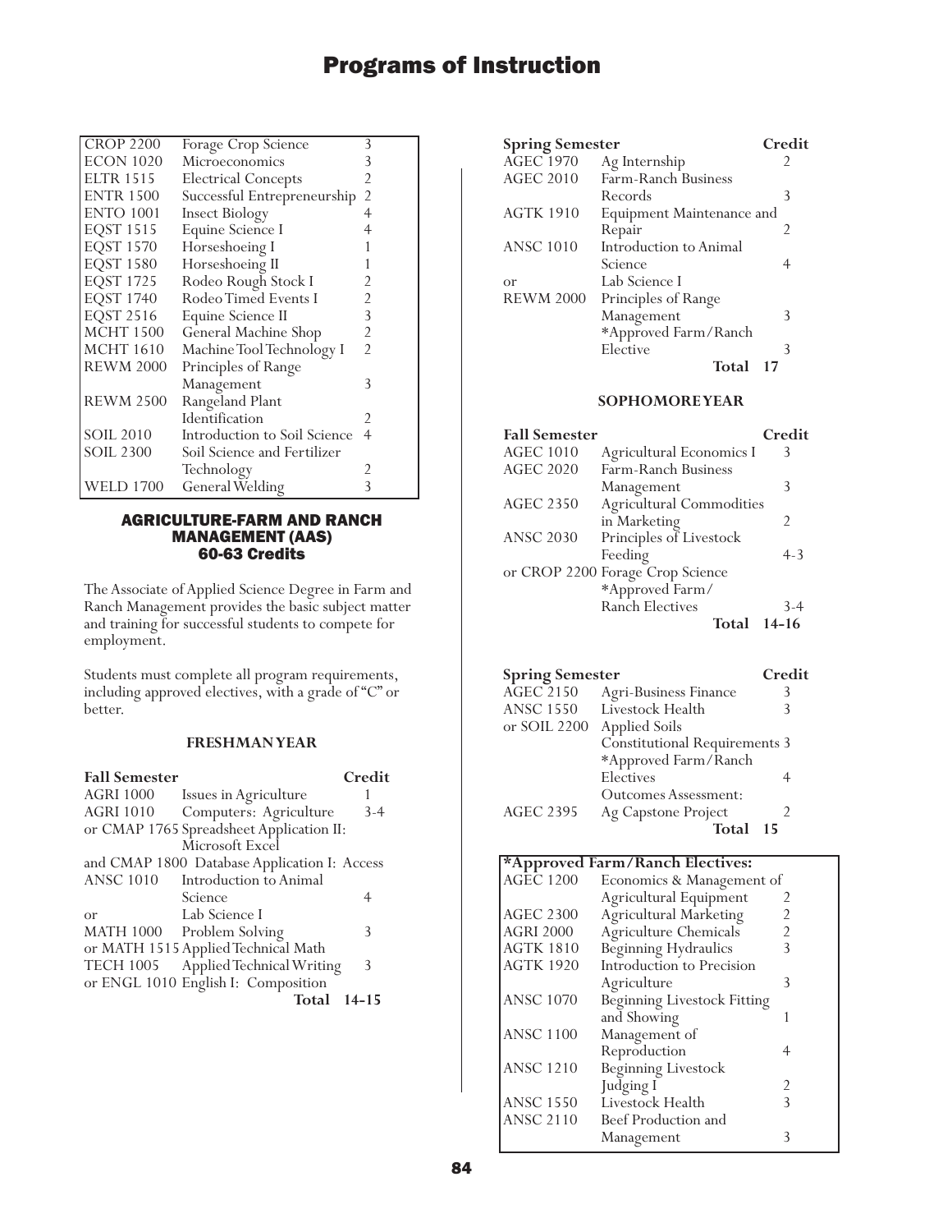| | | |
|---|---|---|
| CROP 2200 | Forage Crop Science | 3 |
| ECON 1020 | Microeconomics | 3 |
| ELTR 1515 | Electrical Concepts | 2 |
| ENTR 1500 | Successful Entrepreneurship | 2 |
| ENTO 1001 | Insect Biology | 4 |
| EQST 1515 | Equine Science I | 4 |
| EQST 1570 | Horseshoeing I | 1 |
| EQST 1580 | Horseshoeing II | 1 |
| EQST 1725 | Rodeo Rough Stock I | 2 |
| EQST 1740 | Rodeo Timed Events I | 2 |
| EQST 2516 | Equine Science II | 3 |
| MCHT 1500 | General Machine Shop | 2 |
| MCHT 1610 | Machine Tool Technology I | 2 |
| REWM 2000 | Principles of Range Management | 3 |
| REWM 2500 | Rangeland Plant Identification | 2 |
| SOIL 2010 | Introduction to Soil Science | 4 |
| SOIL 2300 | Soil Science and Fertilizer Technology | 2 |
| WELD 1700 | General Welding | 3 |

## AGRICULTURE-FARM AND RANCH MANAGEMENT (AAS)
### 60-63 Credits

The Associate of Applied Science Degree in Farm and Ranch Management provides the basic subject matter and training for successful students to compete for employment.

Students must complete all program requirements, including approved electives, with a grade of "C" or better.

#### FRESHMAN YEAR

| Fall Semester | | Credit |
|---|---|---|
| AGRI 1000 | Issues in Agriculture | 1 |
| AGRI 1010 | Computers: Agriculture | 3-4 |
| or CMAP 1765 | Spreadsheet Application II: Microsoft Excel | |
| and CMAP 1800 | Database Application I: Access | |
| ANSC 1010 | Introduction to Animal Science | 4 |
| or | Lab Science I | |
| MATH 1000 | Problem Solving | 3 |
| or MATH 1515 | Applied Technical Math | |
| TECH 1005 | Applied Technical Writing | 3 |
| or ENGL 1010 | English I: Composition | |
| | **Total** | **14-15** |

| Spring Semester | | Credit |
|---|---|---|
| AGEC 1970 | Ag Internship | 2 |
| AGEC 2010 | Farm-Ranch Business Records | 3 |
| AGTK 1910 | Equipment Maintenance and Repair | 2 |
| ANSC 1010 | Introduction to Animal Science | 4 |
| or | Lab Science I | |
| REWM 2000 | Principles of Range Management | 3 |
| | *Approved Farm/Ranch Elective | 3 |
| | **Total** | **17** |

#### SOPHOMORE YEAR

| Fall Semester | | Credit |
|---|---|---|
| AGEC 1010 | Agricultural Economics I | 3 |
| AGEC 2020 | Farm-Ranch Business Management | 3 |
| AGEC 2350 | Agricultural Commodities in Marketing | 2 |
| ANSC 2030 | Principles of Livestock Feeding | 4-3 |
| or CROP 2200 | Forage Crop Science | |
| | *Approved Farm/Ranch Electives | 3-4 |
| | **Total** | **14-16** |

| Spring Semester | | Credit |
|---|---|---|
| AGEC 2150 | Agri-Business Finance | 3 |
| ANSC 1550 | Livestock Health | 3 |
| or SOIL 2200 | Applied Soils | |
| | Constitutional Requirements | 3 |
| | *Approved Farm/Ranch Electives | 4 |
| | Outcomes Assessment: | |
| AGEC 2395 | Ag Capstone Project | 2 |
| | **Total** | **15** |

| **\*Approved Farm/Ranch Electives:** | | |
|---|---|---|
| AGEC 1200 | Economics & Management of Agricultural Equipment | 2 |
| AGEC 2300 | Agricultural Marketing | 2 |
| AGRI 2000 | Agriculture Chemicals | 2 |
| AGTK 1810 | Beginning Hydraulics | 3 |
| AGTK 1920 | Introduction to Precision Agriculture | 3 |
| ANSC 1070 | Beginning Livestock Fitting and Showing | 1 |
| ANSC 1100 | Management of Reproduction | 4 |
| ANSC 1210 | Beginning Livestock Judging I | 2 |
| ANSC 1550 | Livestock Health | 3 |
| ANSC 2110 | Beef Production and Management | 3 |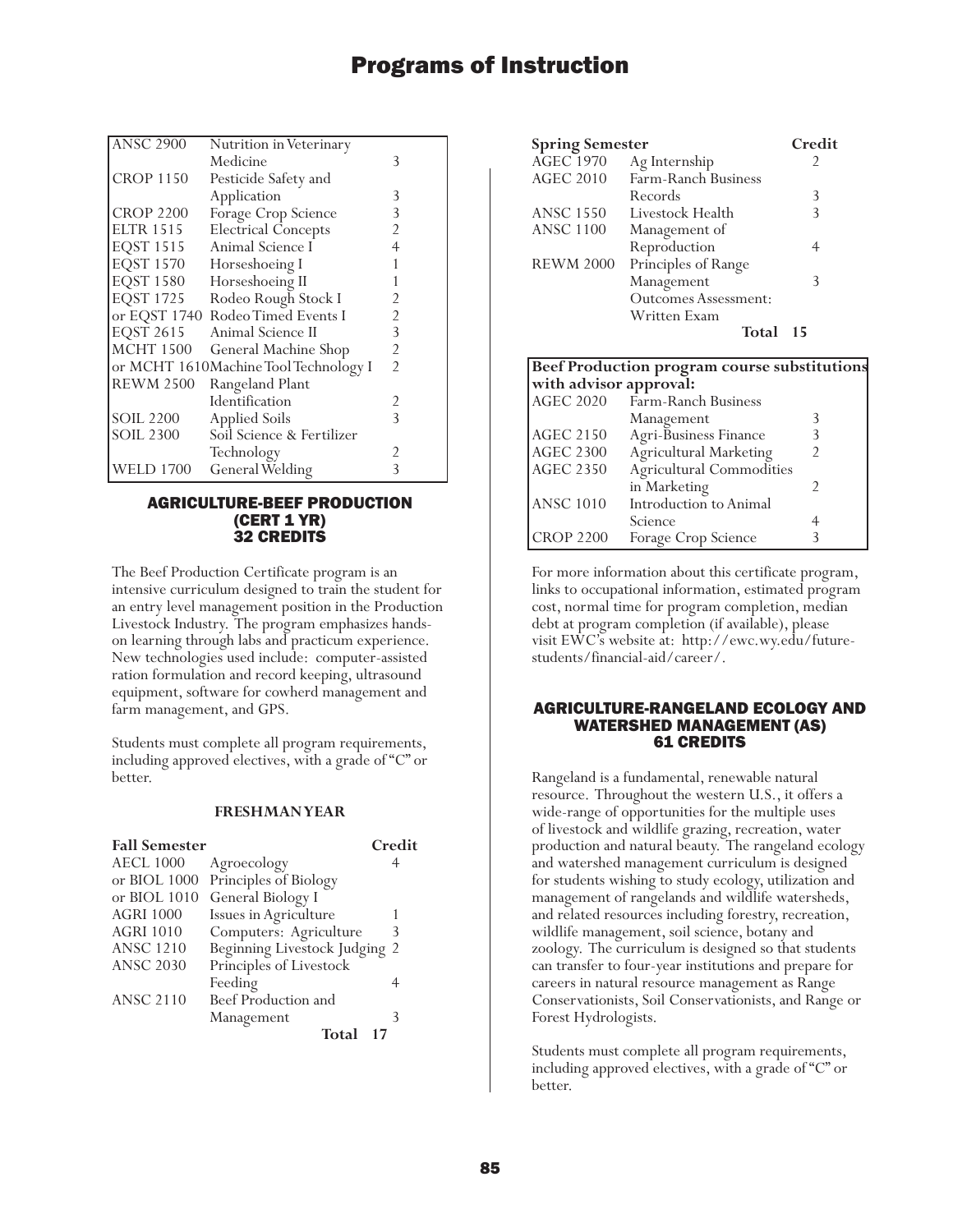| | | |
|---|---|---|
| ANSC 2900 | Nutrition in Veterinary Medicine | 3 |
| CROP 1150 | Pesticide Safety and Application | 3 |
| CROP 2200 | Forage Crop Science | 3 |
| ELTR 1515 | Electrical Concepts | 2 |
| EQST 1515 | Animal Science I | 4 |
| EQST 1570 | Horseshoeing I | 1 |
| EQST 1580 | Horseshoeing II | 1 |
| EQST 1725 | Rodeo Rough Stock I | 2 |
| or EQST 1740 | Rodeo Timed Events I | 2 |
| EQST 2615 | Animal Science II | 3 |
| MCHT 1500 | General Machine Shop | 2 |
| or MCHT 1610 | Machine Tool Technology I | 2 |
| REWM 2500 | Rangeland Plant Identification | 2 |
| SOIL 2200 | Applied Soils | 3 |
| SOIL 2300 | Soil Science & Fertilizer Technology | 2 |
| WELD 1700 | General Welding | 3 |

## AGRICULTURE-BEEF PRODUCTION (CERT 1 YR) 32 CREDITS

The Beef Production Certificate program is an intensive curriculum designed to train the student for an entry level management position in the Production Livestock Industry. The program emphasizes hands-on learning through labs and practicum experience. New technologies used include: computer-assisted ration formulation and record keeping, ultrasound equipment, software for cowherd management and farm management, and GPS.

Students must complete all program requirements, including approved electives, with a grade of "C" or better.

### FRESHMAN YEAR

| Fall Semester | | Credit |
|---|---|---|
| AECL 1000 | Agroecology | 4 |
| or BIOL 1000 | Principles of Biology | |
| or BIOL 1010 | General Biology I | |
| AGRI 1000 | Issues in Agriculture | 1 |
| AGRI 1010 | Computers: Agriculture | 3 |
| ANSC 1210 | Beginning Livestock Judging | 2 |
| ANSC 2030 | Principles of Livestock Feeding | 4 |
| ANSC 2110 | Beef Production and Management | 3 |
| | **Total** | **17** |

| Spring Semester | | Credit |
|---|---|---|
| AGEC 1970 | Ag Internship | 2 |
| AGEC 2010 | Farm-Ranch Business Records | 3 |
| ANSC 1550 | Livestock Health | 3 |
| ANSC 1100 | Management of Reproduction | 4 |
| REWM 2000 | Principles of Range Management | 3 |
| | Outcomes Assessment: Written Exam | |
| | **Total** | **15** |

| **Beef Production program course substitutions with advisor approval:** | | |
|---|---|---|
| AGEC 2020 | Farm-Ranch Business Management | 3 |
| AGEC 2150 | Agri-Business Finance | 3 |
| AGEC 2300 | Agricultural Marketing | 2 |
| AGEC 2350 | Agricultural Commodities in Marketing | 2 |
| ANSC 1010 | Introduction to Animal Science | 4 |
| CROP 2200 | Forage Crop Science | 3 |

For more information about this certificate program, links to occupational information, estimated program cost, normal time for program completion, median debt at program completion (if available), please visit EWC's website at: http://ewc.wy.edu/future-students/financial-aid/career/.

## AGRICULTURE-RANGELAND ECOLOGY AND WATERSHED MANAGEMENT (AS) 61 CREDITS

Rangeland is a fundamental, renewable natural resource. Throughout the western U.S., it offers a wide-range of opportunities for the multiple uses of livestock and wildlife grazing, recreation, water production and natural beauty. The rangeland ecology and watershed management curriculum is designed for students wishing to study ecology, utilization and management of rangelands and wildlife watersheds, and related resources including forestry, recreation, wildlife management, soil science, botany and zoology. The curriculum is designed so that students can transfer to four-year institutions and prepare for careers in natural resource management as Range Conservationists, Soil Conservationists, and Range or Forest Hydrologists.

Students must complete all program requirements, including approved electives, with a grade of "C" or better.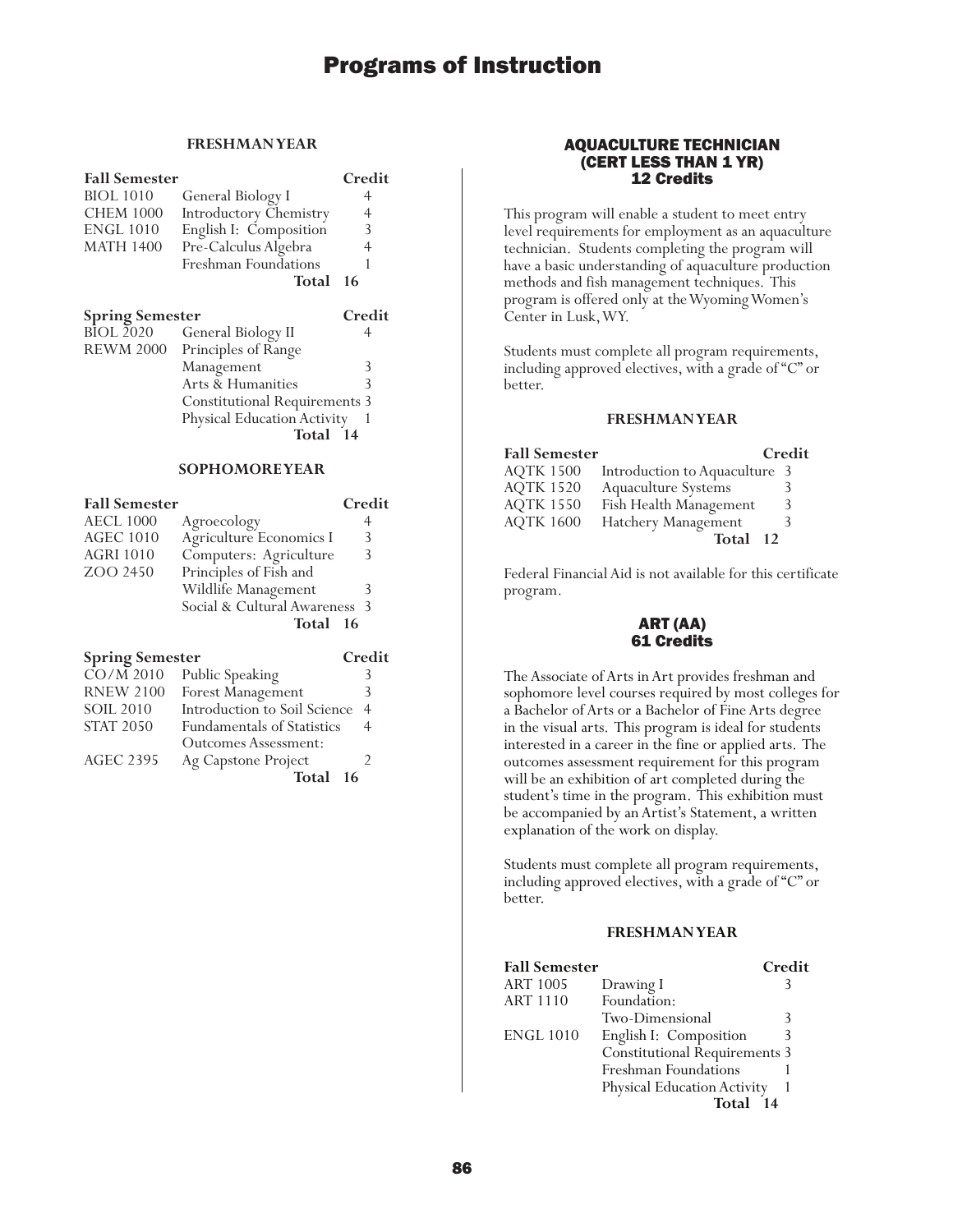**FRESHMAN YEAR**

| Fall Semester | | Credit |
|---|---|---|
| BIOL 1010 | General Biology I | 4 |
| CHEM 1000 | Introductory Chemistry | 4 |
| ENGL 1010 | English I: Composition | 3 |
| MATH 1400 | Pre-Calculus Algebra | 4 |
| | Freshman Foundations | 1 |
| | **Total** | **16** |

| Spring Semester | | Credit |
|---|---|---|
| BIOL 2020 | General Biology II | 4 |
| REWM 2000 | Principles of Range Management | 3 |
| | Arts & Humanities | 3 |
| | Constitutional Requirements | 3 |
| | Physical Education Activity | 1 |
| | **Total** | **14** |

**SOPHOMORE YEAR**

| Fall Semester | | Credit |
|---|---|---|
| AECL 1000 | Agroecology | 4 |
| AGEC 1010 | Agriculture Economics I | 3 |
| AGRI 1010 | Computers: Agriculture | 3 |
| ZOO 2450 | Principles of Fish and Wildlife Management | 3 |
| | Social & Cultural Awareness | 3 |
| | **Total** | **16** |

| Spring Semester | | Credit |
|---|---|---|
| CO/M 2010 | Public Speaking | 3 |
| RNEW 2100 | Forest Management | 3 |
| SOIL 2010 | Introduction to Soil Science | 4 |
| STAT 2050 | Fundamentals of Statistics | 4 |
| | Outcomes Assessment: | |
| AGEC 2395 | Ag Capstone Project | 2 |
| | **Total** | **16** |

## AQUACULTURE TECHNICIAN (CERT LESS THAN 1 YR)
### 12 Credits

This program will enable a student to meet entry level requirements for employment as an aquaculture technician. Students completing the program will have a basic understanding of aquaculture production methods and fish management techniques. This program is offered only at the Wyoming Women's Center in Lusk, WY.

Students must complete all program requirements, including approved electives, with a grade of "C" or better.

**FRESHMAN YEAR**

| Fall Semester | | Credit |
|---|---|---|
| AQTK 1500 | Introduction to Aquaculture | 3 |
| AQTK 1520 | Aquaculture Systems | 3 |
| AQTK 1550 | Fish Health Management | 3 |
| AQTK 1600 | Hatchery Management | 3 |
| | **Total** | **12** |

Federal Financial Aid is not available for this certificate program.

## ART (AA)
### 61 Credits

The Associate of Arts in Art provides freshman and sophomore level courses required by most colleges for a Bachelor of Arts or a Bachelor of Fine Arts degree in the visual arts. This program is ideal for students interested in a career in the fine or applied arts. The outcomes assessment requirement for this program will be an exhibition of art completed during the student's time in the program. This exhibition must be accompanied by an Artist's Statement, a written explanation of the work on display.

Students must complete all program requirements, including approved electives, with a grade of "C" or better.

**FRESHMAN YEAR**

| Fall Semester | | Credit |
|---|---|---|
| ART 1005 | Drawing I | 3 |
| ART 1110 | Foundation: Two-Dimensional | 3 |
| ENGL 1010 | English I: Composition | 3 |
| | Constitutional Requirements | 3 |
| | Freshman Foundations | 1 |
| | Physical Education Activity | 1 |
| | **Total** | **14** |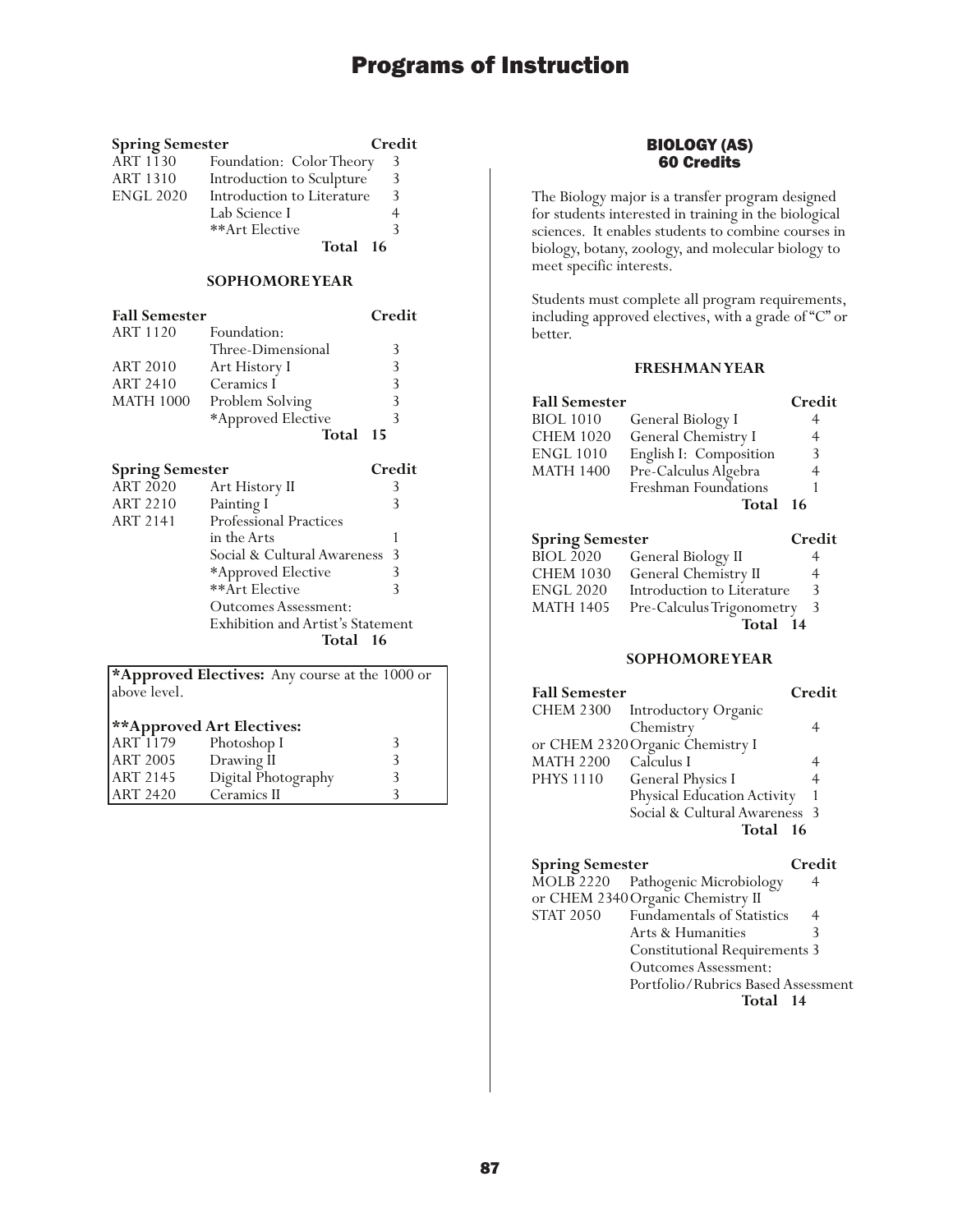| Spring Semester | | Credit |
|---|---|---|
| ART 1130 | Foundation: Color Theory | 3 |
| ART 1310 | Introduction to Sculpture | 3 |
| ENGL 2020 | Introduction to Literature | 3 |
| | Lab Science I | 4 |
| | **Art Elective | 3 |
| | **Total** | **16** |

### SOPHOMORE YEAR

| Fall Semester | | Credit |
|---|---|---|
| ART 1120 | Foundation: Three-Dimensional | 3 |
| ART 2010 | Art History I | 3 |
| ART 2410 | Ceramics I | 3 |
| MATH 1000 | Problem Solving | 3 |
| | *Approved Elective | 3 |
| | **Total** | **15** |

| Spring Semester | | Credit |
|---|---|---|
| ART 2020 | Art History II | 3 |
| ART 2210 | Painting I | 3 |
| ART 2141 | Professional Practices in the Arts | 1 |
| | Social & Cultural Awareness | 3 |
| | *Approved Elective | 3 |
| | **Art Elective | 3 |
| | Outcomes Assessment: Exhibition and Artist's Statement | |
| | **Total** | **16** |

***Approved Electives:** Any course at the 1000 or above level.

****Approved Art Electives:**

| | | |
|---|---|---|
| ART 1179 | Photoshop I | 3 |
| ART 2005 | Drawing II | 3 |
| ART 2145 | Digital Photography | 3 |
| ART 2420 | Ceramics II | 3 |

## BIOLOGY (AS)
## 60 Credits

The Biology major is a transfer program designed for students interested in training in the biological sciences. It enables students to combine courses in biology, botany, zoology, and molecular biology to meet specific interests.

Students must complete all program requirements, including approved electives, with a grade of "C" or better.

### FRESHMAN YEAR

| Fall Semester | | Credit |
|---|---|---|
| BIOL 1010 | General Biology I | 4 |
| CHEM 1020 | General Chemistry I | 4 |
| ENGL 1010 | English I: Composition | 3 |
| MATH 1400 | Pre-Calculus Algebra | 4 |
| | Freshman Foundations | 1 |
| | **Total** | **16** |

| Spring Semester | | Credit |
|---|---|---|
| BIOL 2020 | General Biology II | 4 |
| CHEM 1030 | General Chemistry II | 4 |
| ENGL 2020 | Introduction to Literature | 3 |
| MATH 1405 | Pre-Calculus Trigonometry | 3 |
| | **Total** | **14** |

### SOPHOMORE YEAR

| Fall Semester | | Credit |
|---|---|---|
| CHEM 2300 | Introductory Organic Chemistry | 4 |
| or CHEM 2320 | Organic Chemistry I | |
| MATH 2200 | Calculus I | 4 |
| PHYS 1110 | General Physics I | 4 |
| | Physical Education Activity | 1 |
| | Social & Cultural Awareness | 3 |
| | **Total** | **16** |

| Spring Semester | | Credit |
|---|---|---|
| MOLB 2220 | Pathogenic Microbiology | 4 |
| or CHEM 2340 | Organic Chemistry II | |
| STAT 2050 | Fundamentals of Statistics | 4 |
| | Arts & Humanities | 3 |
| | Constitutional Requirements | 3 |
| | Outcomes Assessment: Portfolio/Rubrics Based Assessment | |
| | **Total** | **14** |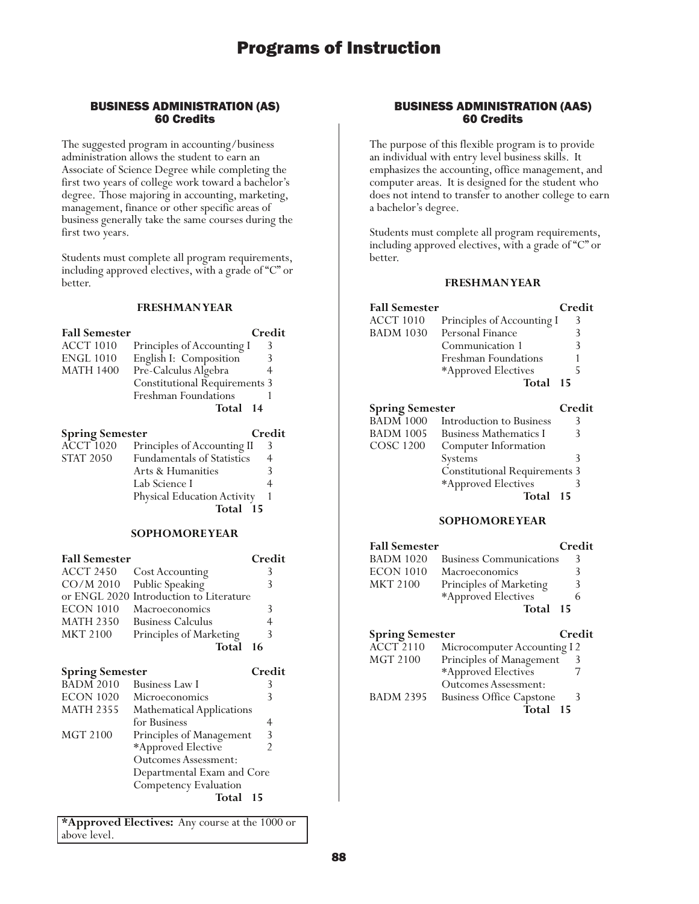# Programs of Instruction

## BUSINESS ADMINISTRATION (AS)
## 60 Credits

The suggested program in accounting/business administration allows the student to earn an Associate of Science Degree while completing the first two years of college work toward a bachelor's degree. Those majoring in accounting, marketing, management, finance or other specific areas of business generally take the same courses during the first two years.

Students must complete all program requirements, including approved electives, with a grade of "C" or better.

### FRESHMAN YEAR

| Fall Semester | | Credit |
|---|---|---|
| ACCT 1010 | Principles of Accounting I | 3 |
| ENGL 1010 | English I: Composition | 3 |
| MATH 1400 | Pre-Calculus Algebra | 4 |
| | Constitutional Requirements | 3 |
| | Freshman Foundations | 1 |
| | **Total** | **14** |

| Spring Semester | | Credit |
|---|---|---|
| ACCT 1020 | Principles of Accounting II | 3 |
| STAT 2050 | Fundamentals of Statistics | 4 |
| | Arts & Humanities | 3 |
| | Lab Science I | 4 |
| | Physical Education Activity | 1 |
| | **Total** | **15** |

### SOPHOMORE YEAR

| Fall Semester | | Credit |
|---|---|---|
| ACCT 2450 | Cost Accounting | 3 |
| CO/M 2010 | Public Speaking | 3 |
| or ENGL 2020 | Introduction to Literature | |
| ECON 1010 | Macroeconomics | 3 |
| MATH 2350 | Business Calculus | 4 |
| MKT 2100 | Principles of Marketing | 3 |
| | **Total** | **16** |

| Spring Semester | | Credit |
|---|---|---|
| BADM 2010 | Business Law I | 3 |
| ECON 1020 | Microeconomics | 3 |
| MATH 2355 | Mathematical Applications for Business | 4 |
| MGT 2100 | Principles of Management | 3 |
| | *Approved Elective | 2 |
| | Outcomes Assessment: Departmental Exam and Core Competency Evaluation | |
| | **Total** | **15** |

**\*Approved Electives:** Any course at the 1000 or above level.

## BUSINESS ADMINISTRATION (AAS)
## 60 Credits

The purpose of this flexible program is to provide an individual with entry level business skills. It emphasizes the accounting, office management, and computer areas. It is designed for the student who does not intend to transfer to another college to earn a bachelor's degree.

Students must complete all program requirements, including approved electives, with a grade of "C" or better.

### FRESHMAN YEAR

| Fall Semester | | Credit |
|---|---|---|
| ACCT 1010 | Principles of Accounting I | 3 |
| BADM 1030 | Personal Finance | 3 |
| | Communication 1 | 3 |
| | Freshman Foundations | 1 |
| | *Approved Electives | 5 |
| | **Total** | **15** |

| Spring Semester | | Credit |
|---|---|---|
| BADM 1000 | Introduction to Business | 3 |
| BADM 1005 | Business Mathematics I | 3 |
| COSC 1200 | Computer Information Systems | 3 |
| | Constitutional Requirements | 3 |
| | *Approved Electives | 3 |
| | **Total** | **15** |

### SOPHOMORE YEAR

| Fall Semester | | Credit |
|---|---|---|
| BADM 1020 | Business Communications | 3 |
| ECON 1010 | Macroeconomics | 3 |
| MKT 2100 | Principles of Marketing | 3 |
| | *Approved Electives | 6 |
| | **Total** | **15** |

| Spring Semester | | Credit |
|---|---|---|
| ACCT 2110 | Microcomputer Accounting I | 2 |
| MGT 2100 | Principles of Management | 3 |
| | *Approved Electives | 7 |
| | Outcomes Assessment: | |
| BADM 2395 | Business Office Capstone | 3 |
| | **Total** | **15** |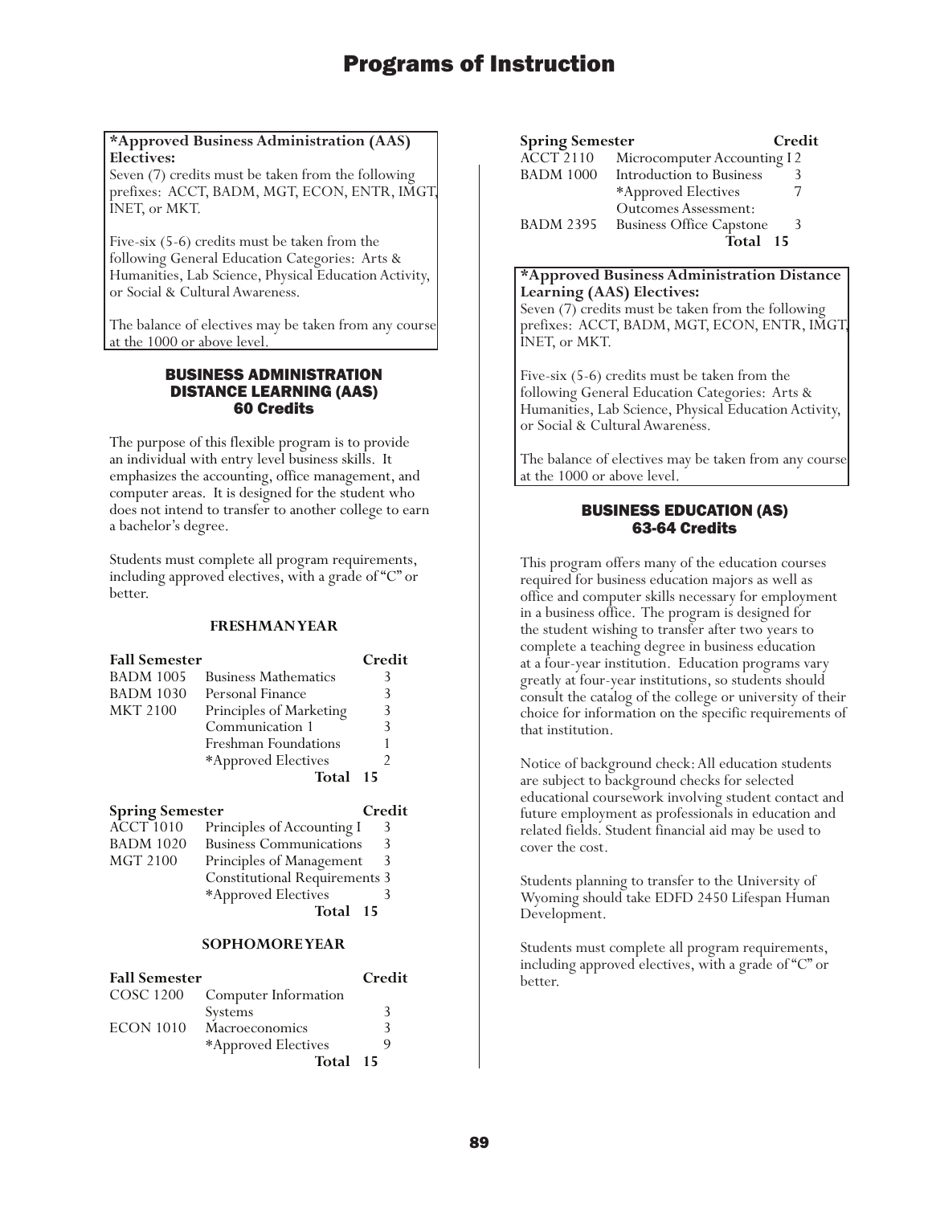**\*Approved Business Administration (AAS) Electives:**
Seven (7) credits must be taken from the following prefixes: ACCT, BADM, MGT, ECON, ENTR, IMGT, INET, or MKT.

Five-six (5-6) credits must be taken from the following General Education Categories: Arts & Humanities, Lab Science, Physical Education Activity, or Social & Cultural Awareness.

The balance of electives may be taken from any course at the 1000 or above level.

## BUSINESS ADMINISTRATION DISTANCE LEARNING (AAS) 60 Credits

The purpose of this flexible program is to provide an individual with entry level business skills. It emphasizes the accounting, office management, and computer areas. It is designed for the student who does not intend to transfer to another college to earn a bachelor's degree.

Students must complete all program requirements, including approved electives, with a grade of "C" or better.

### FRESHMAN YEAR

| Fall Semester | | Credit |
|---|---|---|
| BADM 1005 | Business Mathematics | 3 |
| BADM 1030 | Personal Finance | 3 |
| MKT 2100 | Principles of Marketing | 3 |
| | Communication 1 | 3 |
| | Freshman Foundations | 1 |
| | *Approved Electives | 2 |
| | **Total** | **15** |

| Spring Semester | | Credit |
|---|---|---|
| ACCT 1010 | Principles of Accounting I | 3 |
| BADM 1020 | Business Communications | 3 |
| MGT 2100 | Principles of Management | 3 |
| | Constitutional Requirements | 3 |
| | *Approved Electives | 3 |
| | **Total** | **15** |

### SOPHOMORE YEAR

| Fall Semester | | Credit |
|---|---|---|
| COSC 1200 | Computer Information Systems | 3 |
| ECON 1010 | Macroeconomics | 3 |
| | *Approved Electives | 9 |
| | **Total** | **15** |

| Spring Semester | | Credit |
|---|---|---|
| ACCT 2110 | Microcomputer Accounting I | 2 |
| BADM 1000 | Introduction to Business | 3 |
| | *Approved Electives | 7 |
| | Outcomes Assessment: | |
| BADM 2395 | Business Office Capstone | 3 |
| | **Total** | **15** |

**\*Approved Business Administration Distance Learning (AAS) Electives:**
Seven (7) credits must be taken from the following prefixes: ACCT, BADM, MGT, ECON, ENTR, IMGT, INET, or MKT.

Five-six (5-6) credits must be taken from the following General Education Categories: Arts & Humanities, Lab Science, Physical Education Activity, or Social & Cultural Awareness.

The balance of electives may be taken from any course at the 1000 or above level.

## BUSINESS EDUCATION (AS) 63-64 Credits

This program offers many of the education courses required for business education majors as well as office and computer skills necessary for employment in a business office. The program is designed for the student wishing to transfer after two years to complete a teaching degree in business education at a four-year institution. Education programs vary greatly at four-year institutions, so students should consult the catalog of the college or university of their choice for information on the specific requirements of that institution.

Notice of background check: All education students are subject to background checks for selected educational coursework involving student contact and future employment as professionals in education and related fields. Student financial aid may be used to cover the cost.

Students planning to transfer to the University of Wyoming should take EDFD 2450 Lifespan Human Development.

Students must complete all program requirements, including approved electives, with a grade of "C" or better.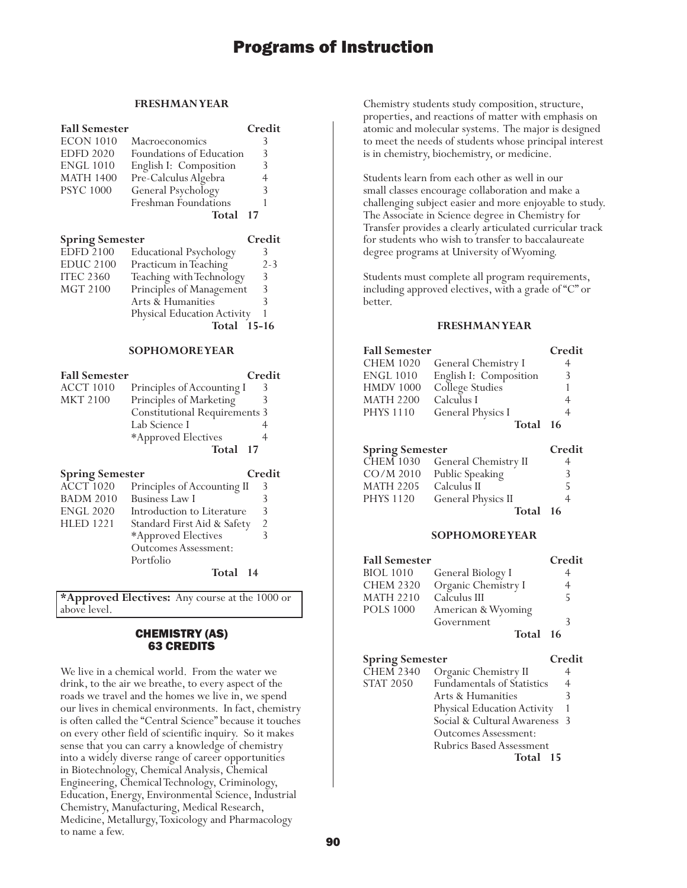#### FRESHMAN YEAR

| Fall Semester | | Credit |
|---|---|---|
| ECON 1010 | Macroeconomics | 3 |
| EDFD 2020 | Foundations of Education | 3 |
| ENGL 1010 | English I: Composition | 3 |
| MATH 1400 | Pre-Calculus Algebra | 4 |
| PSYC 1000 | General Psychology | 3 |
| | Freshman Foundations | 1 |
| | **Total** | **17** |

| Spring Semester | | Credit |
|---|---|---|
| EDFD 2100 | Educational Psychology | 3 |
| EDUC 2100 | Practicum in Teaching | 2-3 |
| ITEC 2360 | Teaching with Technology | 3 |
| MGT 2100 | Principles of Management | 3 |
| | Arts & Humanities | 3 |
| | Physical Education Activity | 1 |
| | **Total** | **15-16** |

#### SOPHOMORE YEAR

| Fall Semester | | Credit |
|---|---|---|
| ACCT 1010 | Principles of Accounting I | 3 |
| MKT 2100 | Principles of Marketing | 3 |
| | Constitutional Requirements | 3 |
| | Lab Science I | 4 |
| | *Approved Electives | 4 |
| | **Total** | **17** |

| Spring Semester | | Credit |
|---|---|---|
| ACCT 1020 | Principles of Accounting II | 3 |
| BADM 2010 | Business Law I | 3 |
| ENGL 2020 | Introduction to Literature | 3 |
| HLED 1221 | Standard First Aid & Safety | 2 |
| | *Approved Electives | 3 |
| | Outcomes Assessment: Portfolio | |
| | **Total** | **14** |

**\*Approved Electives:** Any course at the 1000 or above level.

## CHEMISTRY (AS)
## 63 CREDITS

We live in a chemical world. From the water we drink, to the air we breathe, to every aspect of the roads we travel and the homes we live in, we spend our lives in chemical environments. In fact, chemistry is often called the "Central Science" because it touches on every other field of scientific inquiry. So it makes sense that you can carry a knowledge of chemistry into a widely diverse range of career opportunities in Biotechnology, Chemical Analysis, Chemical Engineering, Chemical Technology, Criminology, Education, Energy, Environmental Science, Industrial Chemistry, Manufacturing, Medical Research, Medicine, Metallurgy, Toxicology and Pharmacology to name a few.

Chemistry students study composition, structure, properties, and reactions of matter with emphasis on atomic and molecular systems. The major is designed to meet the needs of students whose principal interest is in chemistry, biochemistry, or medicine.

Students learn from each other as well in our small classes encourage collaboration and make a challenging subject easier and more enjoyable to study. The Associate in Science degree in Chemistry for Transfer provides a clearly articulated curricular track for students who wish to transfer to baccalaureate degree programs at University of Wyoming.

Students must complete all program requirements, including approved electives, with a grade of "C" or better.

#### FRESHMAN YEAR

| Fall Semester | | Credit |
|---|---|---|
| CHEM 1020 | General Chemistry I | 4 |
| ENGL 1010 | English I: Composition | 3 |
| HMDV 1000 | College Studies | 1 |
| MATH 2200 | Calculus I | 4 |
| PHYS 1110 | General Physics I | 4 |
| | **Total** | **16** |

| Spring Semester | | Credit |
|---|---|---|
| CHEM 1030 | General Chemistry II | 4 |
| CO/M 2010 | Public Speaking | 3 |
| MATH 2205 | Calculus II | 5 |
| PHYS 1120 | General Physics II | 4 |
| | **Total** | **16** |

#### SOPHOMORE YEAR

| Fall Semester | | Credit |
|---|---|---|
| BIOL 1010 | General Biology I | 4 |
| CHEM 2320 | Organic Chemistry I | 4 |
| MATH 2210 | Calculus III | 5 |
| POLS 1000 | American & Wyoming Government | 3 |
| | **Total** | **16** |

| Spring Semester | | Credit |
|---|---|---|
| CHEM 2340 | Organic Chemistry II | 4 |
| STAT 2050 | Fundamentals of Statistics | 4 |
| | Arts & Humanities | 3 |
| | Physical Education Activity | 1 |
| | Social & Cultural Awareness | 3 |
| | Outcomes Assessment: Rubrics Based Assessment | |
| | **Total** | **15** |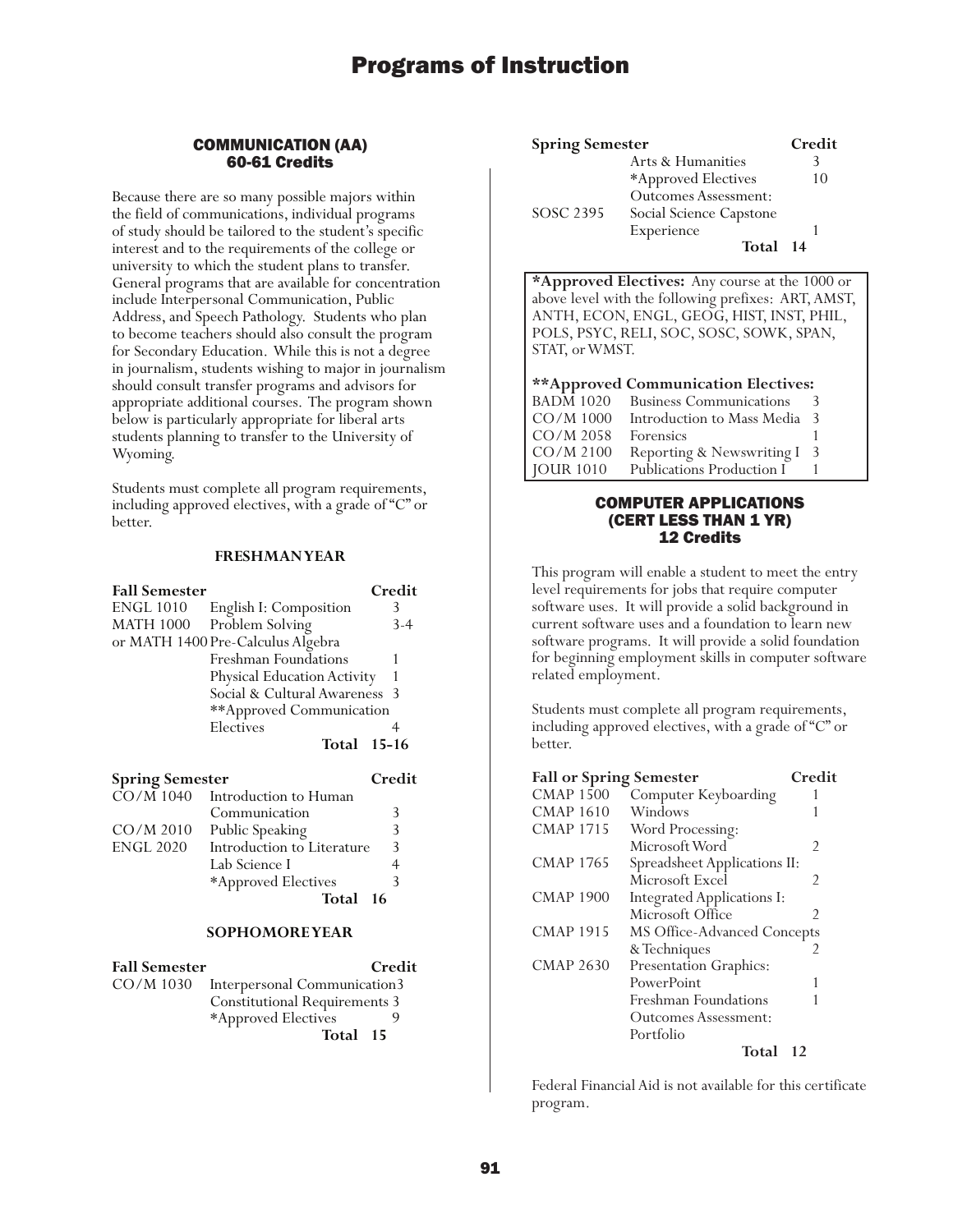## COMMUNICATION (AA)
## 60-61 Credits

Because there are so many possible majors within the field of communications, individual programs of study should be tailored to the student's specific interest and to the requirements of the college or university to which the student plans to transfer. General programs that are available for concentration include Interpersonal Communication, Public Address, and Speech Pathology. Students who plan to become teachers should also consult the program for Secondary Education. While this is not a degree in journalism, students wishing to major in journalism should consult transfer programs and advisors for appropriate additional courses. The program shown below is particularly appropriate for liberal arts students planning to transfer to the University of Wyoming.

Students must complete all program requirements, including approved electives, with a grade of "C" or better.

### FRESHMAN YEAR

| Fall Semester | | Credit |
|---|---|---|
| ENGL 1010 | English I: Composition | 3 |
| MATH 1000 | Problem Solving | 3-4 |
| or MATH 1400 | Pre-Calculus Algebra | |
| | Freshman Foundations | 1 |
| | Physical Education Activity | 1 |
| | Social & Cultural Awareness | 3 |
| | **Approved Communication Electives | 4 |
| | **Total** | **15-16** |

| Spring Semester | | Credit |
|---|---|---|
| CO/M 1040 | Introduction to Human Communication | 3 |
| CO/M 2010 | Public Speaking | 3 |
| ENGL 2020 | Introduction to Literature | 3 |
| | Lab Science I | 4 |
| | *Approved Electives | 3 |
| | **Total** | **16** |

### SOPHOMORE YEAR

| Fall Semester | | Credit |
|---|---|---|
| CO/M 1030 | Interpersonal Communication | 3 |
| | Constitutional Requirements | 3 |
| | *Approved Electives | 9 |
| | **Total** | **15** |

| Spring Semester | | Credit |
|---|---|---|
| | Arts & Humanities | 3 |
| | *Approved Electives | 10 |
| | Outcomes Assessment: | |
| SOSC 2395 | Social Science Capstone Experience | 1 |
| | **Total** | **14** |

**\*Approved Electives:** Any course at the 1000 or above level with the following prefixes: ART, AMST, ANTH, ECON, ENGL, GEOG, HIST, INST, PHIL, POLS, PSYC, RELI, SOC, SOSC, SOWK, SPAN, STAT, or WMST.

**\*\*Approved Communication Electives:**

| | | |
|---|---|---|
| BADM 1020 | Business Communications | 3 |
| CO/M 1000 | Introduction to Mass Media | 3 |
| CO/M 2058 | Forensics | 1 |
| CO/M 2100 | Reporting & Newswriting I | 3 |
| JOUR 1010 | Publications Production I | 1 |

## COMPUTER APPLICATIONS (CERT LESS THAN 1 YR)
## 12 Credits

This program will enable a student to meet the entry level requirements for jobs that require computer software uses. It will provide a solid background in current software uses and a foundation to learn new software programs. It will provide a solid foundation for beginning employment skills in computer software related employment.

Students must complete all program requirements, including approved electives, with a grade of "C" or better.

| Fall or Spring Semester | | Credit |
|---|---|---|
| CMAP 1500 | Computer Keyboarding | 1 |
| CMAP 1610 | Windows | 1 |
| CMAP 1715 | Word Processing: Microsoft Word | 2 |
| CMAP 1765 | Spreadsheet Applications II: Microsoft Excel | 2 |
| CMAP 1900 | Integrated Applications I: Microsoft Office | 2 |
| CMAP 1915 | MS Office-Advanced Concepts & Techniques | 2 |
| CMAP 2630 | Presentation Graphics: PowerPoint | 1 |
| | Freshman Foundations | 1 |
| | Outcomes Assessment: Portfolio | |
| | **Total** | **12** |

Federal Financial Aid is not available for this certificate program.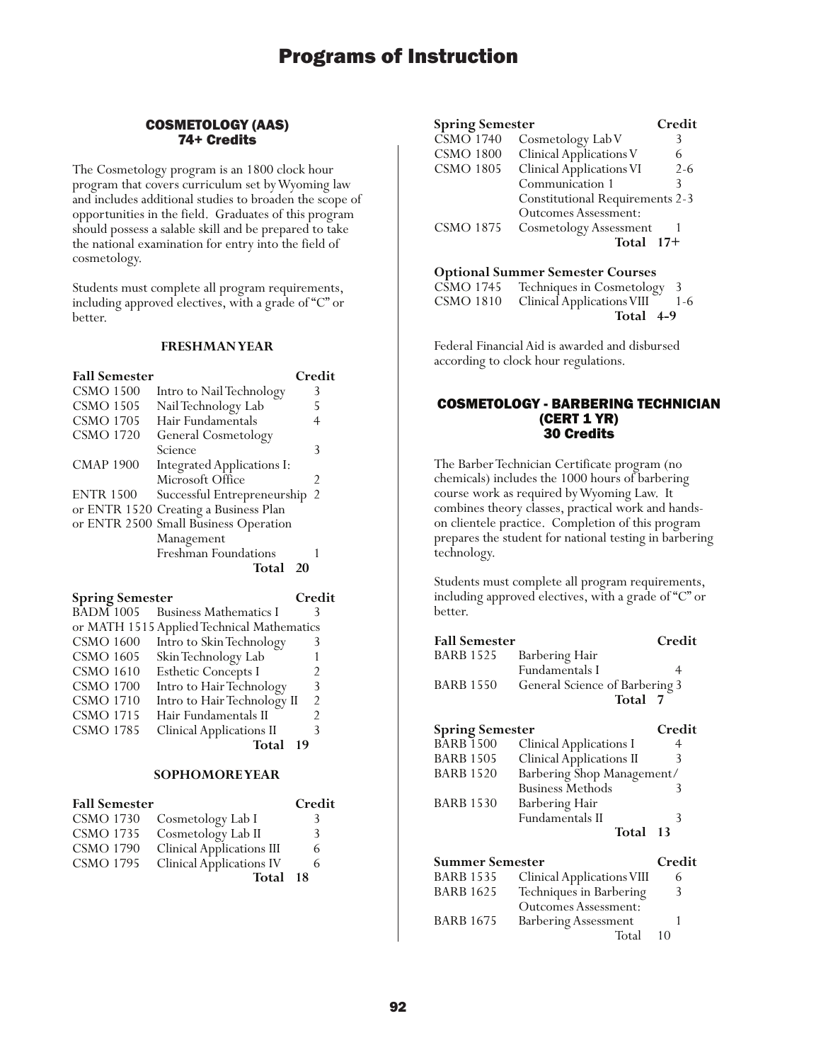# Programs of Instruction

## COSMETOLOGY (AAS)
## 74+ Credits

The Cosmetology program is an 1800 clock hour program that covers curriculum set by Wyoming law and includes additional studies to broaden the scope of opportunities in the field. Graduates of this program should possess a salable skill and be prepared to take the national examination for entry into the field of cosmetology.

Students must complete all program requirements, including approved electives, with a grade of "C" or better.

### FRESHMAN YEAR

| Fall Semester | | Credit |
|---|---|---|
| CSMO 1500 | Intro to Nail Technology | 3 |
| CSMO 1505 | Nail Technology Lab | 5 |
| CSMO 1705 | Hair Fundamentals | 4 |
| CSMO 1720 | General Cosmetology Science | 3 |
| CMAP 1900 | Integrated Applications I: Microsoft Office | 2 |
| ENTR 1500 | Successful Entrepreneurship | 2 |
| or ENTR 1520 | Creating a Business Plan | |
| or ENTR 2500 | Small Business Operation Management | |
| | Freshman Foundations | 1 |
| | **Total** | **20** |

| Spring Semester | | Credit |
|---|---|---|
| BADM 1005 | Business Mathematics I | 3 |
| or MATH 1515 | Applied Technical Mathematics | |
| CSMO 1600 | Intro to Skin Technology | 3 |
| CSMO 1605 | Skin Technology Lab | 1 |
| CSMO 1610 | Esthetic Concepts I | 2 |
| CSMO 1700 | Intro to Hair Technology | 3 |
| CSMO 1710 | Intro to Hair Technology II | 2 |
| CSMO 1715 | Hair Fundamentals II | 2 |
| CSMO 1785 | Clinical Applications II | 3 |
| | **Total** | **19** |

### SOPHOMORE YEAR

| Fall Semester | | Credit |
|---|---|---|
| CSMO 1730 | Cosmetology Lab I | 3 |
| CSMO 1735 | Cosmetology Lab II | 3 |
| CSMO 1790 | Clinical Applications III | 6 |
| CSMO 1795 | Clinical Applications IV | 6 |
| | **Total** | **18** |

| Spring Semester | | Credit |
|---|---|---|
| CSMO 1740 | Cosmetology Lab V | 3 |
| CSMO 1800 | Clinical Applications V | 6 |
| CSMO 1805 | Clinical Applications VI | 2-6 |
| | Communication 1 | 3 |
| | Constitutional Requirements | 2-3 |
| | Outcomes Assessment: | |
| CSMO 1875 | Cosmetology Assessment | 1 |
| | **Total** | **17+** |

| Optional Summer Semester Courses | | |
|---|---|---|
| CSMO 1745 | Techniques in Cosmetology | 3 |
| CSMO 1810 | Clinical Applications VIII | 1-6 |
| | **Total** | **4-9** |

Federal Financial Aid is awarded and disbursed according to clock hour regulations.

## COSMETOLOGY - BARBERING TECHNICIAN (CERT 1 YR)
## 30 Credits

The Barber Technician Certificate program (no chemicals) includes the 1000 hours of barbering course work as required by Wyoming Law. It combines theory classes, practical work and hands-on clientele practice. Completion of this program prepares the student for national testing in barbering technology.

Students must complete all program requirements, including approved electives, with a grade of "C" or better.

| Fall Semester | | Credit |
|---|---|---|
| BARB 1525 | Barbering Hair Fundamentals I | 4 |
| BARB 1550 | General Science of Barbering | 3 |
| | **Total** | **7** |

| Spring Semester | | Credit |
|---|---|---|
| BARB 1500 | Clinical Applications I | 4 |
| BARB 1505 | Clinical Applications II | 3 |
| BARB 1520 | Barbering Shop Management/ Business Methods | 3 |
| BARB 1530 | Barbering Hair Fundamentals II | 3 |
| | **Total** | **13** |

| Summer Semester | | Credit |
|---|---|---|
| BARB 1535 | Clinical Applications VIII | 6 |
| BARB 1625 | Techniques in Barbering | 3 |
| | Outcomes Assessment: | |
| BARB 1675 | Barbering Assessment | 1 |
| | Total | 10 |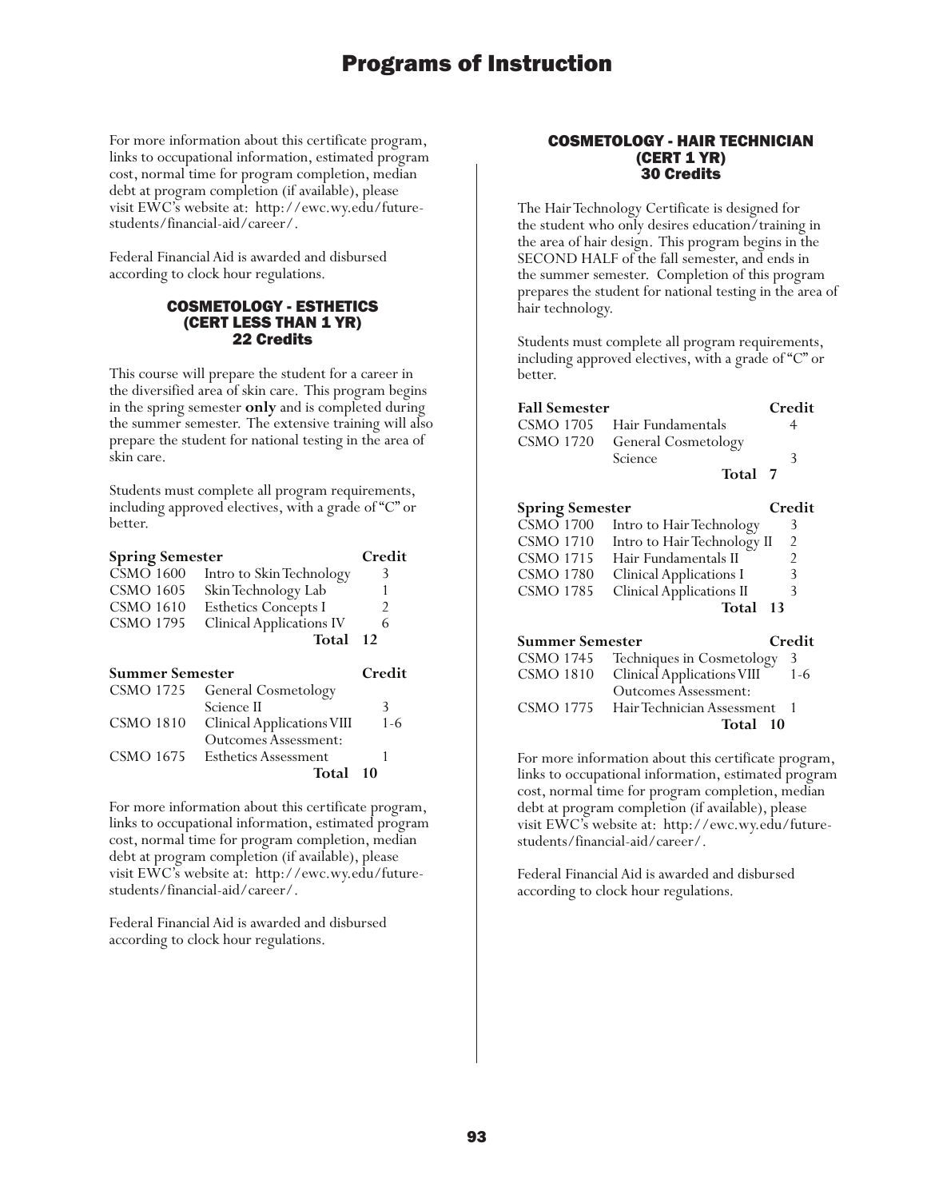For more information about this certificate program, links to occupational information, estimated program cost, normal time for program completion, median debt at program completion (if available), please visit EWC's website at: http://ewc.wy.edu/future-students/financial-aid/career/.

Federal Financial Aid is awarded and disbursed according to clock hour regulations.

### COSMETOLOGY - ESTHETICS (CERT LESS THAN 1 YR) 22 Credits

This course will prepare the student for a career in the diversified area of skin care. This program begins in the spring semester **only** and is completed during the summer semester. The extensive training will also prepare the student for national testing in the area of skin care.

Students must complete all program requirements, including approved electives, with a grade of "C" or better.

| **Spring Semester** | | **Credit** |
|---|---|---|
| CSMO 1600 | Intro to Skin Technology | 3 |
| CSMO 1605 | Skin Technology Lab | 1 |
| CSMO 1610 | Esthetics Concepts I | 2 |
| CSMO 1795 | Clinical Applications IV | 6 |
| | **Total** | **12** |

| **Summer Semester** | | **Credit** |
|---|---|---|
| CSMO 1725 | General Cosmetology Science II | 3 |
| CSMO 1810 | Clinical Applications VIII | 1-6 |
| | Outcomes Assessment: | |
| CSMO 1675 | Esthetics Assessment | 1 |
| | **Total** | **10** |

For more information about this certificate program, links to occupational information, estimated program cost, normal time for program completion, median debt at program completion (if available), please visit EWC's website at: http://ewc.wy.edu/future-students/financial-aid/career/.

Federal Financial Aid is awarded and disbursed according to clock hour regulations.

### COSMETOLOGY - HAIR TECHNICIAN (CERT 1 YR) 30 Credits

The Hair Technology Certificate is designed for the student who only desires education/training in the area of hair design. This program begins in the SECOND HALF of the fall semester, and ends in the summer semester. Completion of this program prepares the student for national testing in the area of hair technology.

Students must complete all program requirements, including approved electives, with a grade of "C" or better.

| **Fall Semester** | | **Credit** |
|---|---|---|
| CSMO 1705 | Hair Fundamentals | 4 |
| CSMO 1720 | General Cosmetology Science | 3 |
| | **Total** | **7** |

| **Spring Semester** | | **Credit** |
|---|---|---|
| CSMO 1700 | Intro to Hair Technology | 3 |
| CSMO 1710 | Intro to Hair Technology II | 2 |
| CSMO 1715 | Hair Fundamentals II | 2 |
| CSMO 1780 | Clinical Applications I | 3 |
| CSMO 1785 | Clinical Applications II | 3 |
| | **Total** | **13** |

| **Summer Semester** | | **Credit** |
|---|---|---|
| CSMO 1745 | Techniques in Cosmetology | 3 |
| CSMO 1810 | Clinical Applications VIII | 1-6 |
| | Outcomes Assessment: | |
| CSMO 1775 | Hair Technician Assessment | 1 |
| | **Total** | **10** |

For more information about this certificate program, links to occupational information, estimated program cost, normal time for program completion, median debt at program completion (if available), please visit EWC's website at: http://ewc.wy.edu/future-students/financial-aid/career/.

Federal Financial Aid is awarded and disbursed according to clock hour regulations.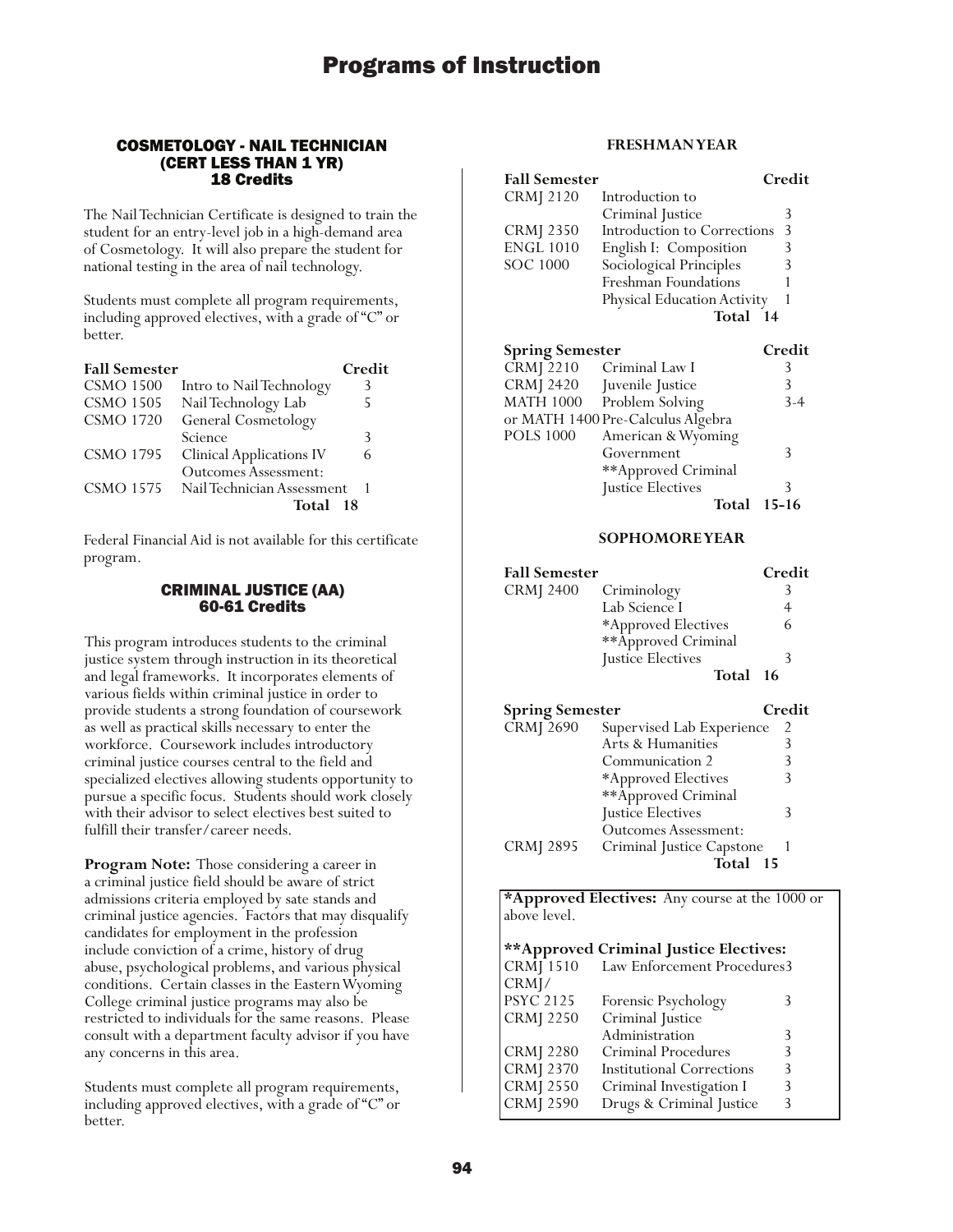## COSMETOLOGY - NAIL TECHNICIAN (CERT LESS THAN 1 YR)
### 18 Credits

The Nail Technician Certificate is designed to train the student for an entry-level job in a high-demand area of Cosmetology. It will also prepare the student for national testing in the area of nail technology.

Students must complete all program requirements, including approved electives, with a grade of "C" or better.

| Fall Semester | | Credit |
|---|---|---|
| CSMO 1500 | Intro to Nail Technology | 3 |
| CSMO 1505 | Nail Technology Lab | 5 |
| CSMO 1720 | General Cosmetology Science | 3 |
| CSMO 1795 | Clinical Applications IV | 6 |
| | Outcomes Assessment: | |
| CSMO 1575 | Nail Technician Assessment | 1 |
| | **Total** | **18** |

Federal Financial Aid is not available for this certificate program.

## CRIMINAL JUSTICE (AA)
### 60-61 Credits

This program introduces students to the criminal justice system through instruction in its theoretical and legal frameworks. It incorporates elements of various fields within criminal justice in order to provide students a strong foundation of coursework as well as practical skills necessary to enter the workforce. Coursework includes introductory criminal justice courses central to the field and specialized electives allowing students opportunity to pursue a specific focus. Students should work closely with their advisor to select electives best suited to fulfill their transfer/career needs.

**Program Note:** Those considering a career in a criminal justice field should be aware of strict admissions criteria employed by sate stands and criminal justice agencies. Factors that may disqualify candidates for employment in the profession include conviction of a crime, history of drug abuse, psychological problems, and various physical conditions. Certain classes in the Eastern Wyoming College criminal justice programs may also be restricted to individuals for the same reasons. Please consult with a department faculty advisor if you have any concerns in this area.

Students must complete all program requirements, including approved electives, with a grade of "C" or better.

#### FRESHMAN YEAR

| Fall Semester | | Credit |
|---|---|---|
| CRMJ 2120 | Introduction to Criminal Justice | 3 |
| CRMJ 2350 | Introduction to Corrections | 3 |
| ENGL 1010 | English I: Composition | 3 |
| SOC 1000 | Sociological Principles | 3 |
| | Freshman Foundations | 1 |
| | Physical Education Activity | 1 |
| | **Total** | **14** |

| Spring Semester | | Credit |
|---|---|---|
| CRMJ 2210 | Criminal Law I | 3 |
| CRMJ 2420 | Juvenile Justice | 3 |
| MATH 1000 | Problem Solving | 3-4 |
| or MATH 1400 | Pre-Calculus Algebra | |
| POLS 1000 | American & Wyoming Government | 3 |
| | **Approved Criminal Justice Electives | 3 |
| | **Total** | **15-16** |

#### SOPHOMORE YEAR

| Fall Semester | | Credit |
|---|---|---|
| CRMJ 2400 | Criminology | 3 |
| | Lab Science I | 4 |
| | *Approved Electives | 6 |
| | **Approved Criminal Justice Electives | 3 |
| | **Total** | **16** |

| Spring Semester | | Credit |
|---|---|---|
| CRMJ 2690 | Supervised Lab Experience | 2 |
| | Arts & Humanities | 3 |
| | Communication 2 | 3 |
| | *Approved Electives | 3 |
| | **Approved Criminal Justice Electives | 3 |
| | Outcomes Assessment: | |
| CRMJ 2895 | Criminal Justice Capstone | 1 |
| | **Total** | **15** |

**\*Approved Electives:** Any course at the 1000 or above level.

**\*\*Approved Criminal Justice Electives:**

| | | |
|---|---|---|
| CRMJ 1510 | Law Enforcement Procedures | 3 |
| CRMJ/ PSYC 2125 | Forensic Psychology | 3 |
| CRMJ 2250 | Criminal Justice Administration | 3 |
| CRMJ 2280 | Criminal Procedures | 3 |
| CRMJ 2370 | Institutional Corrections | 3 |
| CRMJ 2550 | Criminal Investigation I | 3 |
| CRMJ 2590 | Drugs & Criminal Justice | 3 |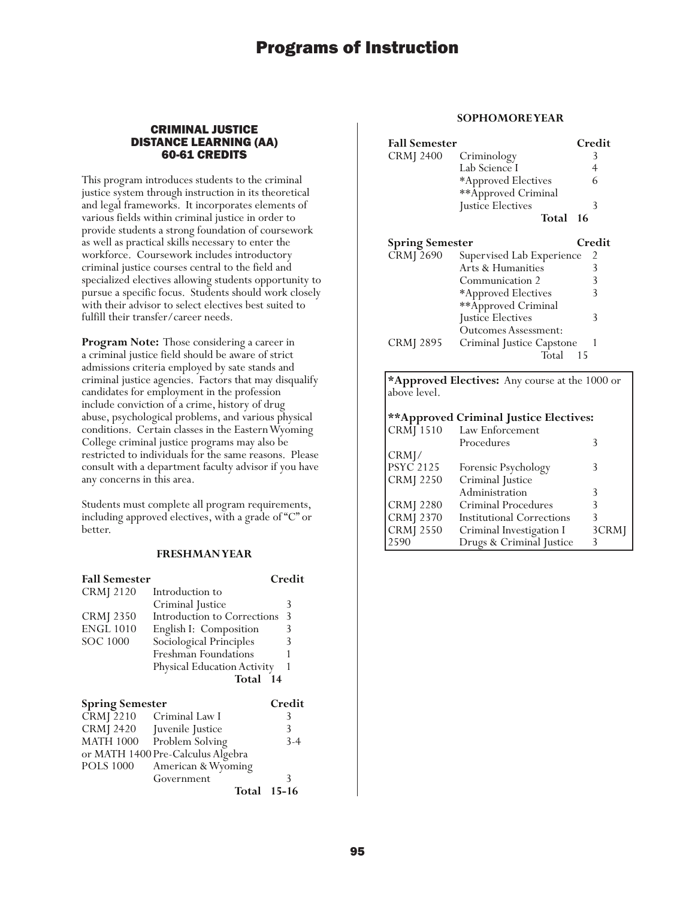## CRIMINAL JUSTICE DISTANCE LEARNING (AA) 60-61 CREDITS

This program introduces students to the criminal justice system through instruction in its theoretical and legal frameworks. It incorporates elements of various fields within criminal justice in order to provide students a strong foundation of coursework as well as practical skills necessary to enter the workforce. Coursework includes introductory criminal justice courses central to the field and specialized electives allowing students opportunity to pursue a specific focus. Students should work closely with their advisor to select electives best suited to fulfill their transfer/career needs.

**Program Note:** Those considering a career in a criminal justice field should be aware of strict admissions criteria employed by sate stands and criminal justice agencies. Factors that may disqualify candidates for employment in the profession include conviction of a crime, history of drug abuse, psychological problems, and various physical conditions. Certain classes in the Eastern Wyoming College criminal justice programs may also be restricted to individuals for the same reasons. Please consult with a department faculty advisor if you have any concerns in this area.

Students must complete all program requirements, including approved electives, with a grade of "C" or better.

### FRESHMAN YEAR

| **Fall Semester** | | **Credit** |
|---|---|---|
| CRMJ 2120 | Introduction to Criminal Justice | 3 |
| CRMJ 2350 | Introduction to Corrections | 3 |
| ENGL 1010 | English I: Composition | 3 |
| SOC 1000 | Sociological Principles | 3 |
| | Freshman Foundations | 1 |
| | Physical Education Activity | 1 |
| | **Total** | **14** |

| **Spring Semester** | | **Credit** |
|---|---|---|
| CRMJ 2210 | Criminal Law I | 3 |
| CRMJ 2420 | Juvenile Justice | 3 |
| MATH 1000 or MATH 1400 | Problem Solving or Pre-Calculus Algebra | 3-4 |
| POLS 1000 | American & Wyoming Government | 3 |
| | **Total** | **15-16** |

### SOPHOMORE YEAR

| **Fall Semester** | | **Credit** |
|---|---|---|
| CRMJ 2400 | Criminology | 3 |
| | Lab Science I | 4 |
| | *Approved Electives | 6 |
| | **Approved Criminal Justice Electives | 3 |
| | **Total** | **16** |

| **Spring Semester** | | **Credit** |
|---|---|---|
| CRMJ 2690 | Supervised Lab Experience | 2 |
| | Arts & Humanities | 3 |
| | Communication 2 | 3 |
| | *Approved Electives | 3 |
| | **Approved Criminal Justice Electives | 3 |
| | Outcomes Assessment: | |
| CRMJ 2895 | Criminal Justice Capstone | 1 |
| | Total | 15 |

**\*Approved Electives:** Any course at the 1000 or above level.

**\*\*Approved Criminal Justice Electives:**

| | | |
|---|---|---|
| CRMJ 1510 | Law Enforcement Procedures | 3 |
| CRMJ/PSYC 2125 | Forensic Psychology | 3 |
| CRMJ 2250 | Criminal Justice Administration | 3 |
| CRMJ 2280 | Criminal Procedures | 3 |
| CRMJ 2370 | Institutional Corrections | 3 |
| CRMJ 2550 | Criminal Investigation I | 3 |
| CRMJ 2590 | Drugs & Criminal Justice | 3 |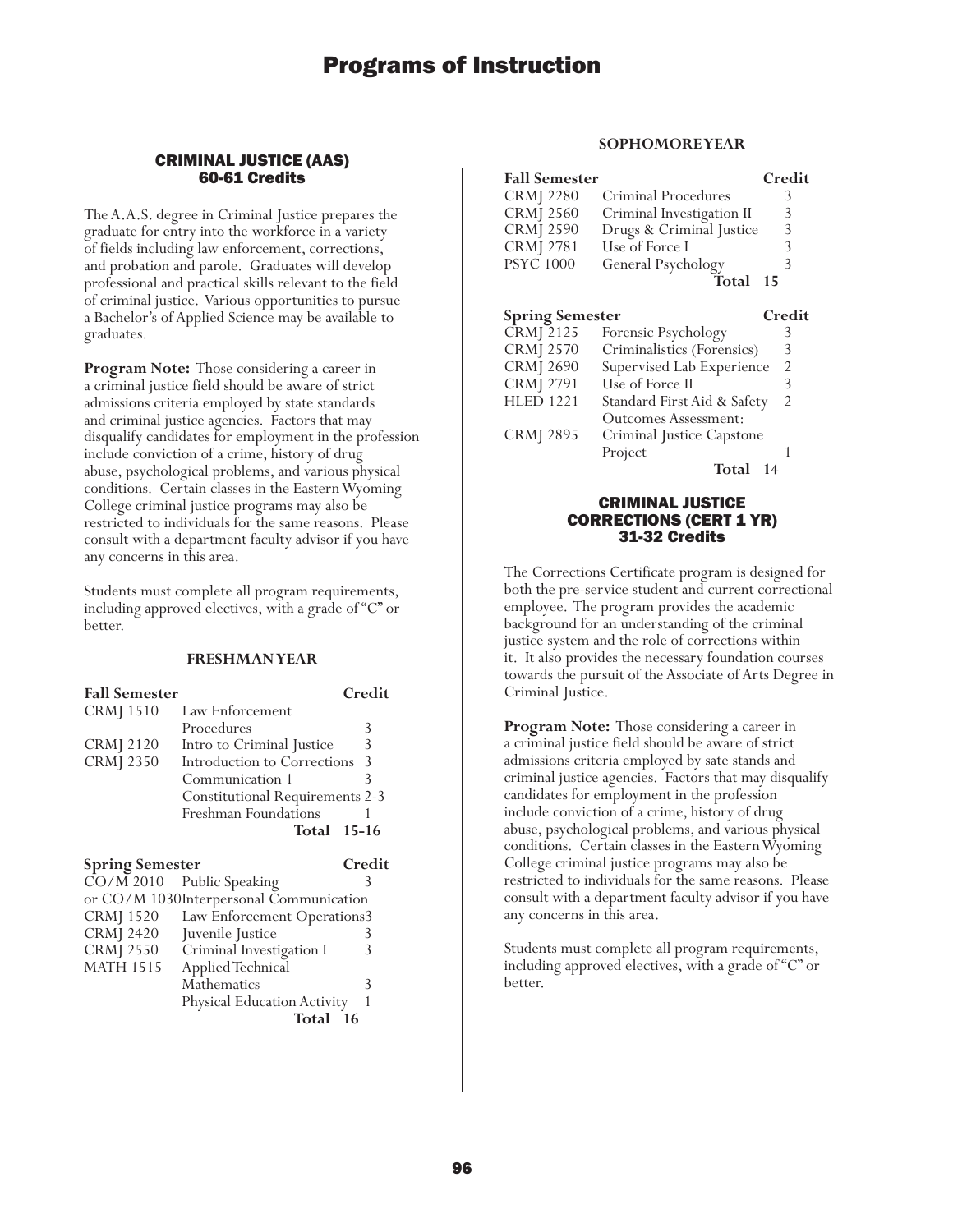## CRIMINAL JUSTICE (AAS)
## 60-61 Credits

The A.A.S. degree in Criminal Justice prepares the graduate for entry into the workforce in a variety of fields including law enforcement, corrections, and probation and parole. Graduates will develop professional and practical skills relevant to the field of criminal justice. Various opportunities to pursue a Bachelor's of Applied Science may be available to graduates.

**Program Note:** Those considering a career in a criminal justice field should be aware of strict admissions criteria employed by state standards and criminal justice agencies. Factors that may disqualify candidates for employment in the profession include conviction of a crime, history of drug abuse, psychological problems, and various physical conditions. Certain classes in the Eastern Wyoming College criminal justice programs may also be restricted to individuals for the same reasons. Please consult with a department faculty advisor if you have any concerns in this area.

Students must complete all program requirements, including approved electives, with a grade of "C" or better.

### FRESHMAN YEAR

| Fall Semester | | Credit |
|---|---|---|
| CRMJ 1510 | Law Enforcement Procedures | 3 |
| CRMJ 2120 | Intro to Criminal Justice | 3 |
| CRMJ 2350 | Introduction to Corrections | 3 |
| | Communication 1 | 3 |
| | Constitutional Requirements | 2-3 |
| | Freshman Foundations | 1 |
| | **Total** | **15-16** |

| Spring Semester | | Credit |
|---|---|---|
| CO/M 2010 | Public Speaking | 3 |
| or CO/M 1030 | Interpersonal Communication | |
| CRMJ 1520 | Law Enforcement Operations | 3 |
| CRMJ 2420 | Juvenile Justice | 3 |
| CRMJ 2550 | Criminal Investigation I | 3 |
| MATH 1515 | Applied Technical Mathematics | 3 |
| | Physical Education Activity | 1 |
| | **Total** | **16** |

### SOPHOMORE YEAR

| Fall Semester | | Credit |
|---|---|---|
| CRMJ 2280 | Criminal Procedures | 3 |
| CRMJ 2560 | Criminal Investigation II | 3 |
| CRMJ 2590 | Drugs & Criminal Justice | 3 |
| CRMJ 2781 | Use of Force I | 3 |
| PSYC 1000 | General Psychology | 3 |
| | **Total** | **15** |

| Spring Semester | | Credit |
|---|---|---|
| CRMJ 2125 | Forensic Psychology | 3 |
| CRMJ 2570 | Criminalistics (Forensics) | 3 |
| CRMJ 2690 | Supervised Lab Experience | 2 |
| CRMJ 2791 | Use of Force II | 3 |
| HLED 1221 | Standard First Aid & Safety | 2 |
| | Outcomes Assessment: | |
| CRMJ 2895 | Criminal Justice Capstone Project | 1 |
| | **Total** | **14** |

## CRIMINAL JUSTICE CORRECTIONS (CERT 1 YR)
## 31-32 Credits

The Corrections Certificate program is designed for both the pre-service student and current correctional employee. The program provides the academic background for an understanding of the criminal justice system and the role of corrections within it. It also provides the necessary foundation courses towards the pursuit of the Associate of Arts Degree in Criminal Justice.

**Program Note:** Those considering a career in a criminal justice field should be aware of strict admissions criteria employed by sate stands and criminal justice agencies. Factors that may disqualify candidates for employment in the profession include conviction of a crime, history of drug abuse, psychological problems, and various physical conditions. Certain classes in the Eastern Wyoming College criminal justice programs may also be restricted to individuals for the same reasons. Please consult with a department faculty advisor if you have any concerns in this area.

Students must complete all program requirements, including approved electives, with a grade of "C" or better.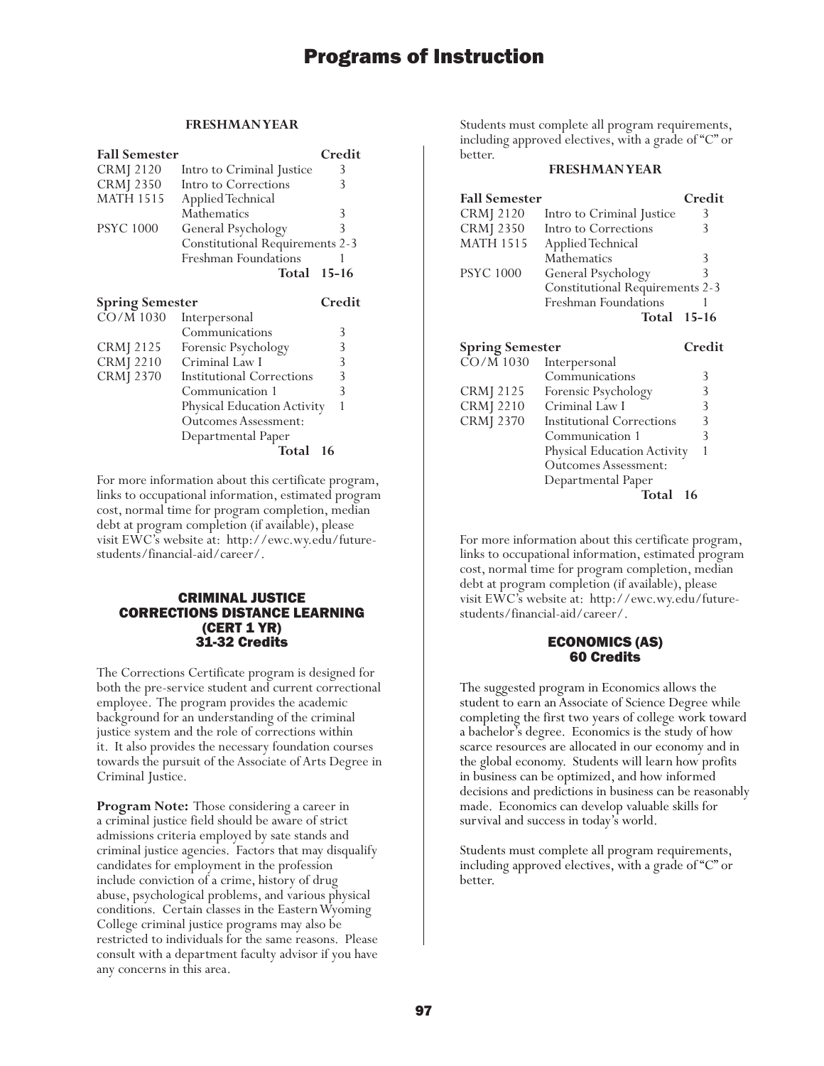#### FRESHMAN YEAR

| Fall Semester | | Credit |
|---|---|---|
| CRMJ 2120 | Intro to Criminal Justice | 3 |
| CRMJ 2350 | Intro to Corrections | 3 |
| MATH 1515 | Applied Technical Mathematics | 3 |
| PSYC 1000 | General Psychology | 3 |
| | Constitutional Requirements | 2-3 |
| | Freshman Foundations | 1 |
| | **Total** | **15-16** |

| Spring Semester | | Credit |
|---|---|---|
| CO/M 1030 | Interpersonal Communications | 3 |
| CRMJ 2125 | Forensic Psychology | 3 |
| CRMJ 2210 | Criminal Law I | 3 |
| CRMJ 2370 | Institutional Corrections | 3 |
| | Communication 1 | 3 |
| | Physical Education Activity | 1 |
| | Outcomes Assessment: Departmental Paper | |
| | **Total** | **16** |

For more information about this certificate program, links to occupational information, estimated program cost, normal time for program completion, median debt at program completion (if available), please visit EWC's website at: http://ewc.wy.edu/future-students/financial-aid/career/.

## CRIMINAL JUSTICE CORRECTIONS DISTANCE LEARNING (CERT 1 YR) 31-32 Credits

The Corrections Certificate program is designed for both the pre-service student and current correctional employee. The program provides the academic background for an understanding of the criminal justice system and the role of corrections within it. It also provides the necessary foundation courses towards the pursuit of the Associate of Arts Degree in Criminal Justice.

**Program Note:** Those considering a career in a criminal justice field should be aware of strict admissions criteria employed by sate stands and criminal justice agencies. Factors that may disqualify candidates for employment in the profession include conviction of a crime, history of drug abuse, psychological problems, and various physical conditions. Certain classes in the Eastern Wyoming College criminal justice programs may also be restricted to individuals for the same reasons. Please consult with a department faculty advisor if you have any concerns in this area.

Students must complete all program requirements, including approved electives, with a grade of "C" or better.

#### FRESHMAN YEAR

| Fall Semester | | Credit |
|---|---|---|
| CRMJ 2120 | Intro to Criminal Justice | 3 |
| CRMJ 2350 | Intro to Corrections | 3 |
| MATH 1515 | Applied Technical Mathematics | 3 |
| PSYC 1000 | General Psychology | 3 |
| | Constitutional Requirements | 2-3 |
| | Freshman Foundations | 1 |
| | **Total** | **15-16** |

| Spring Semester | | Credit |
|---|---|---|
| CO/M 1030 | Interpersonal Communications | 3 |
| CRMJ 2125 | Forensic Psychology | 3 |
| CRMJ 2210 | Criminal Law I | 3 |
| CRMJ 2370 | Institutional Corrections | 3 |
| | Communication 1 | 3 |
| | Physical Education Activity | 1 |
| | Outcomes Assessment: Departmental Paper | |
| | **Total** | **16** |

For more information about this certificate program, links to occupational information, estimated program cost, normal time for program completion, median debt at program completion (if available), please visit EWC's website at: http://ewc.wy.edu/future-students/financial-aid/career/.

## ECONOMICS (AS) 60 Credits

The suggested program in Economics allows the student to earn an Associate of Science Degree while completing the first two years of college work toward a bachelor's degree. Economics is the study of how scarce resources are allocated in our economy and in the global economy. Students will learn how profits in business can be optimized, and how informed decisions and predictions in business can be reasonably made. Economics can develop valuable skills for survival and success in today's world.

Students must complete all program requirements, including approved electives, with a grade of "C" or better.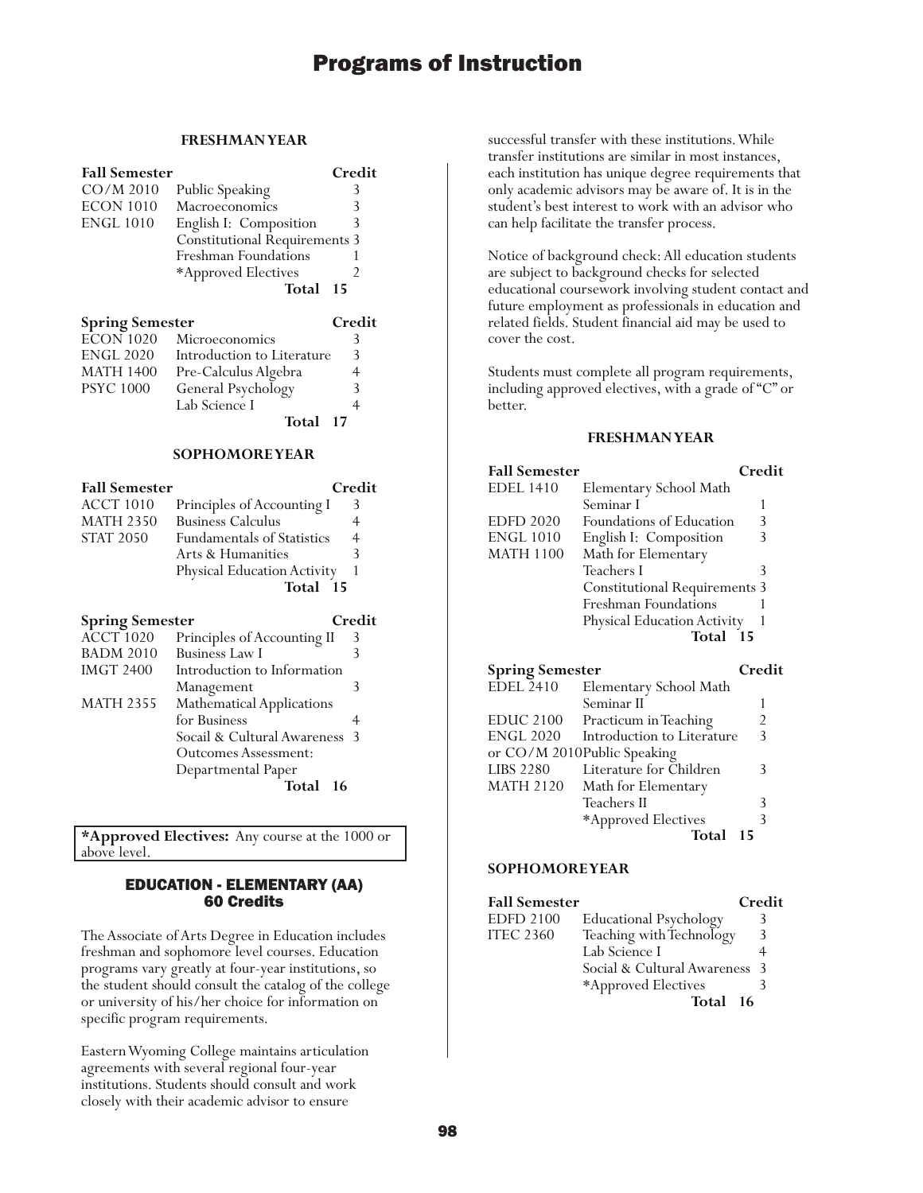### FRESHMAN YEAR

| Fall Semester | | Credit |
|---|---|---|
| CO/M 2010 | Public Speaking | 3 |
| ECON 1010 | Macroeconomics | 3 |
| ENGL 1010 | English I: Composition | 3 |
| | Constitutional Requirements | 3 |
| | Freshman Foundations | 1 |
| | *Approved Electives | 2 |
| | **Total** | **15** |

| Spring Semester | | Credit |
|---|---|---|
| ECON 1020 | Microeconomics | 3 |
| ENGL 2020 | Introduction to Literature | 3 |
| MATH 1400 | Pre-Calculus Algebra | 4 |
| PSYC 1000 | General Psychology | 3 |
| | Lab Science I | 4 |
| | **Total** | **17** |

### SOPHOMORE YEAR

| Fall Semester | | Credit |
|---|---|---|
| ACCT 1010 | Principles of Accounting I | 3 |
| MATH 2350 | Business Calculus | 4 |
| STAT 2050 | Fundamentals of Statistics | 4 |
| | Arts & Humanities | 3 |
| | Physical Education Activity | 1 |
| | **Total** | **15** |

| Spring Semester | | Credit |
|---|---|---|
| ACCT 1020 | Principles of Accounting II | 3 |
| BADM 2010 | Business Law I | 3 |
| IMGT 2400 | Introduction to Information Management | 3 |
| MATH 2355 | Mathematical Applications for Business | 4 |
| | Socail & Cultural Awareness | 3 |
| | Outcomes Assessment: Departmental Paper | |
| | **Total** | **16** |

**\*Approved Electives:** Any course at the 1000 or above level.

## EDUCATION - ELEMENTARY (AA)
## 60 Credits

The Associate of Arts Degree in Education includes freshman and sophomore level courses. Education programs vary greatly at four-year institutions, so the student should consult the catalog of the college or university of his/her choice for information on specific program requirements.

Eastern Wyoming College maintains articulation agreements with several regional four-year institutions. Students should consult and work closely with their academic advisor to ensure successful transfer with these institutions. While transfer institutions are similar in most instances, each institution has unique degree requirements that only academic advisors may be aware of. It is in the student's best interest to work with an advisor who can help facilitate the transfer process.

Notice of background check: All education students are subject to background checks for selected educational coursework involving student contact and future employment as professionals in education and related fields. Student financial aid may be used to cover the cost.

Students must complete all program requirements, including approved electives, with a grade of "C" or better.

### FRESHMAN YEAR

| Fall Semester | | Credit |
|---|---|---|
| EDEL 1410 | Elementary School Math Seminar I | 1 |
| EDFD 2020 | Foundations of Education | 3 |
| ENGL 1010 | English I: Composition | 3 |
| MATH 1100 | Math for Elementary Teachers I | 3 |
| | Constitutional Requirements | 3 |
| | Freshman Foundations | 1 |
| | Physical Education Activity | 1 |
| | **Total** | **15** |

| Spring Semester | | Credit |
|---|---|---|
| EDEL 2410 | Elementary School Math Seminar II | 1 |
| EDUC 2100 | Practicum in Teaching | 2 |
| ENGL 2020 | Introduction to Literature | 3 |
| or CO/M 2010 | Public Speaking | |
| LIBS 2280 | Literature for Children | 3 |
| MATH 2120 | Math for Elementary Teachers II | 3 |
| | *Approved Electives | 3 |
| | **Total** | **15** |

### SOPHOMORE YEAR

| Fall Semester | | Credit |
|---|---|---|
| EDFD 2100 | Educational Psychology | 3 |
| ITEC 2360 | Teaching with Technology | 3 |
| | Lab Science I | 4 |
| | Social & Cultural Awareness | 3 |
| | *Approved Electives | 3 |
| | **Total** | **16** |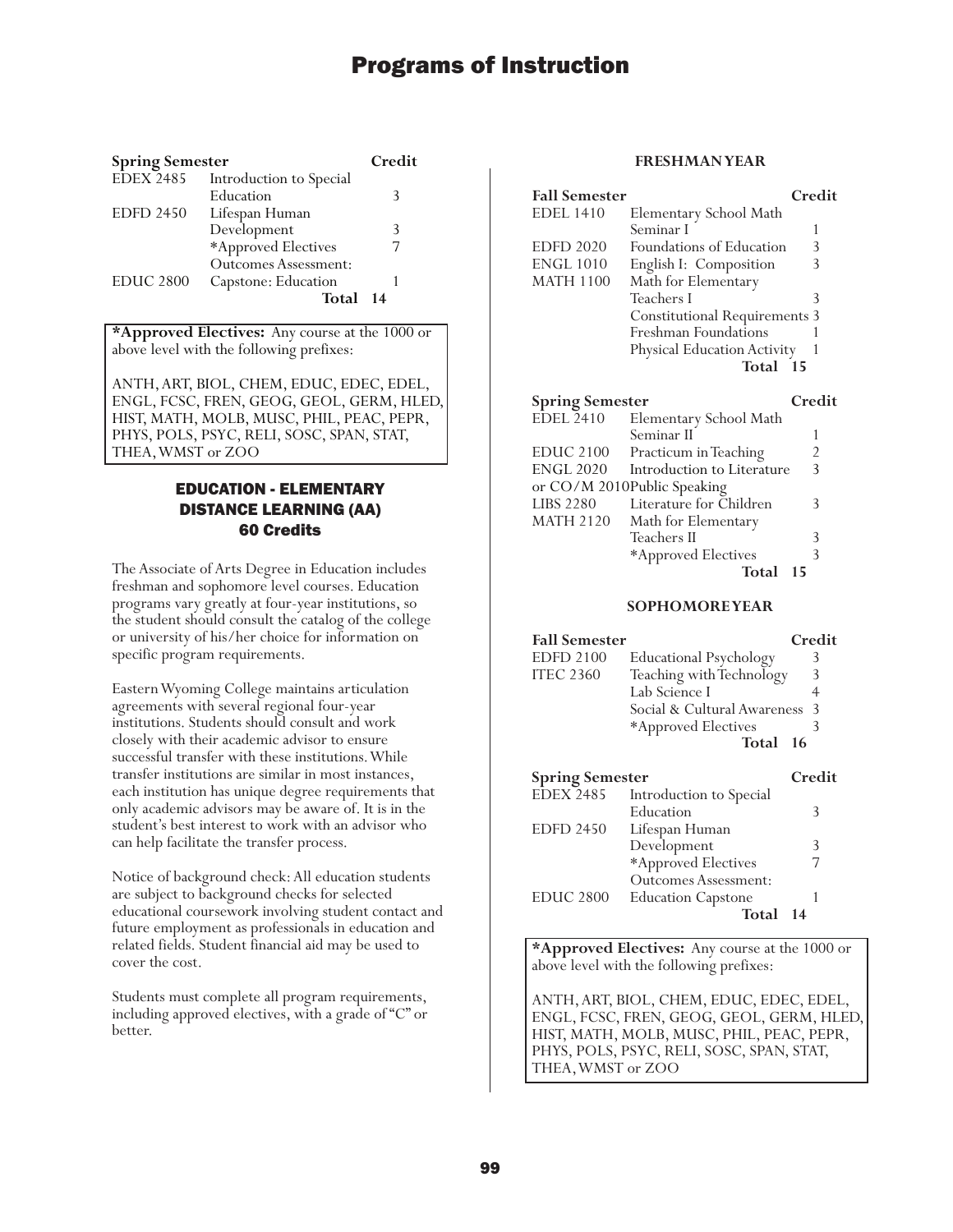| Spring Semester | | Credit |
|---|---|---|
| EDEX 2485 | Introduction to Special Education | 3 |
| EDFD 2450 | Lifespan Human Development | 3 |
| | *Approved Electives | 7 |
| | Outcomes Assessment: | |
| EDUC 2800 | Capstone: Education | 1 |
| | **Total** | **14** |

**\*Approved Electives:** Any course at the 1000 or above level with the following prefixes:

ANTH, ART, BIOL, CHEM, EDUC, EDEC, EDEL, ENGL, FCSC, FREN, GEOG, GEOL, GERM, HLED, HIST, MATH, MOLB, MUSC, PHIL, PEAC, PEPR, PHYS, POLS, PSYC, RELI, SOSC, SPAN, STAT, THEA, WMST or ZOO

## EDUCATION - ELEMENTARY DISTANCE LEARNING (AA)
## 60 Credits

The Associate of Arts Degree in Education includes freshman and sophomore level courses. Education programs vary greatly at four-year institutions, so the student should consult the catalog of the college or university of his/her choice for information on specific program requirements.

Eastern Wyoming College maintains articulation agreements with several regional four-year institutions. Students should consult and work closely with their academic advisor to ensure successful transfer with these institutions. While transfer institutions are similar in most instances, each institution has unique degree requirements that only academic advisors may be aware of. It is in the student's best interest to work with an advisor who can help facilitate the transfer process.

Notice of background check: All education students are subject to background checks for selected educational coursework involving student contact and future employment as professionals in education and related fields. Student financial aid may be used to cover the cost.

Students must complete all program requirements, including approved electives, with a grade of "C" or better.

### FRESHMAN YEAR

| Fall Semester | | Credit |
|---|---|---|
| EDEL 1410 | Elementary School Math Seminar I | 1 |
| EDFD 2020 | Foundations of Education | 3 |
| ENGL 1010 | English I: Composition | 3 |
| MATH 1100 | Math for Elementary Teachers I | 3 |
| | Constitutional Requirements | 3 |
| | Freshman Foundations | 1 |
| | Physical Education Activity | 1 |
| | **Total** | **15** |

| Spring Semester | | Credit |
|---|---|---|
| EDEL 2410 | Elementary School Math Seminar II | 1 |
| EDUC 2100 | Practicum in Teaching | 2 |
| ENGL 2020 | Introduction to Literature | 3 |
| or CO/M 2010 | Public Speaking | |
| LIBS 2280 | Literature for Children | 3 |
| MATH 2120 | Math for Elementary Teachers II | 3 |
| | *Approved Electives | 3 |
| | **Total** | **15** |

### SOPHOMORE YEAR

| Fall Semester | | Credit |
|---|---|---|
| EDFD 2100 | Educational Psychology | 3 |
| ITEC 2360 | Teaching with Technology | 3 |
| | Lab Science I | 4 |
| | Social & Cultural Awareness | 3 |
| | *Approved Electives | 3 |
| | **Total** | **16** |

| Spring Semester | | Credit |
|---|---|---|
| EDEX 2485 | Introduction to Special Education | 3 |
| EDFD 2450 | Lifespan Human Development | 3 |
| | *Approved Electives | 7 |
| | Outcomes Assessment: | |
| EDUC 2800 | Education Capstone | 1 |
| | **Total** | **14** |

**\*Approved Electives:** Any course at the 1000 or above level with the following prefixes:

ANTH, ART, BIOL, CHEM, EDUC, EDEC, EDEL, ENGL, FCSC, FREN, GEOG, GEOL, GERM, HLED, HIST, MATH, MOLB, MUSC, PHIL, PEAC, PEPR, PHYS, POLS, PSYC, RELI, SOSC, SPAN, STAT, THEA, WMST or ZOO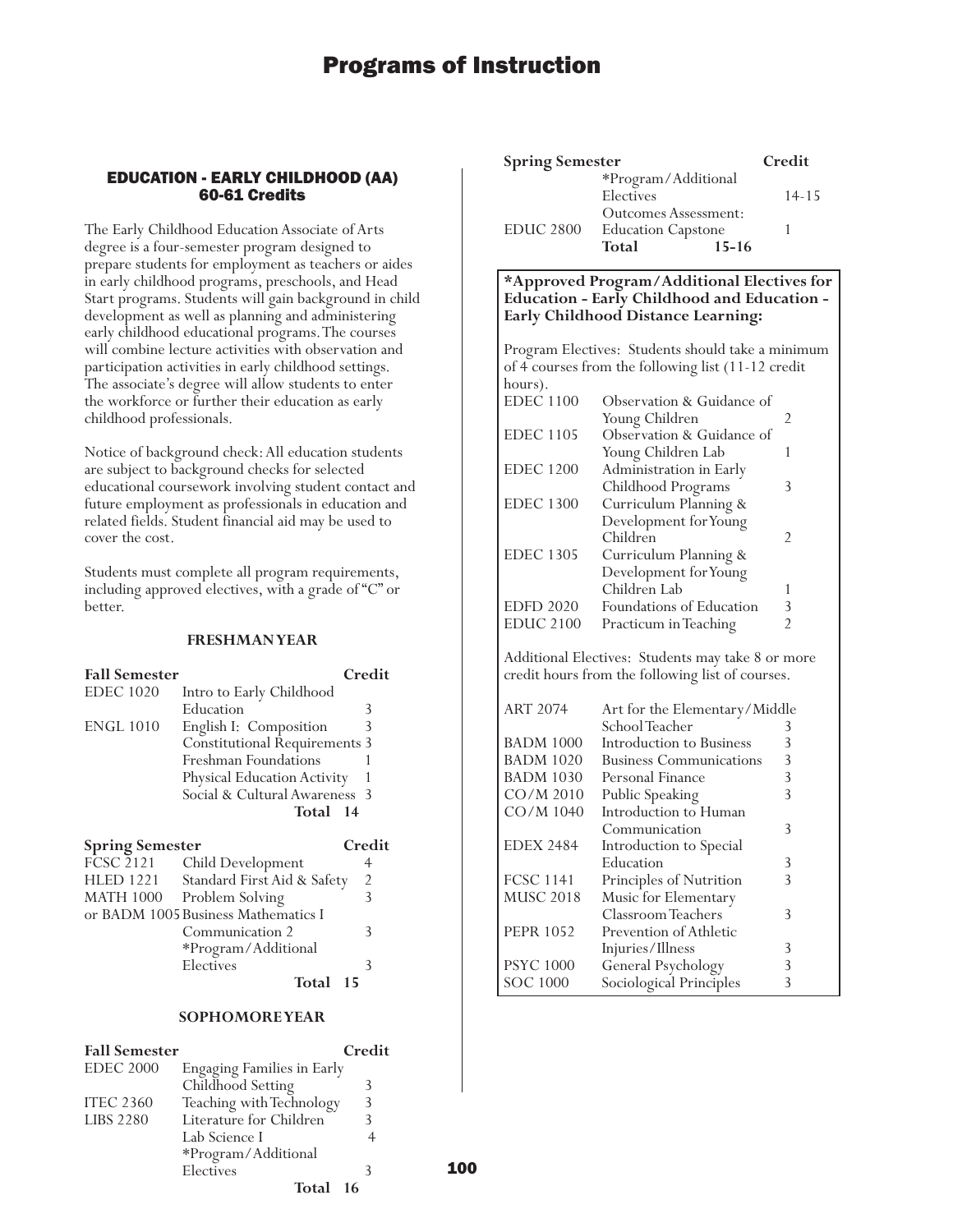## EDUCATION - EARLY CHILDHOOD (AA)
### 60-61 Credits

The Early Childhood Education Associate of Arts degree is a four-semester program designed to prepare students for employment as teachers or aides in early childhood programs, preschools, and Head Start programs. Students will gain background in child development as well as planning and administering early childhood educational programs. The courses will combine lecture activities with observation and participation activities in early childhood settings. The associate's degree will allow students to enter the workforce or further their education as early childhood professionals.

Notice of background check: All education students are subject to background checks for selected educational coursework involving student contact and future employment as professionals in education and related fields. Student financial aid may be used to cover the cost.

Students must complete all program requirements, including approved electives, with a grade of "C" or better.

### FRESHMAN YEAR

| Fall Semester | | Credit |
|---|---|---|
| EDEC 1020 | Intro to Early Childhood Education | 3 |
| ENGL 1010 | English I: Composition | 3 |
| | Constitutional Requirements | 3 |
| | Freshman Foundations | 1 |
| | Physical Education Activity | 1 |
| | Social & Cultural Awareness | 3 |
| | **Total** | **14** |

| Spring Semester | | Credit |
|---|---|---|
| FCSC 2121 | Child Development | 4 |
| HLED 1221 | Standard First Aid & Safety | 2 |
| MATH 1000 | Problem Solving | 3 |
| or BADM 1005 | Business Mathematics I | |
| | Communication 2 | 3 |
| | *Program/Additional Electives | 3 |
| | **Total** | **15** |

### SOPHOMORE YEAR

| Fall Semester | | Credit |
|---|---|---|
| EDEC 2000 | Engaging Families in Early Childhood Setting | 3 |
| ITEC 2360 | Teaching with Technology | 3 |
| LIBS 2280 | Literature for Children | 3 |
| | Lab Science I | 4 |
| | *Program/Additional Electives | 3 |
| | **Total** | **16** |

| Spring Semester | | Credit |
|---|---|---|
| | *Program/Additional Electives | 14-15 |
| EDUC 2800 | Outcomes Assessment: Education Capstone | 1 |
| | **Total** | **15-16** |

**\*Approved Program/Additional Electives for Education - Early Childhood and Education - Early Childhood Distance Learning:**

Program Electives: Students should take a minimum of 4 courses from the following list (11-12 credit hours).

| Course | Title | Credit |
|---|---|---|
| EDEC 1100 | Observation & Guidance of Young Children | 2 |
| EDEC 1105 | Observation & Guidance of Young Children Lab | 1 |
| EDEC 1200 | Administration in Early Childhood Programs | 3 |
| EDEC 1300 | Curriculum Planning & Development for Young Children | 2 |
| EDEC 1305 | Curriculum Planning & Development for Young Children Lab | 1 |
| EDFD 2020 | Foundations of Education | 3 |
| EDUC 2100 | Practicum in Teaching | 2 |

Additional Electives: Students may take 8 or more credit hours from the following list of courses.

| Course | Title | Credit |
|---|---|---|
| ART 2074 | Art for the Elementary/Middle School Teacher | 3 |
| BADM 1000 | Introduction to Business | 3 |
| BADM 1020 | Business Communications | 3 |
| BADM 1030 | Personal Finance | 3 |
| CO/M 2010 | Public Speaking | 3 |
| CO/M 1040 | Introduction to Human Communication | 3 |
| EDEX 2484 | Introduction to Special Education | 3 |
| FCSC 1141 | Principles of Nutrition | 3 |
| MUSC 2018 | Music for Elementary Classroom Teachers | 3 |
| PEPR 1052 | Prevention of Athletic Injuries/Illness | 3 |
| PSYC 1000 | General Psychology | 3 |
| SOC 1000 | Sociological Principles | 3 |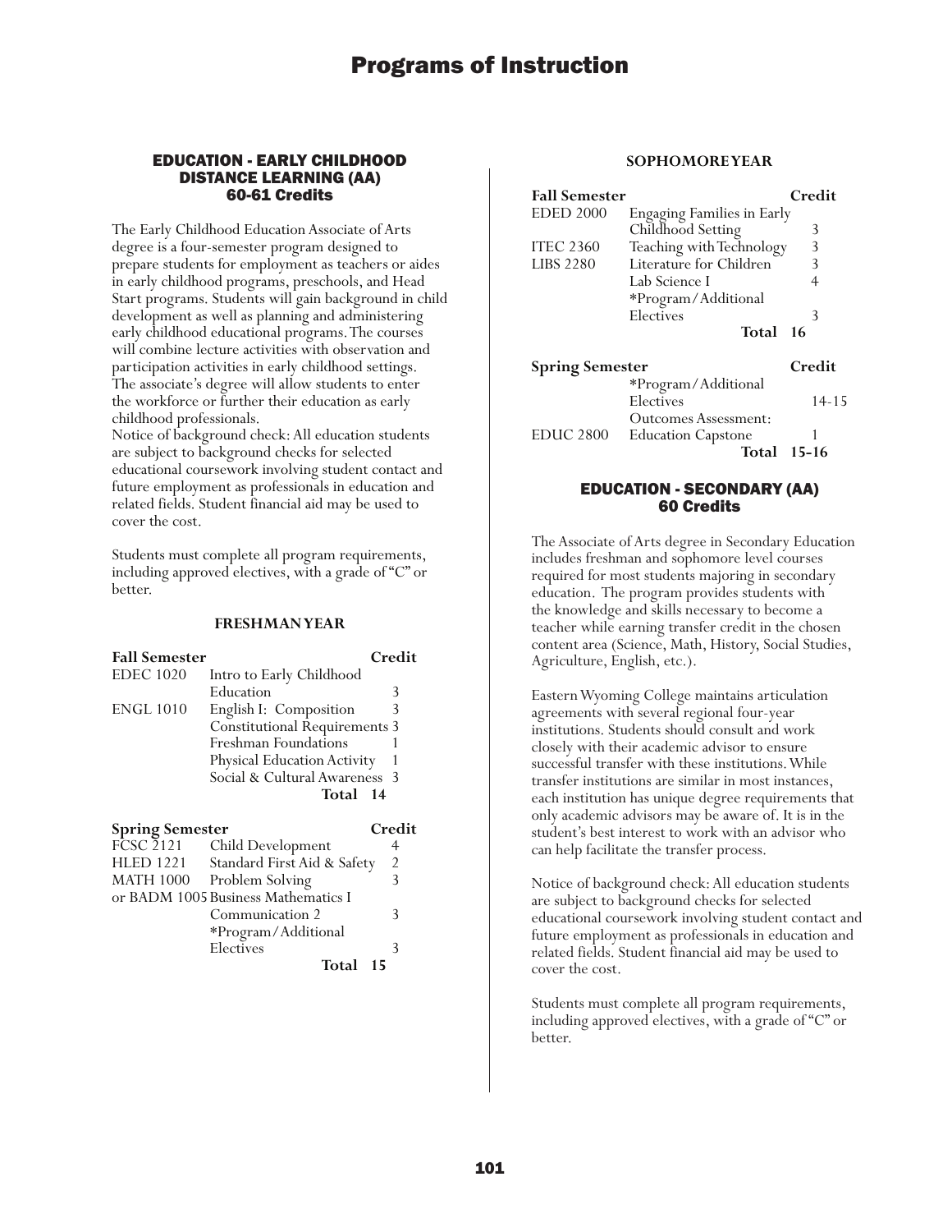## EDUCATION - EARLY CHILDHOOD DISTANCE LEARNING (AA)
### 60-61 Credits

The Early Childhood Education Associate of Arts degree is a four-semester program designed to prepare students for employment as teachers or aides in early childhood programs, preschools, and Head Start programs. Students will gain background in child development as well as planning and administering early childhood educational programs. The courses will combine lecture activities with observation and participation activities in early childhood settings. The associate's degree will allow students to enter the workforce or further their education as early childhood professionals.
Notice of background check: All education students are subject to background checks for selected educational coursework involving student contact and future employment as professionals in education and related fields. Student financial aid may be used to cover the cost.

Students must complete all program requirements, including approved electives, with a grade of "C" or better.

#### FRESHMAN YEAR

| Fall Semester | | Credit |
|---|---|---|
| EDEC 1020 | Intro to Early Childhood Education | 3 |
| ENGL 1010 | English I: Composition | 3 |
| | Constitutional Requirements | 3 |
| | Freshman Foundations | 1 |
| | Physical Education Activity | 1 |
| | Social & Cultural Awareness | 3 |
| | **Total** | **14** |

| Spring Semester | | Credit |
|---|---|---|
| FCSC 2121 | Child Development | 4 |
| HLED 1221 | Standard First Aid & Safety | 2 |
| MATH 1000 | Problem Solving | 3 |
| or BADM 1005 | Business Mathematics I | |
| | Communication 2 | 3 |
| | *Program/Additional Electives | 3 |
| | **Total** | **15** |

#### SOPHOMORE YEAR

| Fall Semester | | Credit |
|---|---|---|
| EDED 2000 | Engaging Families in Early Childhood Setting | 3 |
| ITEC 2360 | Teaching with Technology | 3 |
| LIBS 2280 | Literature for Children | 3 |
| | Lab Science I | 4 |
| | *Program/Additional Electives | 3 |
| | **Total** | **16** |

| Spring Semester | | Credit |
|---|---|---|
| | *Program/Additional Electives | 14-15 |
| | Outcomes Assessment: | |
| EDUC 2800 | Education Capstone | 1 |
| | **Total** | **15-16** |

## EDUCATION - SECONDARY (AA)
### 60 Credits

The Associate of Arts degree in Secondary Education includes freshman and sophomore level courses required for most students majoring in secondary education. The program provides students with the knowledge and skills necessary to become a teacher while earning transfer credit in the chosen content area (Science, Math, History, Social Studies, Agriculture, English, etc.).

Eastern Wyoming College maintains articulation agreements with several regional four-year institutions. Students should consult and work closely with their academic advisor to ensure successful transfer with these institutions. While transfer institutions are similar in most instances, each institution has unique degree requirements that only academic advisors may be aware of. It is in the student's best interest to work with an advisor who can help facilitate the transfer process.

Notice of background check: All education students are subject to background checks for selected educational coursework involving student contact and future employment as professionals in education and related fields. Student financial aid may be used to cover the cost.

Students must complete all program requirements, including approved electives, with a grade of "C" or better.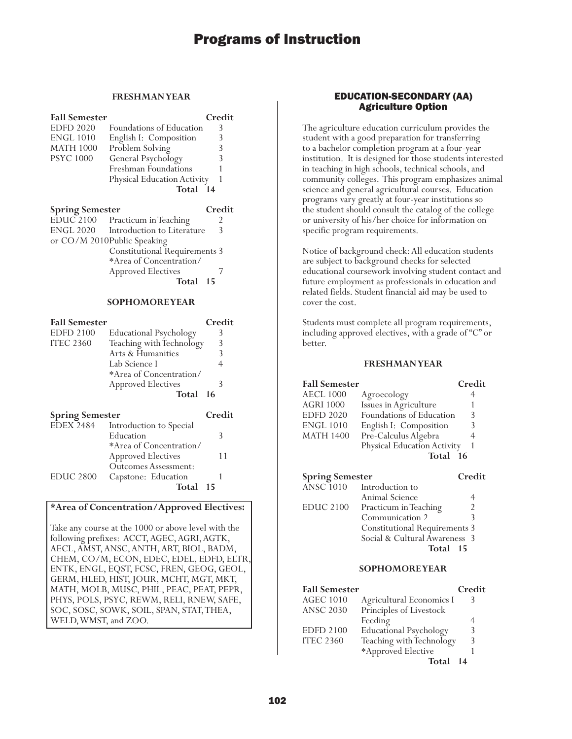### FRESHMAN YEAR

| Fall Semester | | Credit |
|---|---|---|
| EDFD 2020 | Foundations of Education | 3 |
| ENGL 1010 | English I: Composition | 3 |
| MATH 1000 | Problem Solving | 3 |
| PSYC 1000 | General Psychology | 3 |
| | Freshman Foundations | 1 |
| | Physical Education Activity | 1 |
| | **Total** | **14** |

| Spring Semester | | Credit |
|---|---|---|
| EDUC 2100 | Practicum in Teaching | 2 |
| ENGL 2020 | Introduction to Literature | 3 |
| or CO/M 2010 | Public Speaking | |
| | Constitutional Requirements | 3 |
| | *Area of Concentration/ Approved Electives | 7 |
| | **Total** | **15** |

### SOPHOMORE YEAR

| Fall Semester | | Credit |
|---|---|---|
| EDFD 2100 | Educational Psychology | 3 |
| ITEC 2360 | Teaching with Technology | 3 |
| | Arts & Humanities | 3 |
| | Lab Science I | 4 |
| | *Area of Concentration/ Approved Electives | 3 |
| | **Total** | **16** |

| Spring Semester | | Credit |
|---|---|---|
| EDEX 2484 | Introduction to Special Education | 3 |
| | *Area of Concentration/ Approved Electives | 11 |
| | Outcomes Assessment: | |
| EDUC 2800 | Capstone: Education | 1 |
| | **Total** | **15** |

**\*Area of Concentration/Approved Electives:**

Take any course at the 1000 or above level with the following prefixes: ACCT, AGEC, AGRI, AGTK, AECL, AMST, ANSC, ANTH, ART, BIOL, BADM, CHEM, CO/M, ECON, EDEC, EDEL, EDFD, ELTR, ENTK, ENGL, EQST, FCSC, FREN, GEOG, GEOL, GERM, HLED, HIST, JOUR, MCHT, MGT, MKT, MATH, MOLB, MUSC, PHIL, PEAC, PEAT, PEPR, PHYS, POLS, PSYC, REWM, RELI, RNEW, SAFE, SOC, SOSC, SOWK, SOIL, SPAN, STAT, THEA, WELD, WMST, and ZOO.

## EDUCATION-SECONDARY (AA)
## Agriculture Option

The agriculture education curriculum provides the student with a good preparation for transferring to a bachelor completion program at a four-year institution. It is designed for those students interested in teaching in high schools, technical schools, and community colleges. This program emphasizes animal science and general agricultural courses. Education programs vary greatly at four-year institutions so the student should consult the catalog of the college or university of his/her choice for information on specific program requirements.

Notice of background check: All education students are subject to background checks for selected educational coursework involving student contact and future employment as professionals in education and related fields. Student financial aid may be used to cover the cost.

Students must complete all program requirements, including approved electives, with a grade of "C" or better.

### FRESHMAN YEAR

| Fall Semester | | Credit |
|---|---|---|
| AECL 1000 | Agroecology | 4 |
| AGRI 1000 | Issues in Agriculture | 1 |
| EDFD 2020 | Foundations of Education | 3 |
| ENGL 1010 | English I: Composition | 3 |
| MATH 1400 | Pre-Calculus Algebra | 4 |
| | Physical Education Activity | 1 |
| | **Total** | **16** |

| Spring Semester | | Credit |
|---|---|---|
| ANSC 1010 | Introduction to Animal Science | 4 |
| EDUC 2100 | Practicum in Teaching | 2 |
| | Communication 2 | 3 |
| | Constitutional Requirements | 3 |
| | Social & Cultural Awareness | 3 |
| | **Total** | **15** |

### SOPHOMORE YEAR

| Fall Semester | | Credit |
|---|---|---|
| AGEC 1010 | Agricultural Economics I | 3 |
| ANSC 2030 | Principles of Livestock Feeding | 4 |
| EDFD 2100 | Educational Psychology | 3 |
| ITEC 2360 | Teaching with Technology | 3 |
| | *Approved Elective | 1 |
| | **Total** | **14** |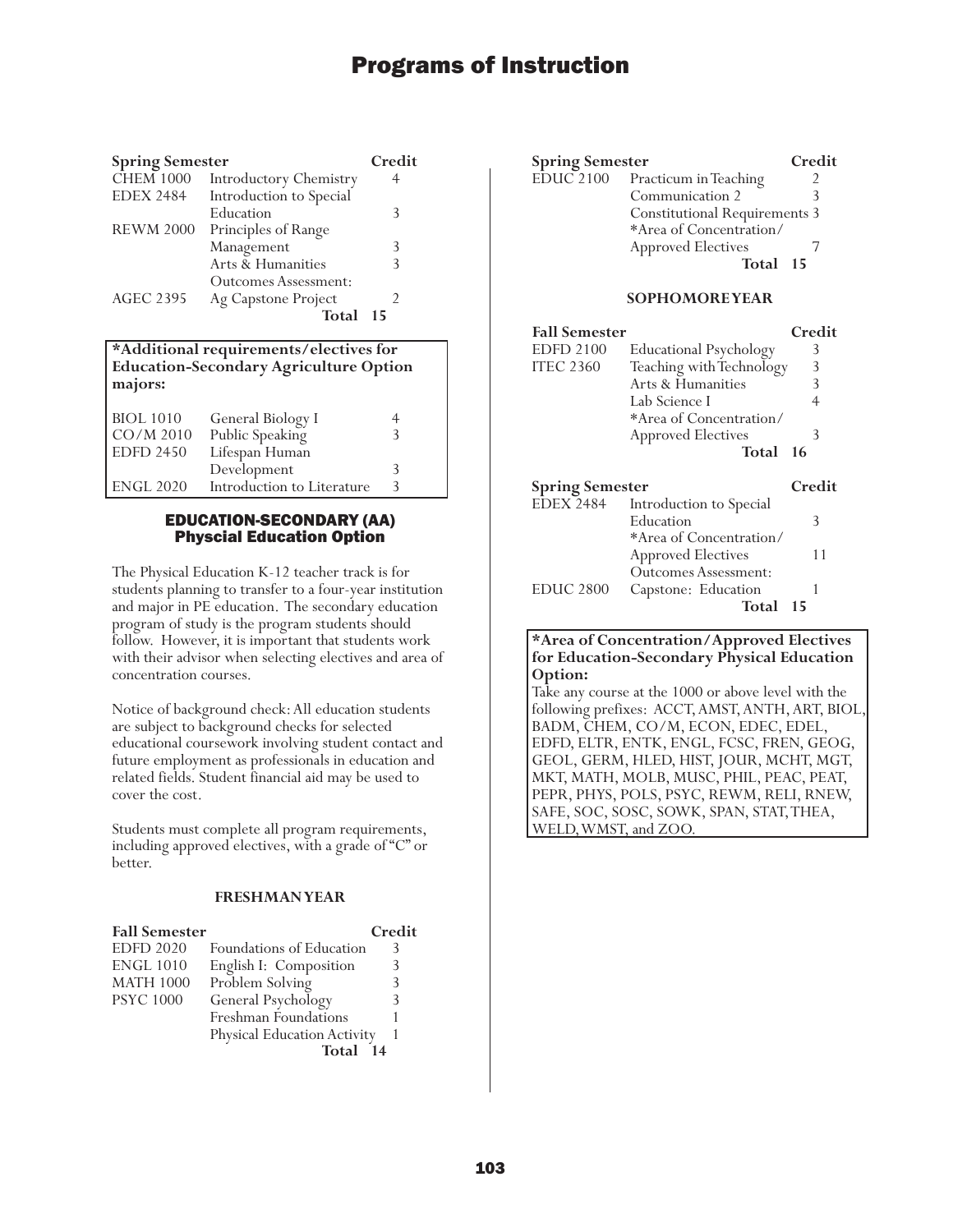| Spring Semester | | Credit |
|---|---|---|
| CHEM 1000 | Introductory Chemistry | 4 |
| EDEX 2484 | Introduction to Special Education | 3 |
| REWM 2000 | Principles of Range Management | 3 |
| | Arts & Humanities | 3 |
| | Outcomes Assessment: | |
| AGEC 2395 | Ag Capstone Project | 2 |
| | **Total** | **15** |

**\*Additional requirements/electives for Education-Secondary Agriculture Option majors:**

| | | |
|---|---|---|
| BIOL 1010 | General Biology I | 4 |
| CO/M 2010 | Public Speaking | 3 |
| EDFD 2450 | Lifespan Human Development | 3 |
| ENGL 2020 | Introduction to Literature | 3 |

## EDUCATION-SECONDARY (AA) Physcial Education Option

The Physical Education K-12 teacher track is for students planning to transfer to a four-year institution and major in PE education. The secondary education program of study is the program students should follow. However, it is important that students work with their advisor when selecting electives and area of concentration courses.

Notice of background check: All education students are subject to background checks for selected educational coursework involving student contact and future employment as professionals in education and related fields. Student financial aid may be used to cover the cost.

Students must complete all program requirements, including approved electives, with a grade of "C" or better.

### FRESHMAN YEAR

| Fall Semester | | Credit |
|---|---|---|
| EDFD 2020 | Foundations of Education | 3 |
| ENGL 1010 | English I: Composition | 3 |
| MATH 1000 | Problem Solving | 3 |
| PSYC 1000 | General Psychology | 3 |
| | Freshman Foundations | 1 |
| | Physical Education Activity | 1 |
| | **Total** | **14** |

| Spring Semester | | Credit |
|---|---|---|
| EDUC 2100 | Practicum in Teaching | 2 |
| | Communication 2 | 3 |
| | Constitutional Requirements | 3 |
| | *Area of Concentration/ Approved Electives | 7 |
| | **Total** | **15** |

### SOPHOMORE YEAR

| Fall Semester | | Credit |
|---|---|---|
| EDFD 2100 | Educational Psychology | 3 |
| ITEC 2360 | Teaching with Technology | 3 |
| | Arts & Humanities | 3 |
| | Lab Science I | 4 |
| | *Area of Concentration/ Approved Electives | 3 |
| | **Total** | **16** |

| Spring Semester | | Credit |
|---|---|---|
| EDEX 2484 | Introduction to Special Education | 3 |
| | *Area of Concentration/ Approved Electives | 11 |
| | Outcomes Assessment: | |
| EDUC 2800 | Capstone: Education | 1 |
| | **Total** | **15** |

**\*Area of Concentration/Approved Electives for Education-Secondary Physical Education Option:**

Take any course at the 1000 or above level with the following prefixes: ACCT, AMST, ANTH, ART, BIOL, BADM, CHEM, CO/M, ECON, EDEC, EDEL, EDFD, ELTR, ENTK, ENGL, FCSC, FREN, GEOG, GEOL, GERM, HLED, HIST, JOUR, MCHT, MGT, MKT, MATH, MOLB, MUSC, PHIL, PEAC, PEAT, PEPR, PHYS, POLS, PSYC, REWM, RELI, RNEW, SAFE, SOC, SOSC, SOWK, SPAN, STAT, THEA, WELD, WMST, and ZOO.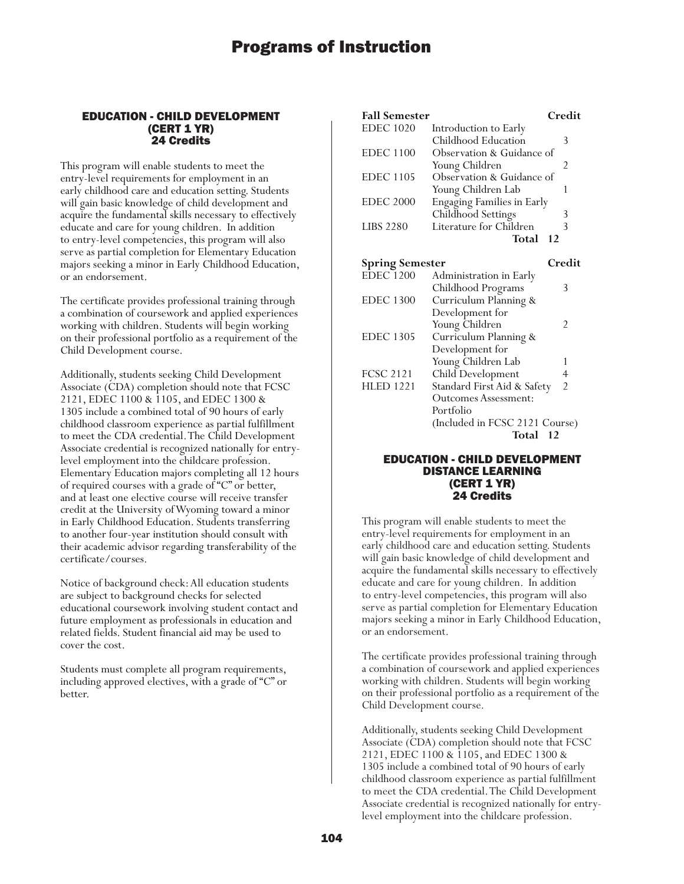## EDUCATION - CHILD DEVELOPMENT (CERT 1 YR) 24 Credits

This program will enable students to meet the entry-level requirements for employment in an early childhood care and education setting. Students will gain basic knowledge of child development and acquire the fundamental skills necessary to effectively educate and care for young children. In addition to entry-level competencies, this program will also serve as partial completion for Elementary Education majors seeking a minor in Early Childhood Education, or an endorsement.

The certificate provides professional training through a combination of coursework and applied experiences working with children. Students will begin working on their professional portfolio as a requirement of the Child Development course.

Additionally, students seeking Child Development Associate (CDA) completion should note that FCSC 2121, EDEC 1100 & 1105, and EDEC 1300 & 1305 include a combined total of 90 hours of early childhood classroom experience as partial fulfillment to meet the CDA credential. The Child Development Associate credential is recognized nationally for entry-level employment into the childcare profession. Elementary Education majors completing all 12 hours of required courses with a grade of "C" or better, and at least one elective course will receive transfer credit at the University of Wyoming toward a minor in Early Childhood Education. Students transferring to another four-year institution should consult with their academic advisor regarding transferability of the certificate/courses.

Notice of background check: All education students are subject to background checks for selected educational coursework involving student contact and future employment as professionals in education and related fields. Student financial aid may be used to cover the cost.

Students must complete all program requirements, including approved electives, with a grade of "C" or better.

| **Fall Semester** | | **Credit** |
|---|---|---|
| EDEC 1020 | Introduction to Early Childhood Education | 3 |
| EDEC 1100 | Observation & Guidance of Young Children | 2 |
| EDEC 1105 | Observation & Guidance of Young Children Lab | 1 |
| EDEC 2000 | Engaging Families in Early Childhood Settings | 3 |
| LIBS 2280 | Literature for Children | 3 |
| | **Total** | **12** |

| **Spring Semester** | | **Credit** |
|---|---|---|
| EDEC 1200 | Administration in Early Childhood Programs | 3 |
| EDEC 1300 | Curriculum Planning & Development for Young Children | 2 |
| EDEC 1305 | Curriculum Planning & Development for Young Children Lab | 1 |
| FCSC 2121 | Child Development | 4 |
| HLED 1221 | Standard First Aid & Safety | 2 |
| | Outcomes Assessment: Portfolio (Included in FCSC 2121 Course) | |
| | **Total** | **12** |

## EDUCATION - CHILD DEVELOPMENT DISTANCE LEARNING (CERT 1 YR) 24 Credits

This program will enable students to meet the entry-level requirements for employment in an early childhood care and education setting. Students will gain basic knowledge of child development and acquire the fundamental skills necessary to effectively educate and care for young children. In addition to entry-level competencies, this program will also serve as partial completion for Elementary Education majors seeking a minor in Early Childhood Education, or an endorsement.

The certificate provides professional training through a combination of coursework and applied experiences working with children. Students will begin working on their professional portfolio as a requirement of the Child Development course.

Additionally, students seeking Child Development Associate (CDA) completion should note that FCSC 2121, EDEC 1100 & 1105, and EDEC 1300 & 1305 include a combined total of 90 hours of early childhood classroom experience as partial fulfillment to meet the CDA credential. The Child Development Associate credential is recognized nationally for entry-level employment into the childcare profession.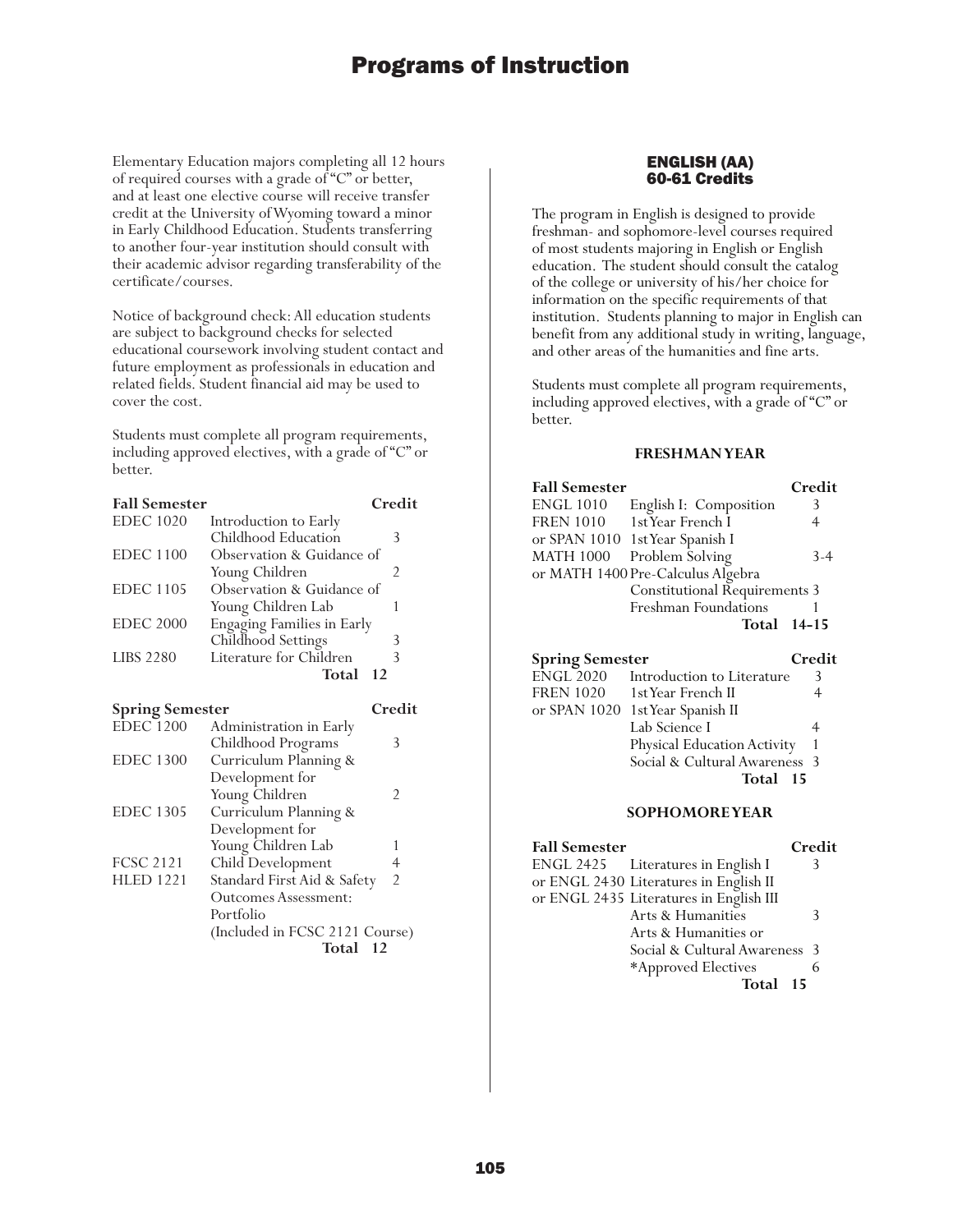Elementary Education majors completing all 12 hours of required courses with a grade of "C" or better, and at least one elective course will receive transfer credit at the University of Wyoming toward a minor in Early Childhood Education. Students transferring to another four-year institution should consult with their academic advisor regarding transferability of the certificate/courses.

Notice of background check: All education students are subject to background checks for selected educational coursework involving student contact and future employment as professionals in education and related fields. Student financial aid may be used to cover the cost.

Students must complete all program requirements, including approved electives, with a grade of "C" or better.

| Fall Semester | | Credit |
|---|---|---|
| EDEC 1020 | Introduction to Early Childhood Education | 3 |
| EDEC 1100 | Observation & Guidance of Young Children | 2 |
| EDEC 1105 | Observation & Guidance of Young Children Lab | 1 |
| EDEC 2000 | Engaging Families in Early Childhood Settings | 3 |
| LIBS 2280 | Literature for Children | 3 |
| | **Total** | **12** |

| Spring Semester | | Credit |
|---|---|---|
| EDEC 1200 | Administration in Early Childhood Programs | 3 |
| EDEC 1300 | Curriculum Planning & Development for Young Children | 2 |
| EDEC 1305 | Curriculum Planning & Development for Young Children Lab | 1 |
| FCSC 2121 | Child Development | 4 |
| HLED 1221 | Standard First Aid & Safety | 2 |
| | Outcomes Assessment: Portfolio (Included in FCSC 2121 Course) | |
| | **Total** | **12** |

## ENGLISH (AA)
### 60-61 Credits

The program in English is designed to provide freshman- and sophomore-level courses required of most students majoring in English or English education. The student should consult the catalog of the college or university of his/her choice for information on the specific requirements of that institution. Students planning to major in English can benefit from any additional study in writing, language, and other areas of the humanities and fine arts.

Students must complete all program requirements, including approved electives, with a grade of "C" or better.

#### FRESHMAN YEAR

| Fall Semester | | Credit |
|---|---|---|
| ENGL 1010 | English I: Composition | 3 |
| FREN 1010 | 1st Year French I | 4 |
| or SPAN 1010 | 1st Year Spanish I | |
| MATH 1000 | Problem Solving | 3-4 |
| or MATH 1400 | Pre-Calculus Algebra | |
| | Constitutional Requirements | 3 |
| | Freshman Foundations | 1 |
| | **Total** | **14-15** |

| Spring Semester | | Credit |
|---|---|---|
| ENGL 2020 | Introduction to Literature | 3 |
| FREN 1020 | 1st Year French II | 4 |
| or SPAN 1020 | 1st Year Spanish II | |
| | Lab Science I | 4 |
| | Physical Education Activity | 1 |
| | Social & Cultural Awareness | 3 |
| | **Total** | **15** |

#### SOPHOMORE YEAR

| Fall Semester | | Credit |
|---|---|---|
| ENGL 2425 | Literatures in English I | 3 |
| or ENGL 2430 | Literatures in English II | |
| or ENGL 2435 | Literatures in English III | |
| | Arts & Humanities | 3 |
| | Arts & Humanities or Social & Cultural Awareness | 3 |
| | *Approved Electives | 6 |
| | **Total** | **15** |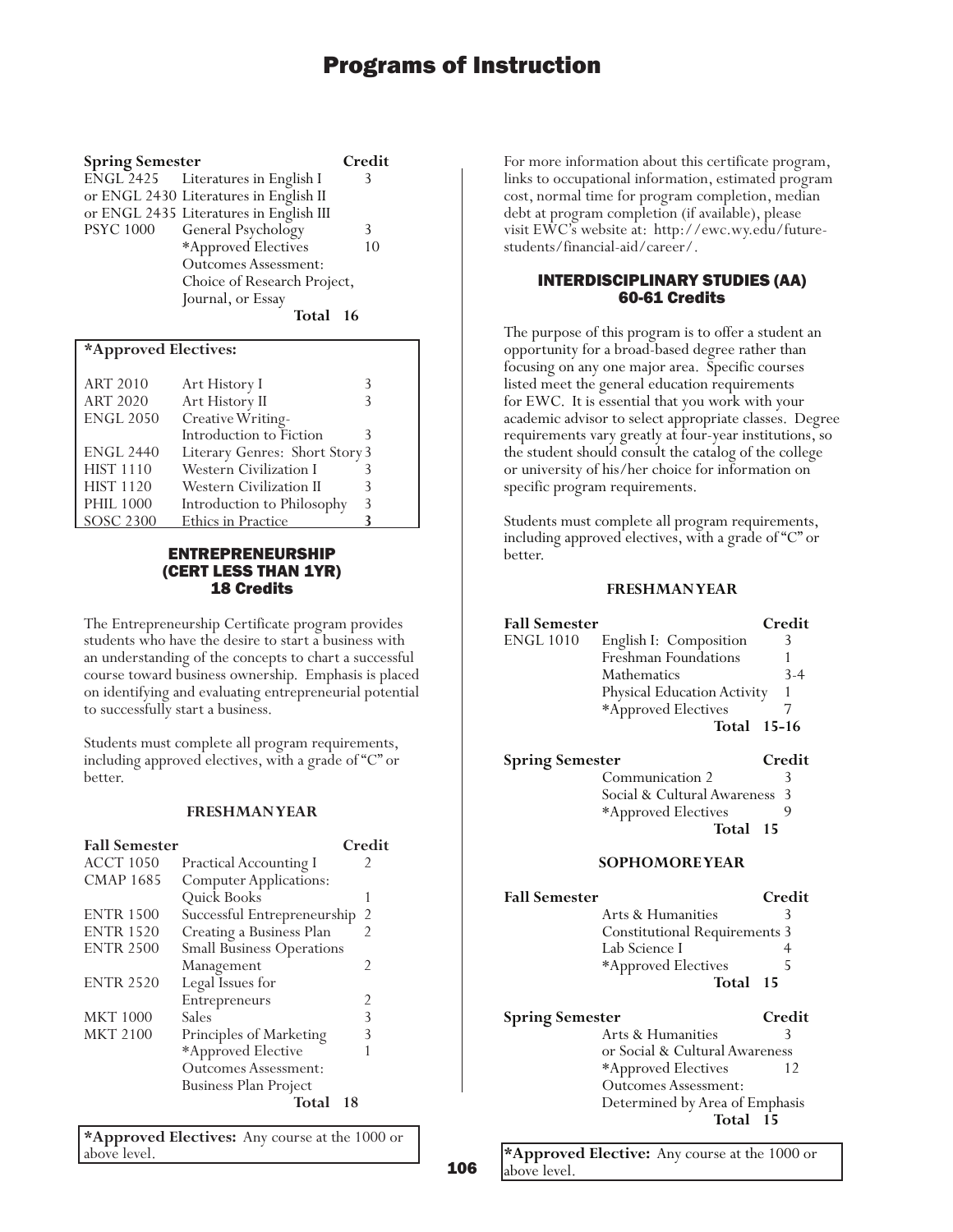| Spring Semester | | Credit |
|---|---|---|
| ENGL 2425 | Literatures in English I | 3 |
| or ENGL 2430 | Literatures in English II | |
| or ENGL 2435 | Literatures in English III | |
| PSYC 1000 | General Psychology | 3 |
| | *Approved Electives | 10 |
| | Outcomes Assessment: Choice of Research Project, Journal, or Essay | |
| | **Total** | **16** |

**\*Approved Electives:**

| | | |
|---|---|---|
| ART 2010 | Art History I | 3 |
| ART 2020 | Art History II | 3 |
| ENGL 2050 | Creative Writing-Introduction to Fiction | 3 |
| ENGL 2440 | Literary Genres: Short Story | 3 |
| HIST 1110 | Western Civilization I | 3 |
| HIST 1120 | Western Civilization II | 3 |
| PHIL 1000 | Introduction to Philosophy | 3 |
| SOSC 2300 | Ethics in Practice | 3 |

## ENTREPRENEURSHIP (CERT LESS THAN 1YR) 18 Credits

The Entrepreneurship Certificate program provides students who have the desire to start a business with an understanding of the concepts to chart a successful course toward business ownership. Emphasis is placed on identifying and evaluating entrepreneurial potential to successfully start a business.

Students must complete all program requirements, including approved electives, with a grade of "C" or better.

### FRESHMAN YEAR

| Fall Semester | | Credit |
|---|---|---|
| ACCT 1050 | Practical Accounting I | 2 |
| CMAP 1685 | Computer Applications: Quick Books | 1 |
| ENTR 1500 | Successful Entrepreneurship | 2 |
| ENTR 1520 | Creating a Business Plan | 2 |
| ENTR 2500 | Small Business Operations Management | 2 |
| ENTR 2520 | Legal Issues for Entrepreneurs | 2 |
| MKT 1000 | Sales | 3 |
| MKT 2100 | Principles of Marketing | 3 |
| | *Approved Elective | 1 |
| | Outcomes Assessment: Business Plan Project | |
| | **Total** | **18** |

**\*Approved Electives:** Any course at the 1000 or above level.

For more information about this certificate program, links to occupational information, estimated program cost, normal time for program completion, median debt at program completion (if available), please visit EWC's website at: http://ewc.wy.edu/future-students/financial-aid/career/.

## INTERDISCIPLINARY STUDIES (AA) 60-61 Credits

The purpose of this program is to offer a student an opportunity for a broad-based degree rather than focusing on any one major area. Specific courses listed meet the general education requirements for EWC. It is essential that you work with your academic advisor to select appropriate classes. Degree requirements vary greatly at four-year institutions, so the student should consult the catalog of the college or university of his/her choice for information on specific program requirements.

Students must complete all program requirements, including approved electives, with a grade of "C" or better.

### FRESHMAN YEAR

| Fall Semester | | Credit |
|---|---|---|
| ENGL 1010 | English I: Composition | 3 |
| | Freshman Foundations | 1 |
| | Mathematics | 3-4 |
| | Physical Education Activity | 1 |
| | *Approved Electives | 7 |
| | **Total** | **15-16** |

| Spring Semester | | Credit |
|---|---|---|
| | Communication 2 | 3 |
| | Social & Cultural Awareness | 3 |
| | *Approved Electives | 9 |
| | **Total** | **15** |

### SOPHOMORE YEAR

| Fall Semester | | Credit |
|---|---|---|
| | Arts & Humanities | 3 |
| | Constitutional Requirements | 3 |
| | Lab Science I | 4 |
| | *Approved Electives | 5 |
| | **Total** | **15** |

| Spring Semester | | Credit |
|---|---|---|
| | Arts & Humanities or Social & Cultural Awareness | 3 |
| | *Approved Electives | 12 |
| | Outcomes Assessment: Determined by Area of Emphasis | |
| | **Total** | **15** |

**\*Approved Elective:** Any course at the 1000 or above level.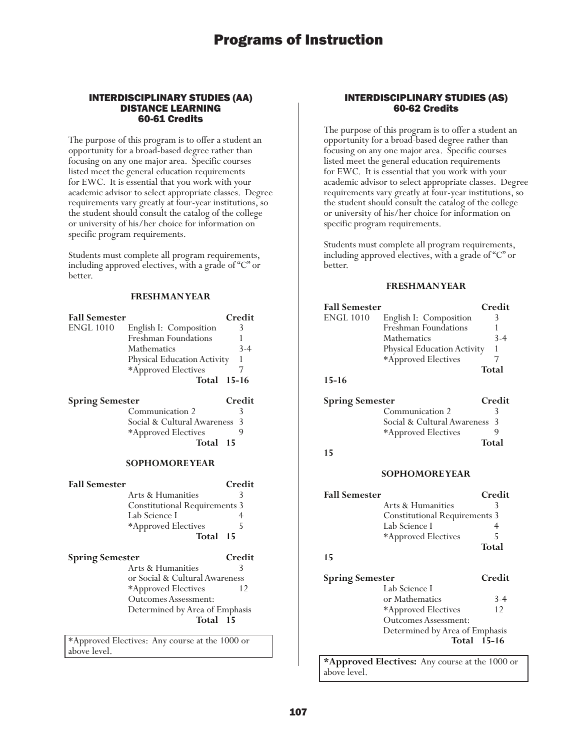# Programs of Instruction

## INTERDISCIPLINARY STUDIES (AA) DISTANCE LEARNING 60-61 Credits

The purpose of this program is to offer a student an opportunity for a broad-based degree rather than focusing on any one major area. Specific courses listed meet the general education requirements for EWC. It is essential that you work with your academic advisor to select appropriate classes. Degree requirements vary greatly at four-year institutions, so the student should consult the catalog of the college or university of his/her choice for information on specific program requirements.

Students must complete all program requirements, including approved electives, with a grade of "C" or better.

### FRESHMAN YEAR

| Fall Semester | | Credit |
|---|---|---|
| ENGL 1010 | English I: Composition | 3 |
| | Freshman Foundations | 1 |
| | Mathematics | 3-4 |
| | Physical Education Activity | 1 |
| | *Approved Electives | 7 |
| | **Total** | **15-16** |

| Spring Semester | | Credit |
|---|---|---|
| | Communication 2 | 3 |
| | Social & Cultural Awareness | 3 |
| | *Approved Electives | 9 |
| | **Total** | **15** |

### SOPHOMORE YEAR

| Fall Semester | | Credit |
|---|---|---|
| | Arts & Humanities | 3 |
| | Constitutional Requirements | 3 |
| | Lab Science I | 4 |
| | *Approved Electives | 5 |
| | **Total** | **15** |

| Spring Semester | | Credit |
|---|---|---|
| | Arts & Humanities or Social & Cultural Awareness | 3 |
| | *Approved Electives | 12 |
| | Outcomes Assessment: Determined by Area of Emphasis | |
| | **Total** | **15** |

*Approved Electives: Any course at the 1000 or above level.

## INTERDISCIPLINARY STUDIES (AS) 60-62 Credits

The purpose of this program is to offer a student an opportunity for a broad-based degree rather than focusing on any one major area. Specific courses listed meet the general education requirements for EWC. It is essential that you work with your academic advisor to select appropriate classes. Degree requirements vary greatly at four-year institutions, so the student should consult the catalog of the college or university of his/her choice for information on specific program requirements.

Students must complete all program requirements, including approved electives, with a grade of "C" or better.

### FRESHMAN YEAR

| Fall Semester | | Credit |
|---|---|---|
| ENGL 1010 | English I: Composition | 3 |
| | Freshman Foundations | 1 |
| | Mathematics | 3-4 |
| | Physical Education Activity | 1 |
| | *Approved Electives | 7 |
| | **Total** | **15-16** |

| Spring Semester | | Credit |
|---|---|---|
| | Communication 2 | 3 |
| | Social & Cultural Awareness | 3 |
| | *Approved Electives | 9 |
| | **Total** | **15** |

### SOPHOMORE YEAR

| Fall Semester | | Credit |
|---|---|---|
| | Arts & Humanities | 3 |
| | Constitutional Requirements | 3 |
| | Lab Science I | 4 |
| | *Approved Electives | 5 |
| | **Total** | **15** |

| Spring Semester | | Credit |
|---|---|---|
| | Lab Science I or Mathematics | 3-4 |
| | *Approved Electives | 12 |
| | Outcomes Assessment: Determined by Area of Emphasis | |
| | **Total** | **15-16** |

**\*Approved Electives:** Any course at the 1000 or above level.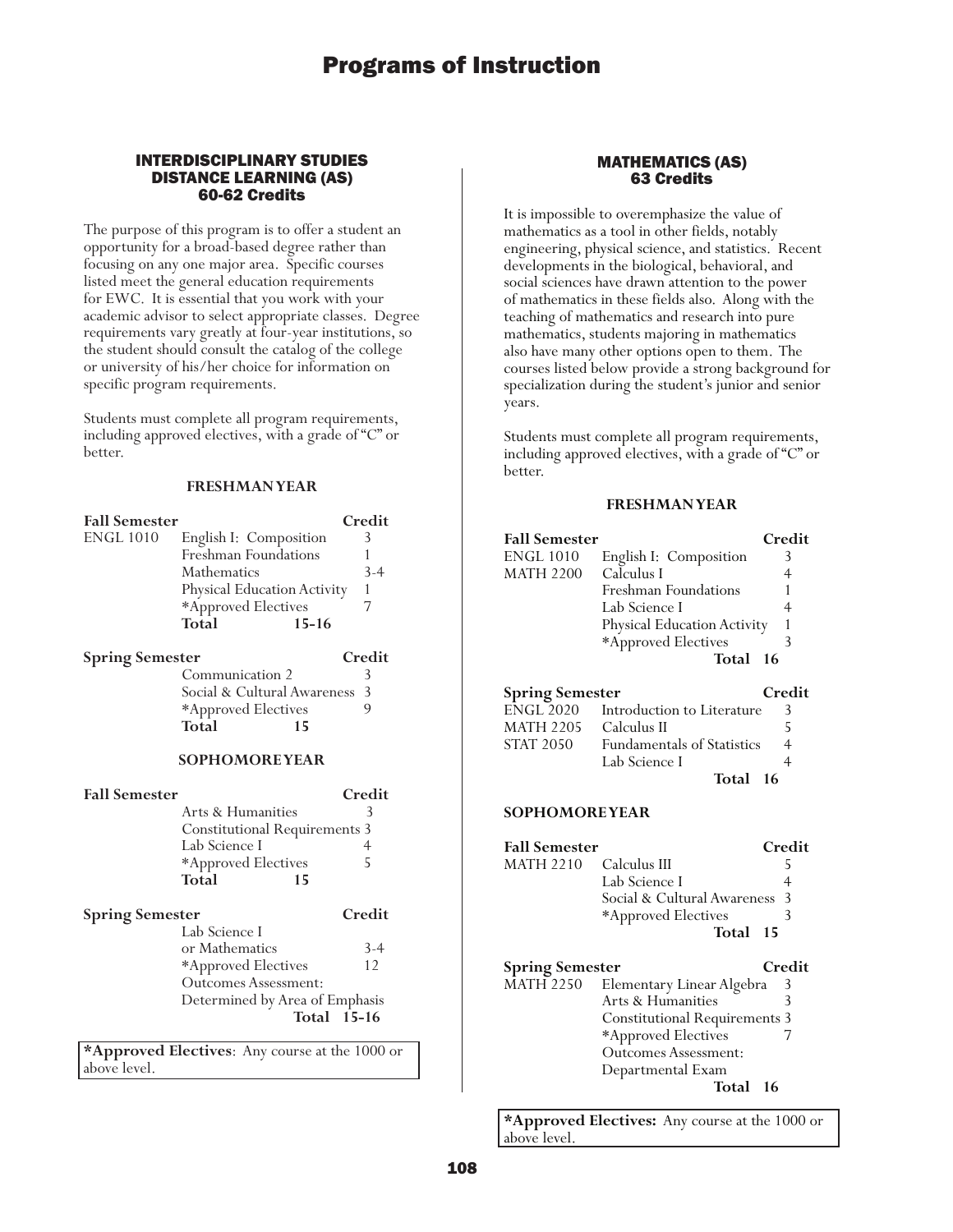# Programs of Instruction

## INTERDISCIPLINARY STUDIES DISTANCE LEARNING (AS)
## 60-62 Credits

The purpose of this program is to offer a student an opportunity for a broad-based degree rather than focusing on any one major area. Specific courses listed meet the general education requirements for EWC. It is essential that you work with your academic advisor to select appropriate classes. Degree requirements vary greatly at four-year institutions, so the student should consult the catalog of the college or university of his/her choice for information on specific program requirements.

Students must complete all program requirements, including approved electives, with a grade of "C" or better.

### FRESHMAN YEAR

| Fall Semester | | Credit |
|---|---|---|
| ENGL 1010 | English I: Composition | 3 |
| | Freshman Foundations | 1 |
| | Mathematics | 3-4 |
| | Physical Education Activity | 1 |
| | *Approved Electives | 7 |
| | **Total** | **15-16** |

| Spring Semester | | Credit |
|---|---|---|
| | Communication 2 | 3 |
| | Social & Cultural Awareness | 3 |
| | *Approved Electives | 9 |
| | **Total** | **15** |

### SOPHOMORE YEAR

| Fall Semester | | Credit |
|---|---|---|
| | Arts & Humanities | 3 |
| | Constitutional Requirements | 3 |
| | Lab Science I | 4 |
| | *Approved Electives | 5 |
| | **Total** | **15** |

| Spring Semester | | Credit |
|---|---|---|
| | Lab Science I or Mathematics | 3-4 |
| | *Approved Electives | 12 |
| | Outcomes Assessment: Determined by Area of Emphasis | |
| | **Total** | **15-16** |

**\*Approved Electives**: Any course at the 1000 or above level.

## MATHEMATICS (AS)
## 63 Credits

It is impossible to overemphasize the value of mathematics as a tool in other fields, notably engineering, physical science, and statistics. Recent developments in the biological, behavioral, and social sciences have drawn attention to the power of mathematics in these fields also. Along with the teaching of mathematics and research into pure mathematics, students majoring in mathematics also have many other options open to them. The courses listed below provide a strong background for specialization during the student's junior and senior years.

Students must complete all program requirements, including approved electives, with a grade of "C" or better.

### FRESHMAN YEAR

| Fall Semester | | Credit |
|---|---|---|
| ENGL 1010 | English I: Composition | 3 |
| MATH 2200 | Calculus I | 4 |
| | Freshman Foundations | 1 |
| | Lab Science I | 4 |
| | Physical Education Activity | 1 |
| | *Approved Electives | 3 |
| | **Total** | **16** |

| Spring Semester | | Credit |
|---|---|---|
| ENGL 2020 | Introduction to Literature | 3 |
| MATH 2205 | Calculus II | 5 |
| STAT 2050 | Fundamentals of Statistics | 4 |
| | Lab Science I | 4 |
| | **Total** | **16** |

### SOPHOMORE YEAR

| Fall Semester | | Credit |
|---|---|---|
| MATH 2210 | Calculus III | 5 |
| | Lab Science I | 4 |
| | Social & Cultural Awareness | 3 |
| | *Approved Electives | 3 |
| | **Total** | **15** |

| Spring Semester | | Credit |
|---|---|---|
| MATH 2250 | Elementary Linear Algebra | 3 |
| | Arts & Humanities | 3 |
| | Constitutional Requirements | 3 |
| | *Approved Electives | 7 |
| | Outcomes Assessment: Departmental Exam | |
| | **Total** | **16** |

**\*Approved Electives:** Any course at the 1000 or above level.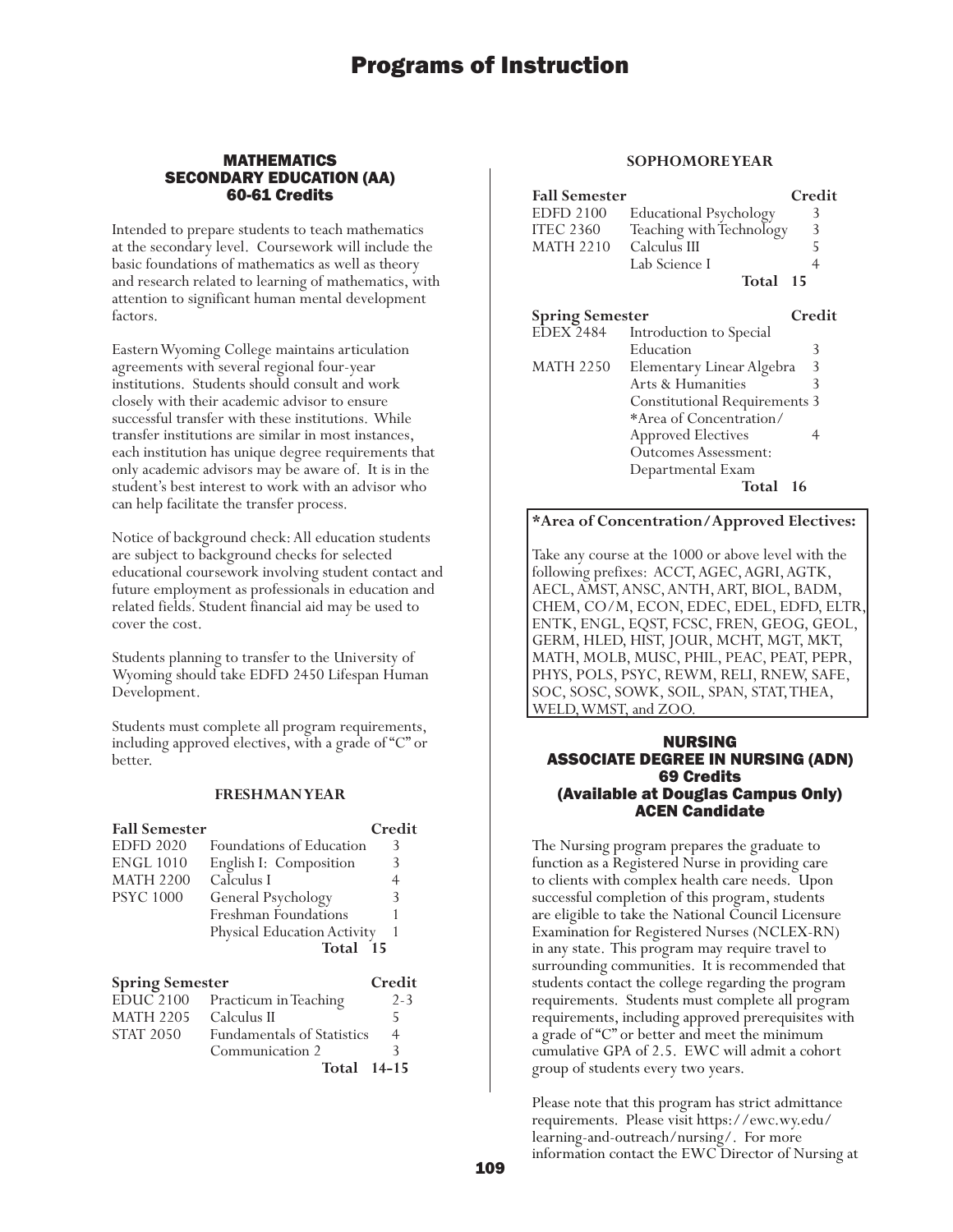## MATHEMATICS SECONDARY EDUCATION (AA) 60-61 Credits

Intended to prepare students to teach mathematics at the secondary level. Coursework will include the basic foundations of mathematics as well as theory and research related to learning of mathematics, with attention to significant human mental development factors.

Eastern Wyoming College maintains articulation agreements with several regional four-year institutions. Students should consult and work closely with their academic advisor to ensure successful transfer with these institutions. While transfer institutions are similar in most instances, each institution has unique degree requirements that only academic advisors may be aware of. It is in the student's best interest to work with an advisor who can help facilitate the transfer process.

Notice of background check: All education students are subject to background checks for selected educational coursework involving student contact and future employment as professionals in education and related fields. Student financial aid may be used to cover the cost.

Students planning to transfer to the University of Wyoming should take EDFD 2450 Lifespan Human Development.

Students must complete all program requirements, including approved electives, with a grade of "C" or better.

### FRESHMAN YEAR

| Fall Semester | | Credit |
|---|---|---|
| EDFD 2020 | Foundations of Education | 3 |
| ENGL 1010 | English I: Composition | 3 |
| MATH 2200 | Calculus I | 4 |
| PSYC 1000 | General Psychology | 3 |
| | Freshman Foundations | 1 |
| | Physical Education Activity | 1 |
| | **Total** | **15** |

| Spring Semester | | Credit |
|---|---|---|
| EDUC 2100 | Practicum in Teaching | 2-3 |
| MATH 2205 | Calculus II | 5 |
| STAT 2050 | Fundamentals of Statistics | 4 |
| | Communication 2 | 3 |
| | **Total** | **14-15** |

### SOPHOMORE YEAR

| Fall Semester | | Credit |
|---|---|---|
| EDFD 2100 | Educational Psychology | 3 |
| ITEC 2360 | Teaching with Technology | 3 |
| MATH 2210 | Calculus III | 5 |
| | Lab Science I | 4 |
| | **Total** | **15** |

| Spring Semester | | Credit |
|---|---|---|
| EDEX 2484 | Introduction to Special Education | 3 |
| MATH 2250 | Elementary Linear Algebra | 3 |
| | Arts & Humanities | 3 |
| | Constitutional Requirements | 3 |
| | *Area of Concentration/ Approved Electives | 4 |
| | Outcomes Assessment: Departmental Exam | |
| | **Total** | **16** |

**\*Area of Concentration/Approved Electives:**

Take any course at the 1000 or above level with the following prefixes: ACCT, AGEC, AGRI, AGTK, AECL, AMST, ANSC, ANTH, ART, BIOL, BADM, CHEM, CO/M, ECON, EDEC, EDEL, EDFD, ELTR, ENTK, ENGL, EQST, FCSC, FREN, GEOG, GEOL, GERM, HLED, HIST, JOUR, MCHT, MGT, MKT, MATH, MOLB, MUSC, PHIL, PEAC, PEAT, PEPR, PHYS, POLS, PSYC, REWM, RELI, RNEW, SAFE, SOC, SOSC, SOWK, SOIL, SPAN, STAT, THEA, WELD, WMST, and ZOO.

## NURSING ASSOCIATE DEGREE IN NURSING (ADN) 69 Credits (Available at Douglas Campus Only) ACEN Candidate

The Nursing program prepares the graduate to function as a Registered Nurse in providing care to clients with complex health care needs. Upon successful completion of this program, students are eligible to take the National Council Licensure Examination for Registered Nurses (NCLEX-RN) in any state. This program may require travel to surrounding communities. It is recommended that students contact the college regarding the program requirements. Students must complete all program requirements, including approved prerequisites with a grade of "C" or better and meet the minimum cumulative GPA of 2.5. EWC will admit a cohort group of students every two years.

Please note that this program has strict admittance requirements. Please visit https://ewc.wy.edu/learning-and-outreach/nursing/. For more information contact the EWC Director of Nursing at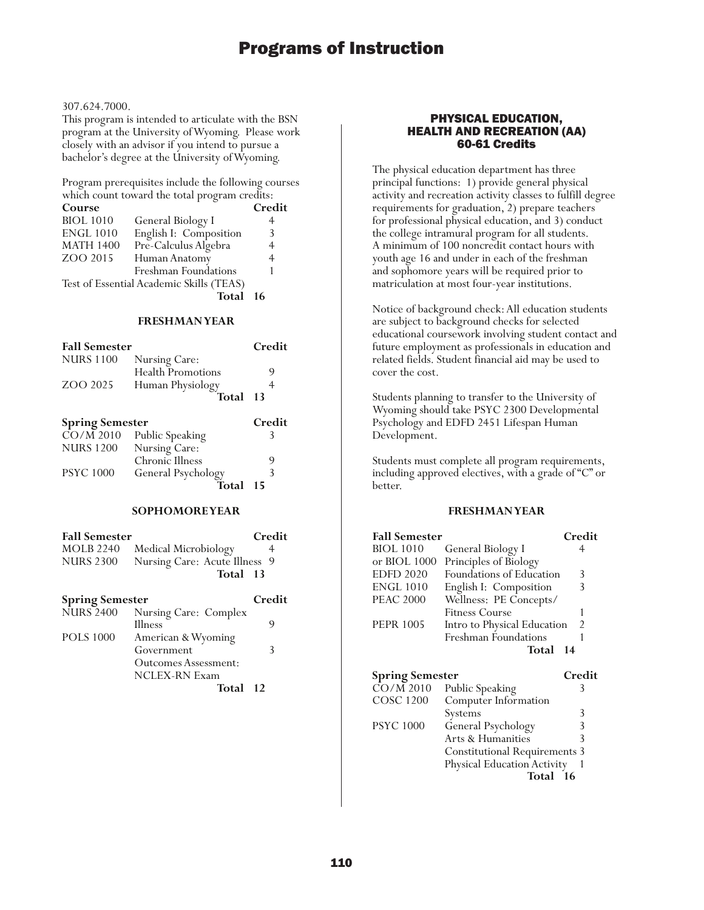307.624.7000.
This program is intended to articulate with the BSN program at the University of Wyoming. Please work closely with an advisor if you intend to pursue a bachelor's degree at the University of Wyoming.

Program prerequisites include the following courses which count toward the total program credits:

| Course | | Credit |
|---|---|---|
| BIOL 1010 | General Biology I | 4 |
| ENGL 1010 | English I: Composition | 3 |
| MATH 1400 | Pre-Calculus Algebra | 4 |
| ZOO 2015 | Human Anatomy | 4 |
| | Freshman Foundations | 1 |
| Test of Essential Academic Skills (TEAS) | | |
| | **Total** | **16** |

### FRESHMAN YEAR

| Fall Semester | | Credit |
|---|---|---|
| NURS 1100 | Nursing Care: Health Promotions | 9 |
| ZOO 2025 | Human Physiology | 4 |
| | **Total** | **13** |

| Spring Semester | | Credit |
|---|---|---|
| CO/M 2010 | Public Speaking | 3 |
| NURS 1200 | Nursing Care: Chronic Illness | 9 |
| PSYC 1000 | General Psychology | 3 |
| | **Total** | **15** |

### SOPHOMORE YEAR

| Fall Semester | | Credit |
|---|---|---|
| MOLB 2240 | Medical Microbiology | 4 |
| NURS 2300 | Nursing Care: Acute Illness | 9 |
| | **Total** | **13** |

| Spring Semester | | Credit |
|---|---|---|
| NURS 2400 | Nursing Care: Complex Illness | 9 |
| POLS 1000 | American & Wyoming Government | 3 |
| | Outcomes Assessment: NCLEX-RN Exam | |
| | **Total** | **12** |

## PHYSICAL EDUCATION, HEALTH AND RECREATION (AA)
### 60-61 Credits

The physical education department has three principal functions: 1) provide general physical activity and recreation activity classes to fulfill degree requirements for graduation, 2) prepare teachers for professional physical education, and 3) conduct the college intramural program for all students. A minimum of 100 noncredit contact hours with youth age 16 and under in each of the freshman and sophomore years will be required prior to matriculation at most four-year institutions.

Notice of background check: All education students are subject to background checks for selected educational coursework involving student contact and future employment as professionals in education and related fields. Student financial aid may be used to cover the cost.

Students planning to transfer to the University of Wyoming should take PSYC 2300 Developmental Psychology and EDFD 2451 Lifespan Human Development.

Students must complete all program requirements, including approved electives, with a grade of "C" or better.

### FRESHMAN YEAR

| Fall Semester | | Credit |
|---|---|---|
| BIOL 1010 | General Biology I | 4 |
| or BIOL 1000 | Principles of Biology | |
| EDFD 2020 | Foundations of Education | 3 |
| ENGL 1010 | English I: Composition | 3 |
| PEAC 2000 | Wellness: PE Concepts/ Fitness Course | 1 |
| PEPR 1005 | Intro to Physical Education | 2 |
| | Freshman Foundations | 1 |
| | **Total** | **14** |

| Spring Semester | | Credit |
|---|---|---|
| CO/M 2010 | Public Speaking | 3 |
| COSC 1200 | Computer Information Systems | 3 |
| PSYC 1000 | General Psychology | 3 |
| | Arts & Humanities | 3 |
| | Constitutional Requirements | 3 |
| | Physical Education Activity | 1 |
| | **Total** | **16** |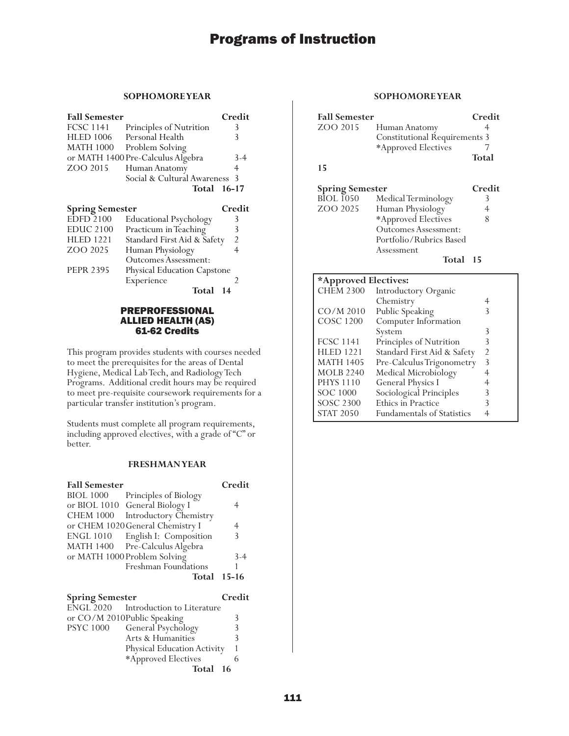# Programs of Instruction

### SOPHOMORE YEAR

| Fall Semester | | Credit |
|---|---|---|
| FCSC 1141 | Principles of Nutrition | 3 |
| HLED 1006 | Personal Health | 3 |
| MATH 1000 | Problem Solving | |
| or MATH 1400 | Pre-Calculus Algebra | 3-4 |
| ZOO 2015 | Human Anatomy | 4 |
| | Social & Cultural Awareness | 3 |
| | **Total** | **16-17** |

| Spring Semester | | Credit |
|---|---|---|
| EDFD 2100 | Educational Psychology | 3 |
| EDUC 2100 | Practicum in Teaching | 3 |
| HLED 1221 | Standard First Aid & Safety | 2 |
| ZOO 2025 | Human Physiology | 4 |
| | Outcomes Assessment: | |
| PEPR 2395 | Physical Education Capstone Experience | 2 |
| | **Total** | **14** |

## PREPROFESSIONAL ALLIED HEALTH (AS)
### 61-62 Credits

This program provides students with courses needed to meet the prerequisites for the areas of Dental Hygiene, Medical Lab Tech, and Radiology Tech Programs. Additional credit hours may be required to meet pre-requisite coursework requirements for a particular transfer institution's program.

Students must complete all program requirements, including approved electives, with a grade of "C" or better.

### FRESHMAN YEAR

| Fall Semester | | Credit |
|---|---|---|
| BIOL 1000 | Principles of Biology | |
| or BIOL 1010 | General Biology I | 4 |
| CHEM 1000 | Introductory Chemistry | |
| or CHEM 1020 | General Chemistry I | 4 |
| ENGL 1010 | English I: Composition | 3 |
| MATH 1400 | Pre-Calculus Algebra | |
| or MATH 1000 | Problem Solving | 3-4 |
| | Freshman Foundations | 1 |
| | **Total** | **15-16** |

| Spring Semester | | Credit |
|---|---|---|
| ENGL 2020 | Introduction to Literature | |
| or CO/M 2010 | Public Speaking | 3 |
| PSYC 1000 | General Psychology | 3 |
| | Arts & Humanities | 3 |
| | Physical Education Activity | 1 |
| | *Approved Electives | 6 |
| | **Total** | **16** |

### SOPHOMORE YEAR

| Fall Semester | | Credit |
|---|---|---|
| ZOO 2015 | Human Anatomy | 4 |
| | Constitutional Requirements | 3 |
| | *Approved Electives | 7 |
| | **Total** | **15** |

| Spring Semester | | Credit |
|---|---|---|
| BIOL 1050 | Medical Terminology | 3 |
| ZOO 2025 | Human Physiology | 4 |
| | *Approved Electives | 8 |
| | Outcomes Assessment: Portfolio/Rubrics Based Assessment | |
| | **Total** | **15** |

| *Approved Electives: | | |
|---|---|---|
| CHEM 2300 | Introductory Organic Chemistry | 4 |
| CO/M 2010 | Public Speaking | 3 |
| COSC 1200 | Computer Information System | 3 |
| FCSC 1141 | Principles of Nutrition | 3 |
| HLED 1221 | Standard First Aid & Safety | 2 |
| MATH 1405 | Pre-Calculus Trigonometry | 3 |
| MOLB 2240 | Medical Microbiology | 4 |
| PHYS 1110 | General Physics I | 4 |
| SOC 1000 | Sociological Principles | 3 |
| SOSC 2300 | Ethics in Practice | 3 |
| STAT 2050 | Fundamentals of Statistics | 4 |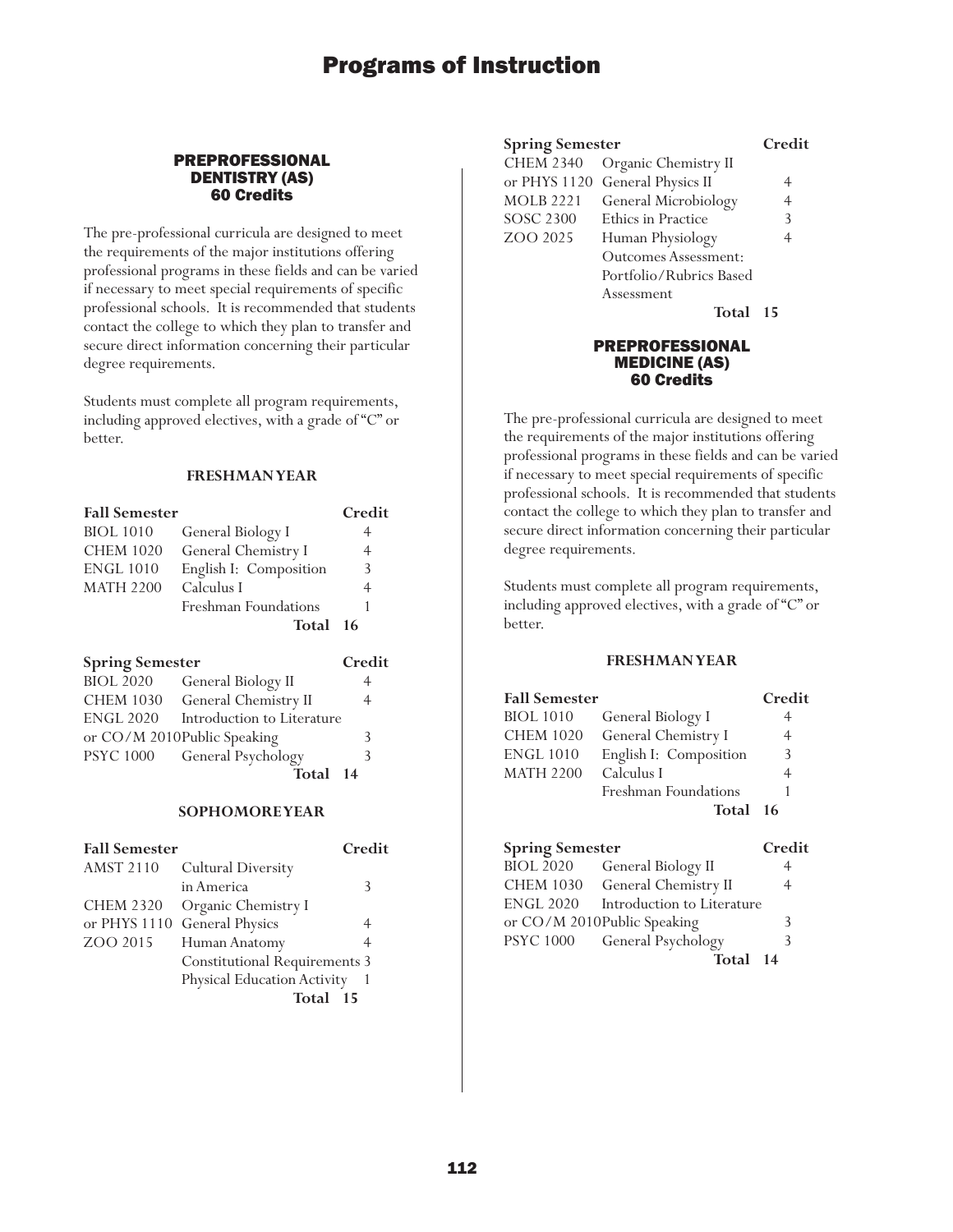## PREPROFESSIONAL DENTISTRY (AS)
### 60 Credits

The pre-professional curricula are designed to meet the requirements of the major institutions offering professional programs in these fields and can be varied if necessary to meet special requirements of specific professional schools. It is recommended that students contact the college to which they plan to transfer and secure direct information concerning their particular degree requirements.

Students must complete all program requirements, including approved electives, with a grade of "C" or better.

#### FRESHMAN YEAR

| Fall Semester | | Credit |
|---|---|---|
| BIOL 1010 | General Biology I | 4 |
| CHEM 1020 | General Chemistry I | 4 |
| ENGL 1010 | English I: Composition | 3 |
| MATH 2200 | Calculus I | 4 |
| | Freshman Foundations | 1 |
| | **Total** | **16** |

| Spring Semester | | Credit |
|---|---|---|
| BIOL 2020 | General Biology II | 4 |
| CHEM 1030 | General Chemistry II | 4 |
| ENGL 2020 | Introduction to Literature | |
| or CO/M 2010 | Public Speaking | 3 |
| PSYC 1000 | General Psychology | 3 |
| | **Total** | **14** |

#### SOPHOMORE YEAR

| Fall Semester | | Credit |
|---|---|---|
| AMST 2110 | Cultural Diversity in America | 3 |
| CHEM 2320 | Organic Chemistry I | |
| or PHYS 1110 | General Physics | 4 |
| ZOO 2015 | Human Anatomy | 4 |
| | Constitutional Requirements | 3 |
| | Physical Education Activity | 1 |
| | **Total** | **15** |

| Spring Semester | | Credit |
|---|---|---|
| CHEM 2340 | Organic Chemistry II | |
| or PHYS 1120 | General Physics II | 4 |
| MOLB 2221 | General Microbiology | 4 |
| SOSC 2300 | Ethics in Practice | 3 |
| ZOO 2025 | Human Physiology | 4 |
| | Outcomes Assessment: Portfolio/Rubrics Based Assessment | |
| | **Total** | **15** |

## PREPROFESSIONAL MEDICINE (AS)
### 60 Credits

The pre-professional curricula are designed to meet the requirements of the major institutions offering professional programs in these fields and can be varied if necessary to meet special requirements of specific professional schools. It is recommended that students contact the college to which they plan to transfer and secure direct information concerning their particular degree requirements.

Students must complete all program requirements, including approved electives, with a grade of "C" or better.

#### FRESHMAN YEAR

| Fall Semester | | Credit |
|---|---|---|
| BIOL 1010 | General Biology I | 4 |
| CHEM 1020 | General Chemistry I | 4 |
| ENGL 1010 | English I: Composition | 3 |
| MATH 2200 | Calculus I | 4 |
| | Freshman Foundations | 1 |
| | **Total** | **16** |

| Spring Semester | | Credit |
|---|---|---|
| BIOL 2020 | General Biology II | 4 |
| CHEM 1030 | General Chemistry II | 4 |
| ENGL 2020 | Introduction to Literature | |
| or CO/M 2010 | Public Speaking | 3 |
| PSYC 1000 | General Psychology | 3 |
| | **Total** | **14** |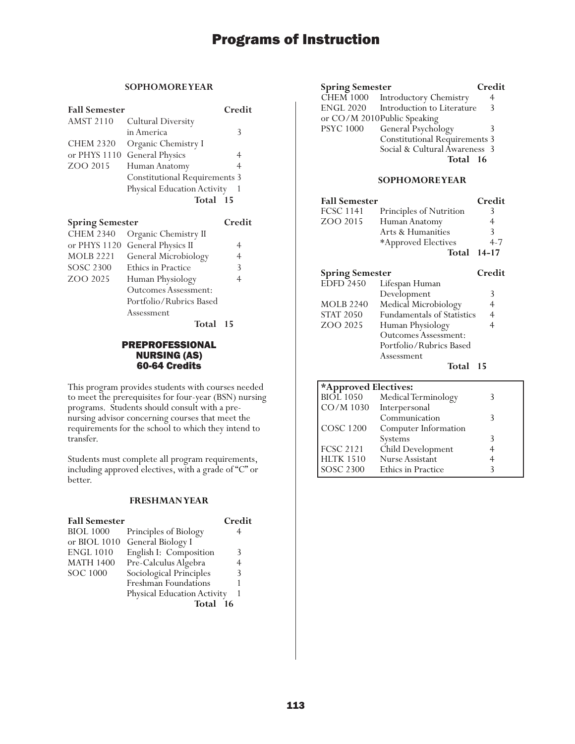### SOPHOMORE YEAR

| Fall Semester | | Credit |
|---|---|---|
| AMST 2110 | Cultural Diversity in America | 3 |
| CHEM 2320 | Organic Chemistry I | |
| or PHYS 1110 | General Physics | 4 |
| ZOO 2015 | Human Anatomy | 4 |
| | Constitutional Requirements | 3 |
| | Physical Education Activity | 1 |
| | **Total** | **15** |

| Spring Semester | | Credit |
|---|---|---|
| CHEM 2340 | Organic Chemistry II | |
| or PHYS 1120 | General Physics II | 4 |
| MOLB 2221 | General Microbiology | 4 |
| SOSC 2300 | Ethics in Practice | 3 |
| ZOO 2025 | Human Physiology | 4 |
| | Outcomes Assessment: Portfolio/Rubrics Based Assessment | |
| | **Total** | **15** |

## PREPROFESSIONAL NURSING (AS)
## 60-64 Credits

This program provides students with courses needed to meet the prerequisites for four-year (BSN) nursing programs. Students should consult with a pre-nursing advisor concerning courses that meet the requirements for the school to which they intend to transfer.

Students must complete all program requirements, including approved electives, with a grade of "C" or better.

### FRESHMAN YEAR

| Fall Semester | | Credit |
|---|---|---|
| BIOL 1000 | Principles of Biology | 4 |
| or BIOL 1010 | General Biology I | |
| ENGL 1010 | English I: Composition | 3 |
| MATH 1400 | Pre-Calculus Algebra | 4 |
| SOC 1000 | Sociological Principles | 3 |
| | Freshman Foundations | 1 |
| | Physical Education Activity | 1 |
| | **Total** | **16** |

| Spring Semester | | Credit |
|---|---|---|
| CHEM 1000 | Introductory Chemistry | 4 |
| ENGL 2020 | Introduction to Literature | 3 |
| or CO/M 2010 | Public Speaking | |
| PSYC 1000 | General Psychology | 3 |
| | Constitutional Requirements | 3 |
| | Social & Cultural Awareness | 3 |
| | **Total** | **16** |

### SOPHOMORE YEAR

| Fall Semester | | Credit |
|---|---|---|
| FCSC 1141 | Principles of Nutrition | 3 |
| ZOO 2015 | Human Anatomy | 4 |
| | Arts & Humanities | 3 |
| | *Approved Electives | 4-7 |
| | **Total** | **14-17** |

| Spring Semester | | Credit |
|---|---|---|
| EDFD 2450 | Lifespan Human Development | 3 |
| MOLB 2240 | Medical Microbiology | 4 |
| STAT 2050 | Fundamentals of Statistics | 4 |
| ZOO 2025 | Human Physiology | 4 |
| | Outcomes Assessment: Portfolio/Rubrics Based Assessment | |
| | **Total** | **15** |

| *Approved Electives: | | |
|---|---|---|
| BIOL 1050 | Medical Terminology | 3 |
| CO/M 1030 | Interpersonal Communication | 3 |
| COSC 1200 | Computer Information Systems | 3 |
| FCSC 2121 | Child Development | 4 |
| HLTK 1510 | Nurse Assistant | 4 |
| SOSC 2300 | Ethics in Practice | 3 |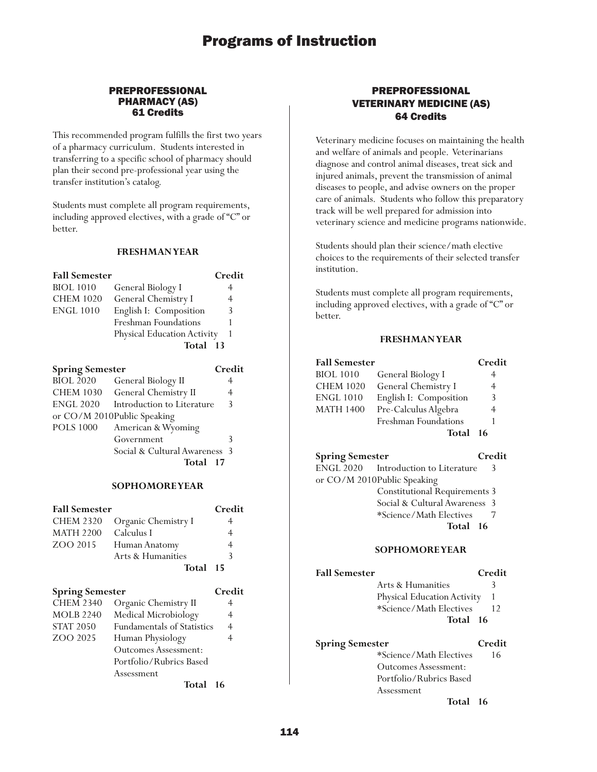## PREPROFESSIONAL PHARMACY (AS)
### 61 Credits

This recommended program fulfills the first two years of a pharmacy curriculum. Students interested in transferring to a specific school of pharmacy should plan their second pre-professional year using the transfer institution's catalog.

Students must complete all program requirements, including approved electives, with a grade of "C" or better.

#### FRESHMAN YEAR

| Fall Semester | | Credit |
|---|---|---|
| BIOL 1010 | General Biology I | 4 |
| CHEM 1020 | General Chemistry I | 4 |
| ENGL 1010 | English I: Composition | 3 |
| | Freshman Foundations | 1 |
| | Physical Education Activity | 1 |
| | **Total** | **13** |

| Spring Semester | | Credit |
|---|---|---|
| BIOL 2020 | General Biology II | 4 |
| CHEM 1030 | General Chemistry II | 4 |
| ENGL 2020 | Introduction to Literature | 3 |
| or CO/M 2010 | Public Speaking | |
| POLS 1000 | American & Wyoming Government | 3 |
| | Social & Cultural Awareness | 3 |
| | **Total** | **17** |

#### SOPHOMORE YEAR

| Fall Semester | | Credit |
|---|---|---|
| CHEM 2320 | Organic Chemistry I | 4 |
| MATH 2200 | Calculus I | 4 |
| ZOO 2015 | Human Anatomy | 4 |
| | Arts & Humanities | 3 |
| | **Total** | **15** |

| Spring Semester | | Credit |
|---|---|---|
| CHEM 2340 | Organic Chemistry II | 4 |
| MOLB 2240 | Medical Microbiology | 4 |
| STAT 2050 | Fundamentals of Statistics | 4 |
| ZOO 2025 | Human Physiology | 4 |
| | Outcomes Assessment: Portfolio/Rubrics Based Assessment | |
| | **Total** | **16** |

## PREPROFESSIONAL VETERINARY MEDICINE (AS)
### 64 Credits

Veterinary medicine focuses on maintaining the health and welfare of animals and people. Veterinarians diagnose and control animal diseases, treat sick and injured animals, prevent the transmission of animal diseases to people, and advise owners on the proper care of animals. Students who follow this preparatory track will be well prepared for admission into veterinary science and medicine programs nationwide.

Students should plan their science/math elective choices to the requirements of their selected transfer institution.

Students must complete all program requirements, including approved electives, with a grade of "C" or better.

#### FRESHMAN YEAR

| Fall Semester | | Credit |
|---|---|---|
| BIOL 1010 | General Biology I | 4 |
| CHEM 1020 | General Chemistry I | 4 |
| ENGL 1010 | English I: Composition | 3 |
| MATH 1400 | Pre-Calculus Algebra | 4 |
| | Freshman Foundations | 1 |
| | **Total** | **16** |

| Spring Semester | | Credit |
|---|---|---|
| ENGL 2020 | Introduction to Literature | 3 |
| or CO/M 2010 | Public Speaking | |
| | Constitutional Requirements | 3 |
| | Social & Cultural Awareness | 3 |
| | *Science/Math Electives | 7 |
| | **Total** | **16** |

#### SOPHOMORE YEAR

| Fall Semester | | Credit |
|---|---|---|
| | Arts & Humanities | 3 |
| | Physical Education Activity | 1 |
| | *Science/Math Electives | 12 |
| | **Total** | **16** |

| Spring Semester | | Credit |
|---|---|---|
| | *Science/Math Electives | 16 |
| | Outcomes Assessment: Portfolio/Rubrics Based Assessment | |
| | **Total** | **16** |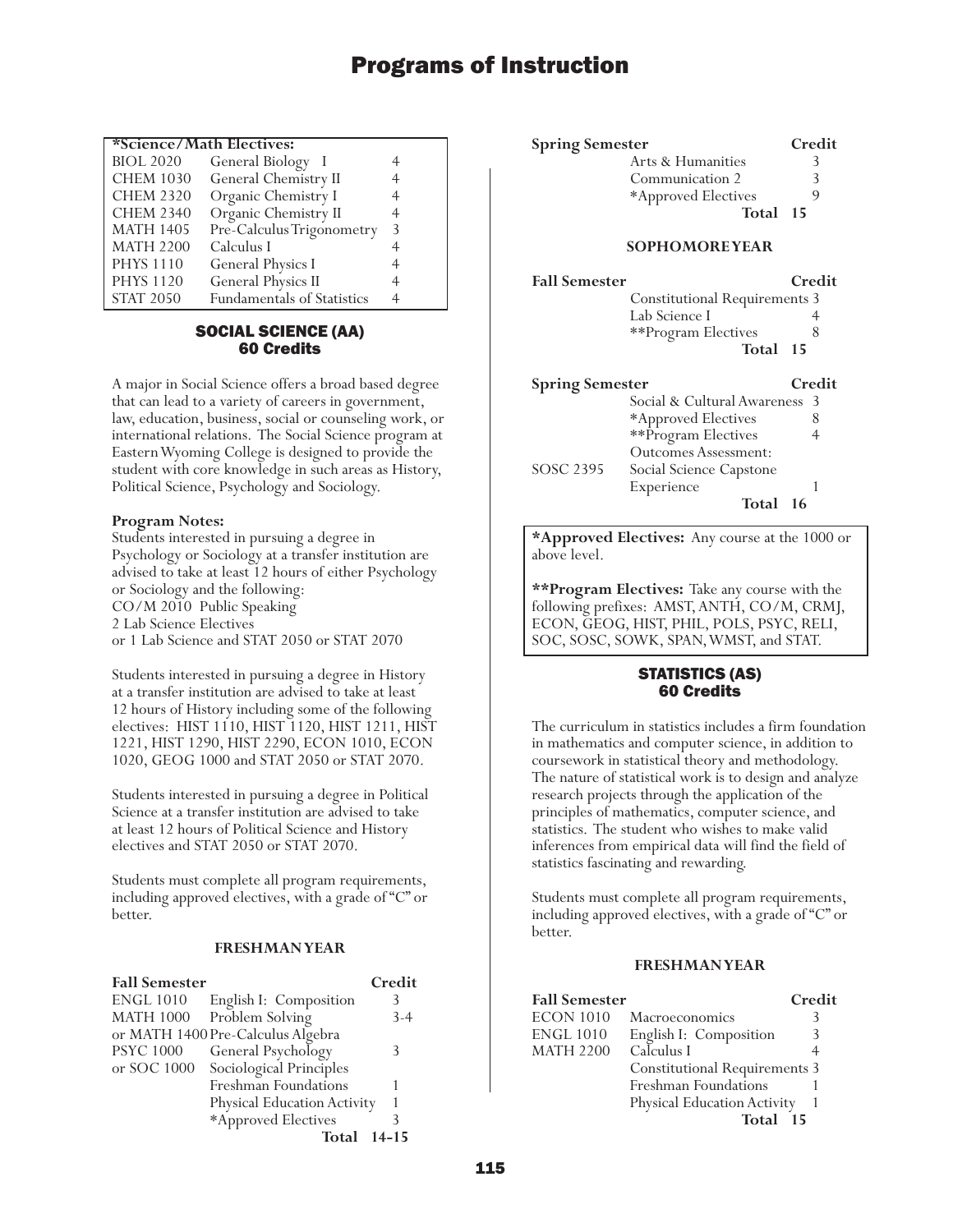| *Science/Math Electives: | | |
|---|---|---|
| BIOL 2020 | General Biology I | 4 |
| CHEM 1030 | General Chemistry II | 4 |
| CHEM 2320 | Organic Chemistry I | 4 |
| CHEM 2340 | Organic Chemistry II | 4 |
| MATH 1405 | Pre-Calculus Trigonometry | 3 |
| MATH 2200 | Calculus I | 4 |
| PHYS 1110 | General Physics I | 4 |
| PHYS 1120 | General Physics II | 4 |
| STAT 2050 | Fundamentals of Statistics | 4 |

## SOCIAL SCIENCE (AA)
## 60 Credits

A major in Social Science offers a broad based degree that can lead to a variety of careers in government, law, education, business, social or counseling work, or international relations. The Social Science program at Eastern Wyoming College is designed to provide the student with core knowledge in such areas as History, Political Science, Psychology and Sociology.

**Program Notes:**
Students interested in pursuing a degree in Psychology or Sociology at a transfer institution are advised to take at least 12 hours of either Psychology or Sociology and the following:
CO/M 2010 Public Speaking
2 Lab Science Electives
or 1 Lab Science and STAT 2050 or STAT 2070

Students interested in pursuing a degree in History at a transfer institution are advised to take at least 12 hours of History including some of the following electives: HIST 1110, HIST 1120, HIST 1211, HIST 1221, HIST 1290, HIST 2290, ECON 1010, ECON 1020, GEOG 1000 and STAT 2050 or STAT 2070.

Students interested in pursuing a degree in Political Science at a transfer institution are advised to take at least 12 hours of Political Science and History electives and STAT 2050 or STAT 2070.

Students must complete all program requirements, including approved electives, with a grade of "C" or better.

### FRESHMAN YEAR

| Fall Semester | | Credit |
|---|---|---|
| ENGL 1010 | English I: Composition | 3 |
| MATH 1000 | Problem Solving | 3-4 |
| or MATH 1400 | Pre-Calculus Algebra | |
| PSYC 1000 | General Psychology | 3 |
| or SOC 1000 | Sociological Principles | |
| | Freshman Foundations | 1 |
| | Physical Education Activity | 1 |
| | *Approved Electives | 3 |
| | **Total** | **14-15** |

| Spring Semester | | Credit |
|---|---|---|
| | Arts & Humanities | 3 |
| | Communication 2 | 3 |
| | *Approved Electives | 9 |
| | **Total** | **15** |

### SOPHOMORE YEAR

| Fall Semester | | Credit |
|---|---|---|
| | Constitutional Requirements | 3 |
| | Lab Science I | 4 |
| | **Program Electives | 8 |
| | **Total** | **15** |

| Spring Semester | | Credit |
|---|---|---|
| | Social & Cultural Awareness | 3 |
| | *Approved Electives | 8 |
| | **Program Electives | 4 |
| | Outcomes Assessment: | |
| SOSC 2395 | Social Science Capstone Experience | 1 |
| | **Total** | **16** |

**\*Approved Electives:** Any course at the 1000 or above level.

**\*\*Program Electives:** Take any course with the following prefixes: AMST, ANTH, CO/M, CRMJ, ECON, GEOG, HIST, PHIL, POLS, PSYC, RELI, SOC, SOSC, SOWK, SPAN, WMST, and STAT.

## STATISTICS (AS)
## 60 Credits

The curriculum in statistics includes a firm foundation in mathematics and computer science, in addition to coursework in statistical theory and methodology. The nature of statistical work is to design and analyze research projects through the application of the principles of mathematics, computer science, and statistics. The student who wishes to make valid inferences from empirical data will find the field of statistics fascinating and rewarding.

Students must complete all program requirements, including approved electives, with a grade of "C" or better.

### FRESHMAN YEAR

| Fall Semester | | Credit |
|---|---|---|
| ECON 1010 | Macroeconomics | 3 |
| ENGL 1010 | English I: Composition | 3 |
| MATH 2200 | Calculus I | 4 |
| | Constitutional Requirements | 3 |
| | Freshman Foundations | 1 |
| | Physical Education Activity | 1 |
| | **Total** | **15** |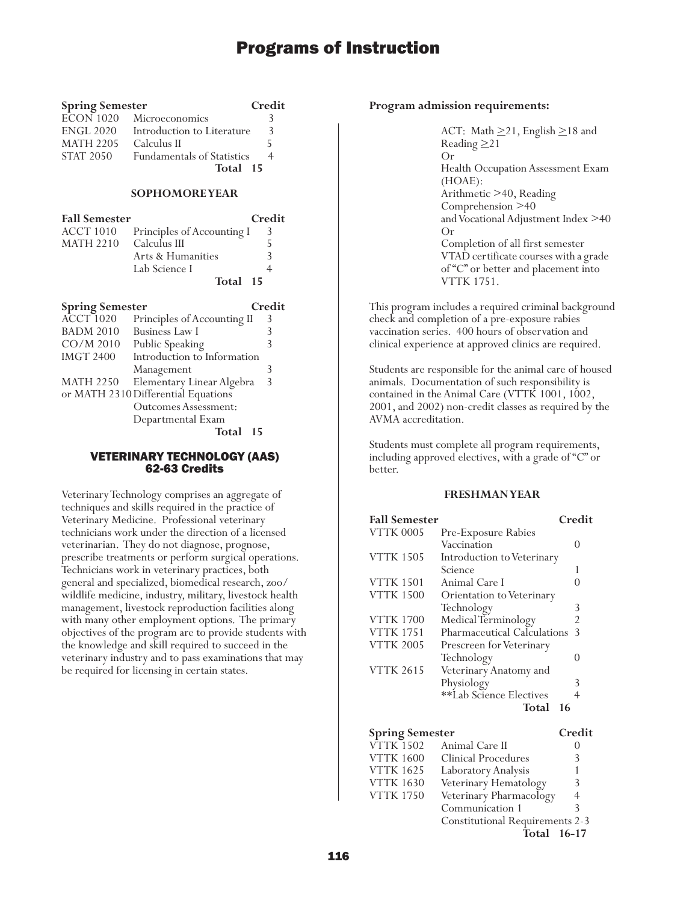| Spring Semester | | Credit |
|---|---|---|
| ECON 1020 | Microeconomics | 3 |
| ENGL 2020 | Introduction to Literature | 3 |
| MATH 2205 | Calculus II | 5 |
| STAT 2050 | Fundamentals of Statistics | 4 |
| | **Total** | **15** |

**SOPHOMORE YEAR**

| Fall Semester | | Credit |
|---|---|---|
| ACCT 1010 | Principles of Accounting I | 3 |
| MATH 2210 | Calculus III | 5 |
| | Arts & Humanities | 3 |
| | Lab Science I | 4 |
| | **Total** | **15** |

| Spring Semester | | Credit |
|---|---|---|
| ACCT 1020 | Principles of Accounting II | 3 |
| BADM 2010 | Business Law I | 3 |
| CO/M 2010 | Public Speaking | 3 |
| IMGT 2400 | Introduction to Information Management | 3 |
| MATH 2250 | Elementary Linear Algebra | 3 |
| or MATH 2310 | Differential Equations | |
| | Outcomes Assessment: Departmental Exam | |
| | **Total** | **15** |

## VETERINARY TECHNOLOGY (AAS)
### 62-63 Credits

Veterinary Technology comprises an aggregate of techniques and skills required in the practice of Veterinary Medicine. Professional veterinary technicians work under the direction of a licensed veterinarian. They do not diagnose, prognose, prescribe treatments or perform surgical operations. Technicians work in veterinary practices, both general and specialized, biomedical research, zoo/wildlife medicine, industry, military, livestock health management, livestock reproduction facilities along with many other employment options. The primary objectives of the program are to provide students with the knowledge and skill required to succeed in the veterinary industry and to pass examinations that may be required for licensing in certain states.

**Program admission requirements:**

ACT: Math $\geq$21, English $\geq$18 and Reading $\geq$21
Or
Health Occupation Assessment Exam (HOAE):
Arithmetic >40, Reading Comprehension >40
and Vocational Adjustment Index >40
Or
Completion of all first semester VTAD certificate courses with a grade of "C" or better and placement into VTTK 1751.

This program includes a required criminal background check and completion of a pre-exposure rabies vaccination series. 400 hours of observation and clinical experience at approved clinics are required.

Students are responsible for the animal care of housed animals. Documentation of such responsibility is contained in the Animal Care (VTTK 1001, 1002, 2001, and 2002) non-credit classes as required by the AVMA accreditation.

Students must complete all program requirements, including approved electives, with a grade of "C" or better.

**FRESHMAN YEAR**

| Fall Semester | | Credit |
|---|---|---|
| VTTK 0005 | Pre-Exposure Rabies Vaccination | 0 |
| VTTK 1505 | Introduction to Veterinary Science | 1 |
| VTTK 1501 | Animal Care I | 0 |
| VTTK 1500 | Orientation to Veterinary Technology | 3 |
| VTTK 1700 | Medical Terminology | 2 |
| VTTK 1751 | Pharmaceutical Calculations | 3 |
| VTTK 2005 | Prescreen for Veterinary Technology | 0 |
| VTTK 2615 | Veterinary Anatomy and Physiology | 3 |
| | **Lab Science Electives | 4 |
| | **Total** | **16** |

| Spring Semester | | Credit |
|---|---|---|
| VTTK 1502 | Animal Care II | 0 |
| VTTK 1600 | Clinical Procedures | 3 |
| VTTK 1625 | Laboratory Analysis | 1 |
| VTTK 1630 | Veterinary Hematology | 3 |
| VTTK 1750 | Veterinary Pharmacology | 4 |
| | Communication 1 | 3 |
| | Constitutional Requirements | 2-3 |
| | **Total** | **16-17** |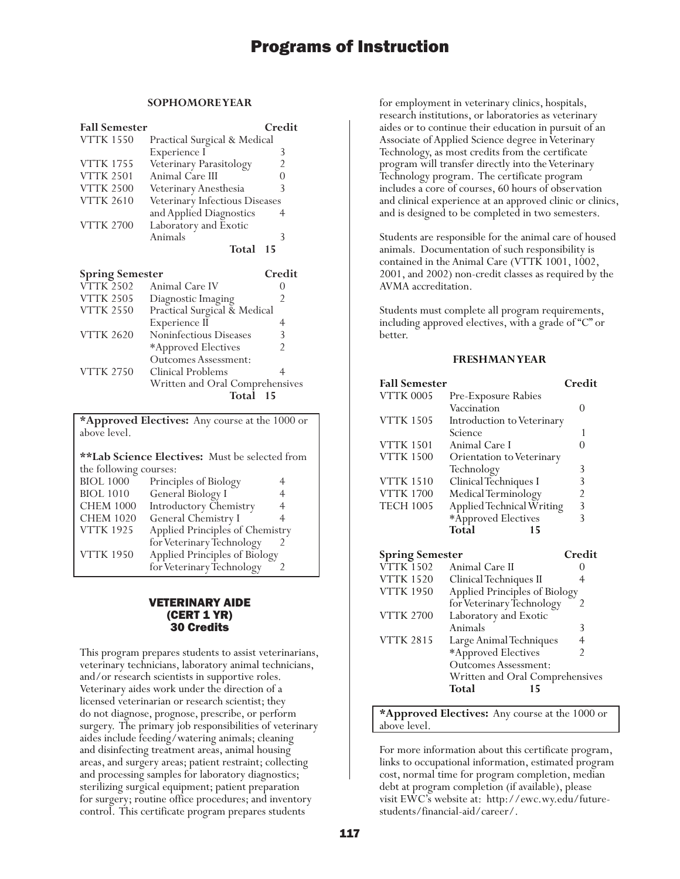### SOPHOMORE YEAR

| Fall Semester | | Credit |
|---|---|---|
| VTTK 1550 | Practical Surgical & Medical Experience I | 3 |
| VTTK 1755 | Veterinary Parasitology | 2 |
| VTTK 2501 | Animal Care III | 0 |
| VTTK 2500 | Veterinary Anesthesia | 3 |
| VTTK 2610 | Veterinary Infectious Diseases and Applied Diagnostics | 4 |
| VTTK 2700 | Laboratory and Exotic Animals | 3 |
| | **Total** | **15** |

| Spring Semester | | Credit |
|---|---|---|
| VTTK 2502 | Animal Care IV | 0 |
| VTTK 2505 | Diagnostic Imaging | 2 |
| VTTK 2550 | Practical Surgical & Medical Experience II | 4 |
| VTTK 2620 | Noninfectious Diseases | 3 |
| | *Approved Electives | 2 |
| | Outcomes Assessment: | |
| VTTK 2750 | Clinical Problems | 4 |
| | Written and Oral Comprehensives | |
| | **Total** | **15** |

**\*Approved Electives:** Any course at the 1000 or above level.

**\*\*Lab Science Electives:** Must be selected from the following courses:

| | | |
|---|---|---|
| BIOL 1000 | Principles of Biology | 4 |
| BIOL 1010 | General Biology I | 4 |
| CHEM 1000 | Introductory Chemistry | 4 |
| CHEM 1020 | General Chemistry I | 4 |
| VTTK 1925 | Applied Principles of Chemistry for Veterinary Technology | 2 |
| VTTK 1950 | Applied Principles of Biology for Veterinary Technology | 2 |

## VETERINARY AIDE (CERT 1 YR) 30 Credits

This program prepares students to assist veterinarians, veterinary technicians, laboratory animal technicians, and/or research scientists in supportive roles. Veterinary aides work under the direction of a licensed veterinarian or research scientist; they do not diagnose, prognose, prescribe, or perform surgery. The primary job responsibilities of veterinary aides include feeding/watering animals; cleaning and disinfecting treatment areas, animal housing areas, and surgery areas; patient restraint; collecting and processing samples for laboratory diagnostics; sterilizing surgical equipment; patient preparation for surgery; routine office procedures; and inventory control. This certificate program prepares students for employment in veterinary clinics, hospitals, research institutions, or laboratories as veterinary aides or to continue their education in pursuit of an Associate of Applied Science degree in Veterinary Technology, as most credits from the certificate program will transfer directly into the Veterinary Technology program. The certificate program includes a core of courses, 60 hours of observation and clinical experience at an approved clinic or clinics, and is designed to be completed in two semesters.

Students are responsible for the animal care of housed animals. Documentation of such responsibility is contained in the Animal Care (VTTK 1001, 1002, 2001, and 2002) non-credit classes as required by the AVMA accreditation.

Students must complete all program requirements, including approved electives, with a grade of "C" or better.

### FRESHMAN YEAR

| Fall Semester | | Credit |
|---|---|---|
| VTTK 0005 | Pre-Exposure Rabies Vaccination | 0 |
| VTTK 1505 | Introduction to Veterinary Science | 1 |
| VTTK 1501 | Animal Care I | 0 |
| VTTK 1500 | Orientation to Veterinary Technology | 3 |
| VTTK 1510 | Clinical Techniques I | 3 |
| VTTK 1700 | Medical Terminology | 2 |
| TECH 1005 | Applied Technical Writing | 3 |
| | *Approved Electives | 3 |
| | **Total** | **15** |

| Spring Semester | | Credit |
|---|---|---|
| VTTK 1502 | Animal Care II | 0 |
| VTTK 1520 | Clinical Techniques II | 4 |
| VTTK 1950 | Applied Principles of Biology for Veterinary Technology | 2 |
| VTTK 2700 | Laboratory and Exotic Animals | 3 |
| VTTK 2815 | Large Animal Techniques | 4 |
| | *Approved Electives | 2 |
| | Outcomes Assessment: Written and Oral Comprehensives | |
| | **Total** | **15** |

**\*Approved Electives:** Any course at the 1000 or above level.

For more information about this certificate program, links to occupational information, estimated program cost, normal time for program completion, median debt at program completion (if available), please visit EWC's website at: http://ewc.wy.edu/future-students/financial-aid/career/.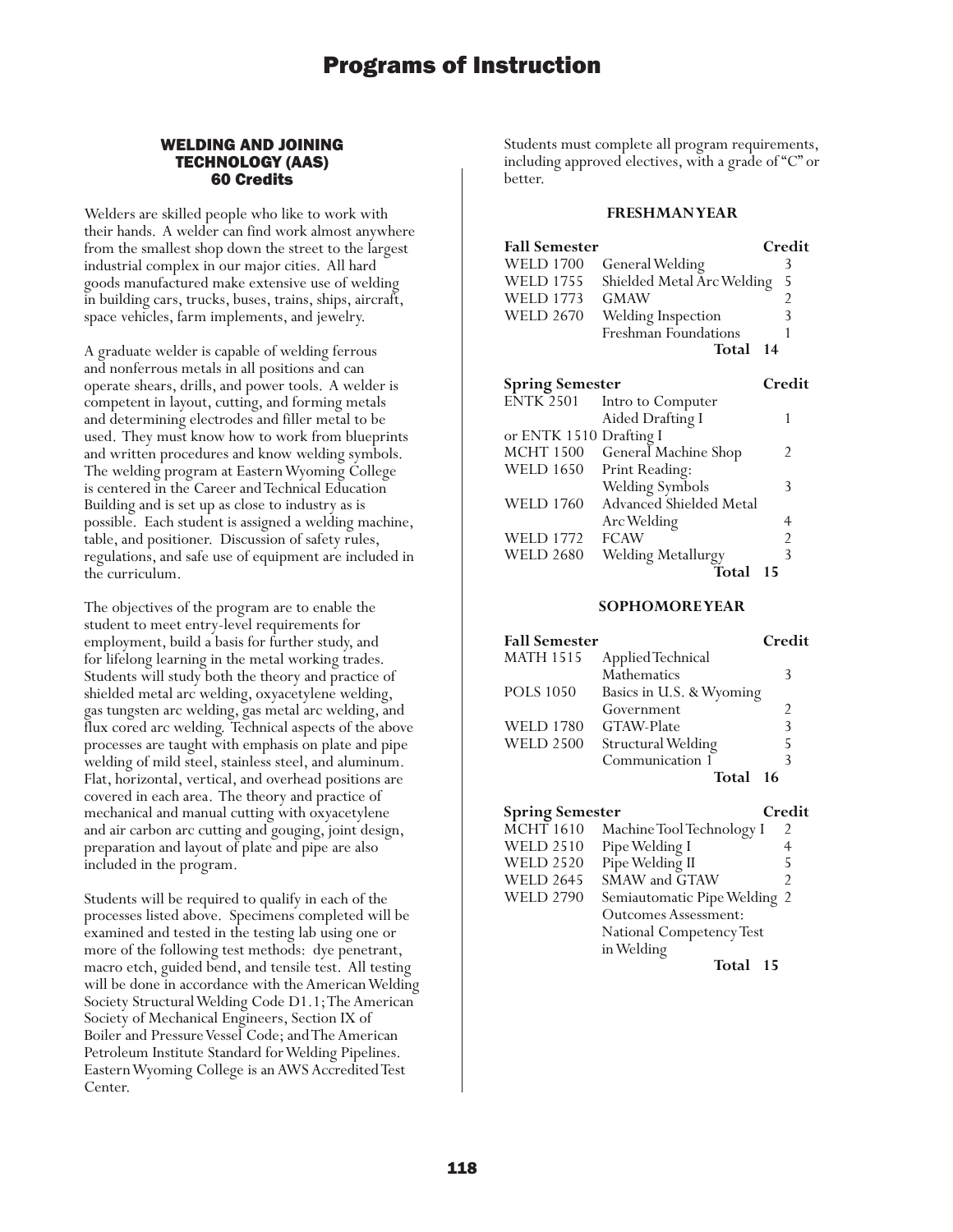## WELDING AND JOINING TECHNOLOGY (AAS)
### 60 Credits

Welders are skilled people who like to work with their hands. A welder can find work almost anywhere from the smallest shop down the street to the largest industrial complex in our major cities. All hard goods manufactured make extensive use of welding in building cars, trucks, buses, trains, ships, aircraft, space vehicles, farm implements, and jewelry.

A graduate welder is capable of welding ferrous and nonferrous metals in all positions and can operate shears, drills, and power tools. A welder is competent in layout, cutting, and forming metals and determining electrodes and filler metal to be used. They must know how to work from blueprints and written procedures and know welding symbols. The welding program at Eastern Wyoming College is centered in the Career and Technical Education Building and is set up as close to industry as is possible. Each student is assigned a welding machine, table, and positioner. Discussion of safety rules, regulations, and safe use of equipment are included in the curriculum.

The objectives of the program are to enable the student to meet entry-level requirements for employment, build a basis for further study, and for lifelong learning in the metal working trades. Students will study both the theory and practice of shielded metal arc welding, oxyacetylene welding, gas tungsten arc welding, gas metal arc welding, and flux cored arc welding. Technical aspects of the above processes are taught with emphasis on plate and pipe welding of mild steel, stainless steel, and aluminum. Flat, horizontal, vertical, and overhead positions are covered in each area. The theory and practice of mechanical and manual cutting with oxyacetylene and air carbon arc cutting and gouging, joint design, preparation and layout of plate and pipe are also included in the program.

Students will be required to qualify in each of the processes listed above. Specimens completed will be examined and tested in the testing lab using one or more of the following test methods: dye penetrant, macro etch, guided bend, and tensile test. All testing will be done in accordance with the American Welding Society Structural Welding Code D1.1; The American Society of Mechanical Engineers, Section IX of Boiler and Pressure Vessel Code; and The American Petroleum Institute Standard for Welding Pipelines. Eastern Wyoming College is an AWS Accredited Test Center.

Students must complete all program requirements, including approved electives, with a grade of "C" or better.

#### FRESHMAN YEAR

| Fall Semester | | Credit |
|---|---|---|
| WELD 1700 | General Welding | 3 |
| WELD 1755 | Shielded Metal Arc Welding | 5 |
| WELD 1773 | GMAW | 2 |
| WELD 2670 | Welding Inspection | 3 |
| | Freshman Foundations | 1 |
| | **Total** | **14** |

| Spring Semester | | Credit |
|---|---|---|
| ENTK 2501 | Intro to Computer Aided Drafting I | 1 |
| or ENTK 1510 | Drafting I | |
| MCHT 1500 | General Machine Shop | 2 |
| WELD 1650 | Print Reading: Welding Symbols | 3 |
| WELD 1760 | Advanced Shielded Metal Arc Welding | 4 |
| WELD 1772 | FCAW | 2 |
| WELD 2680 | Welding Metallurgy | 3 |
| | **Total** | **15** |

#### SOPHOMORE YEAR

| Fall Semester | | Credit |
|---|---|---|
| MATH 1515 | Applied Technical Mathematics | 3 |
| POLS 1050 | Basics in U.S. & Wyoming Government | 2 |
| WELD 1780 | GTAW-Plate | 3 |
| WELD 2500 | Structural Welding | 5 |
| | Communication 1 | 3 |
| | **Total** | **16** |

| Spring Semester | | Credit |
|---|---|---|
| MCHT 1610 | Machine Tool Technology I | 2 |
| WELD 2510 | Pipe Welding I | 4 |
| WELD 2520 | Pipe Welding II | 5 |
| WELD 2645 | SMAW and GTAW | 2 |
| WELD 2790 | Semiautomatic Pipe Welding | 2 |
| | Outcomes Assessment: National Competency Test in Welding | |
| | **Total** | **15** |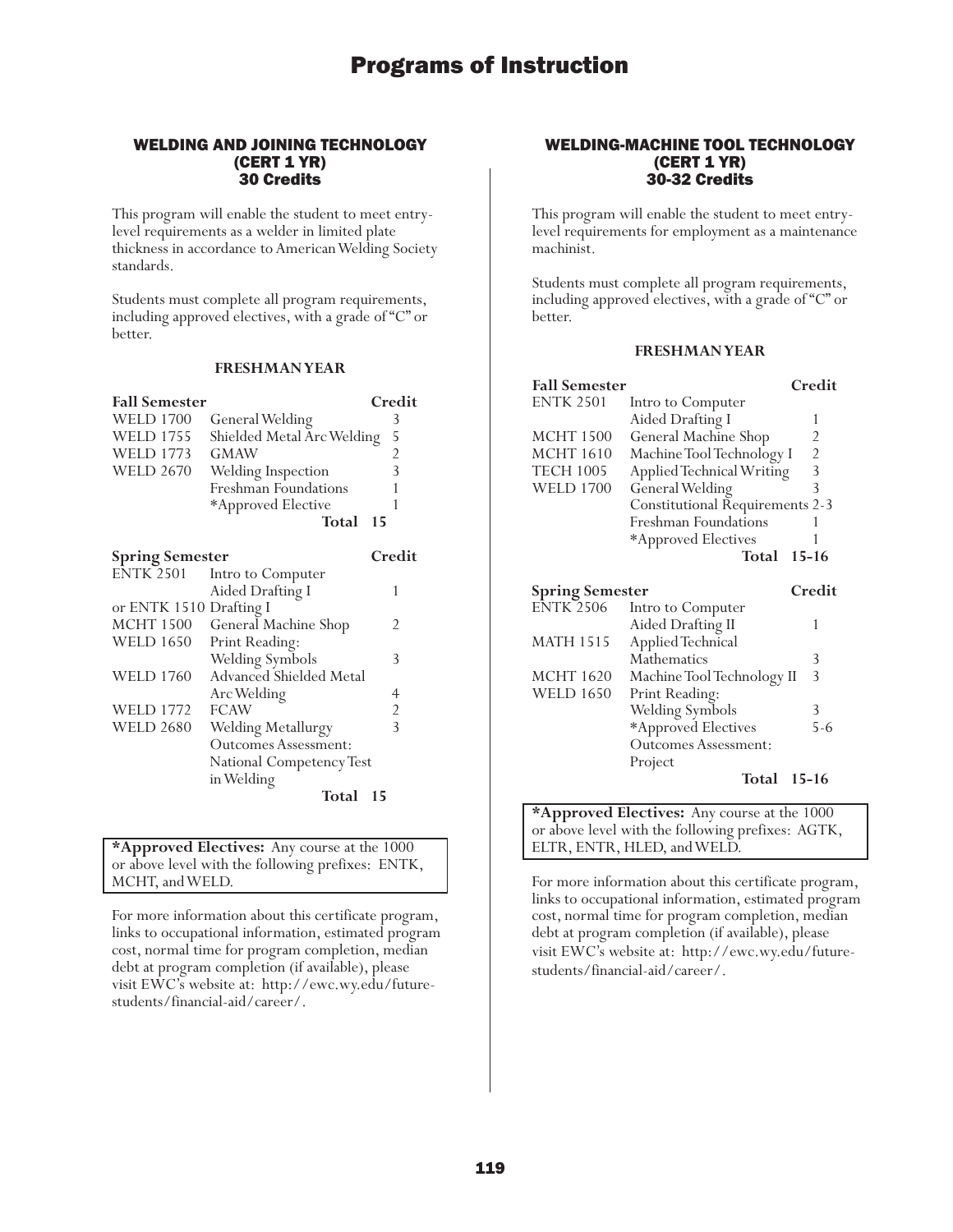# Programs of Instruction

## WELDING AND JOINING TECHNOLOGY (CERT 1 YR) 30 Credits

This program will enable the student to meet entry-level requirements as a welder in limited plate thickness in accordance to American Welding Society standards.

Students must complete all program requirements, including approved electives, with a grade of "C" or better.

### FRESHMAN YEAR

| Fall Semester | | Credit |
|---|---|---|
| WELD 1700 | General Welding | 3 |
| WELD 1755 | Shielded Metal Arc Welding | 5 |
| WELD 1773 | GMAW | 2 |
| WELD 2670 | Welding Inspection | 3 |
| | Freshman Foundations | 1 |
| | *Approved Elective | 1 |
| | **Total** | **15** |

| Spring Semester | | Credit |
|---|---|---|
| ENTK 2501 | Intro to Computer Aided Drafting I | 1 |
| or ENTK 1510 | Drafting I | |
| MCHT 1500 | General Machine Shop | 2 |
| WELD 1650 | Print Reading: Welding Symbols | 3 |
| WELD 1760 | Advanced Shielded Metal Arc Welding | 4 |
| WELD 1772 | FCAW | 2 |
| WELD 2680 | Welding Metallurgy | 3 |
| | Outcomes Assessment: National Competency Test in Welding | |
| | **Total** | **15** |

**\*Approved Electives:** Any course at the 1000 or above level with the following prefixes: ENTK, MCHT, and WELD.

For more information about this certificate program, links to occupational information, estimated program cost, normal time for program completion, median debt at program completion (if available), please visit EWC's website at: http://ewc.wy.edu/future-students/financial-aid/career/.

## WELDING-MACHINE TOOL TECHNOLOGY (CERT 1 YR) 30-32 Credits

This program will enable the student to meet entry-level requirements for employment as a maintenance machinist.

Students must complete all program requirements, including approved electives, with a grade of "C" or better.

### FRESHMAN YEAR

| Fall Semester | | Credit |
|---|---|---|
| ENTK 2501 | Intro to Computer Aided Drafting I | 1 |
| MCHT 1500 | General Machine Shop | 2 |
| MCHT 1610 | Machine Tool Technology I | 2 |
| TECH 1005 | Applied Technical Writing | 3 |
| WELD 1700 | General Welding | 3 |
| | Constitutional Requirements | 2-3 |
| | Freshman Foundations | 1 |
| | *Approved Electives | 1 |
| | **Total** | **15-16** |

| Spring Semester | | Credit |
|---|---|---|
| ENTK 2506 | Intro to Computer Aided Drafting II | 1 |
| MATH 1515 | Applied Technical Mathematics | 3 |
| MCHT 1620 | Machine Tool Technology II | 3 |
| WELD 1650 | Print Reading: Welding Symbols | 3 |
| | *Approved Electives | 5-6 |
| | Outcomes Assessment: Project | |
| | **Total** | **15-16** |

**\*Approved Electives:** Any course at the 1000 or above level with the following prefixes: AGTK, ELTR, ENTR, HLED, and WELD.

For more information about this certificate program, links to occupational information, estimated program cost, normal time for program completion, median debt at program completion (if available), please visit EWC's website at: http://ewc.wy.edu/future-students/financial-aid/career/.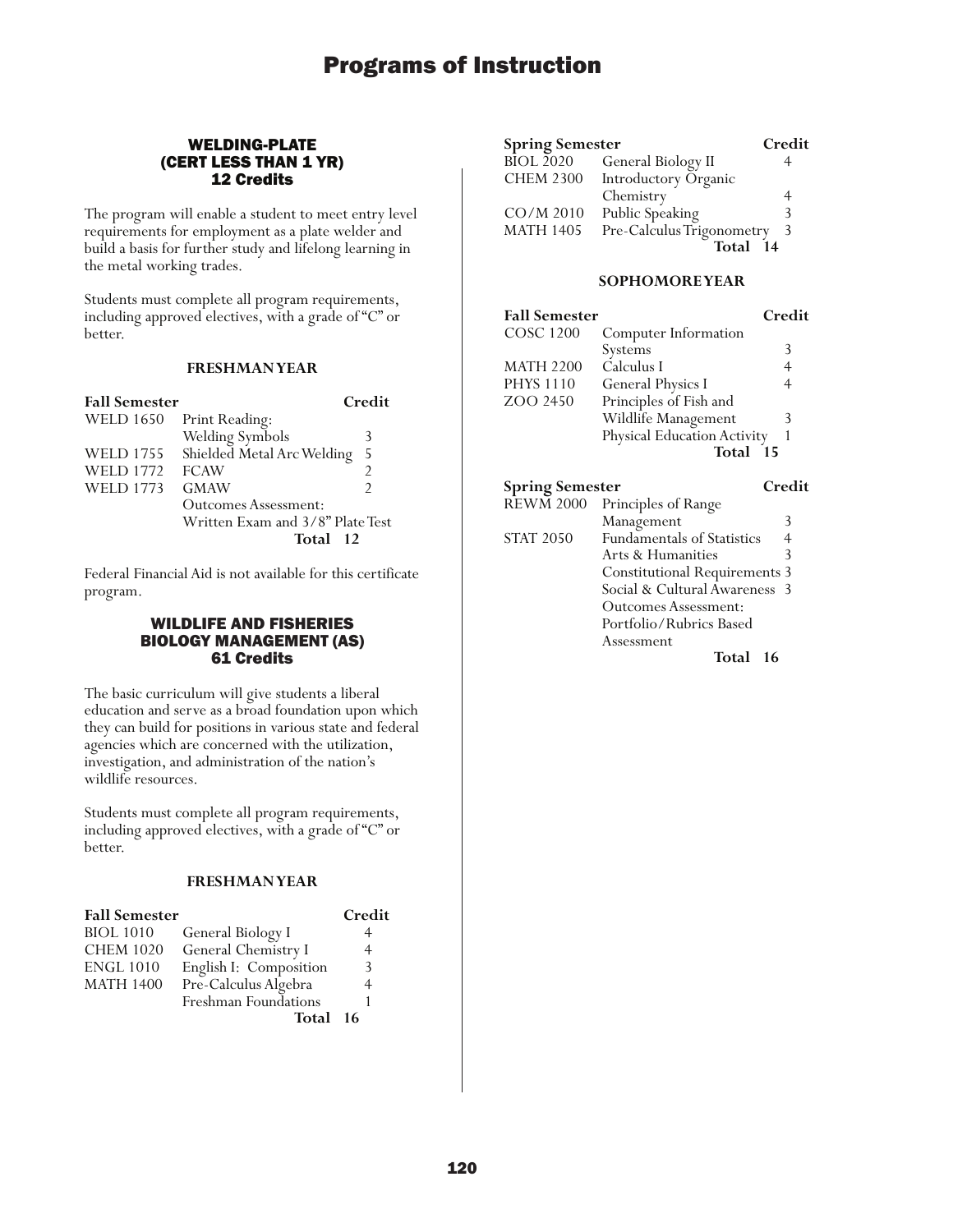## WELDING-PLATE (CERT LESS THAN 1 YR)
### 12 Credits

The program will enable a student to meet entry level requirements for employment as a plate welder and build a basis for further study and lifelong learning in the metal working trades.

Students must complete all program requirements, including approved electives, with a grade of "C" or better.

#### FRESHMAN YEAR

| Fall Semester | | Credit |
|---|---|---|
| WELD 1650 | Print Reading: Welding Symbols | 3 |
| WELD 1755 | Shielded Metal Arc Welding | 5 |
| WELD 1772 | FCAW | 2 |
| WELD 1773 | GMAW | 2 |
| | Outcomes Assessment: Written Exam and 3/8" Plate Test | |
| | **Total** | **12** |

Federal Financial Aid is not available for this certificate program.

## WILDLIFE AND FISHERIES BIOLOGY MANAGEMENT (AS)
### 61 Credits

The basic curriculum will give students a liberal education and serve as a broad foundation upon which they can build for positions in various state and federal agencies which are concerned with the utilization, investigation, and administration of the nation's wildlife resources.

Students must complete all program requirements, including approved electives, with a grade of "C" or better.

#### FRESHMAN YEAR

| Fall Semester | | Credit |
|---|---|---|
| BIOL 1010 | General Biology I | 4 |
| CHEM 1020 | General Chemistry I | 4 |
| ENGL 1010 | English I: Composition | 3 |
| MATH 1400 | Pre-Calculus Algebra | 4 |
| | Freshman Foundations | 1 |
| | **Total** | **16** |

| Spring Semester | | Credit |
|---|---|---|
| BIOL 2020 | General Biology II | 4 |
| CHEM 2300 | Introductory Organic Chemistry | 4 |
| CO/M 2010 | Public Speaking | 3 |
| MATH 1405 | Pre-Calculus Trigonometry | 3 |
| | **Total** | **14** |

#### SOPHOMORE YEAR

| Fall Semester | | Credit |
|---|---|---|
| COSC 1200 | Computer Information Systems | 3 |
| MATH 2200 | Calculus I | 4 |
| PHYS 1110 | General Physics I | 4 |
| ZOO 2450 | Principles of Fish and Wildlife Management | 3 |
| | Physical Education Activity | 1 |
| | **Total** | **15** |

| Spring Semester | | Credit |
|---|---|---|
| REWM 2000 | Principles of Range Management | 3 |
| STAT 2050 | Fundamentals of Statistics | 4 |
| | Arts & Humanities | 3 |
| | Constitutional Requirements | 3 |
| | Social & Cultural Awareness | 3 |
| | Outcomes Assessment: Portfolio/Rubrics Based Assessment | |
| | **Total** | **16** |